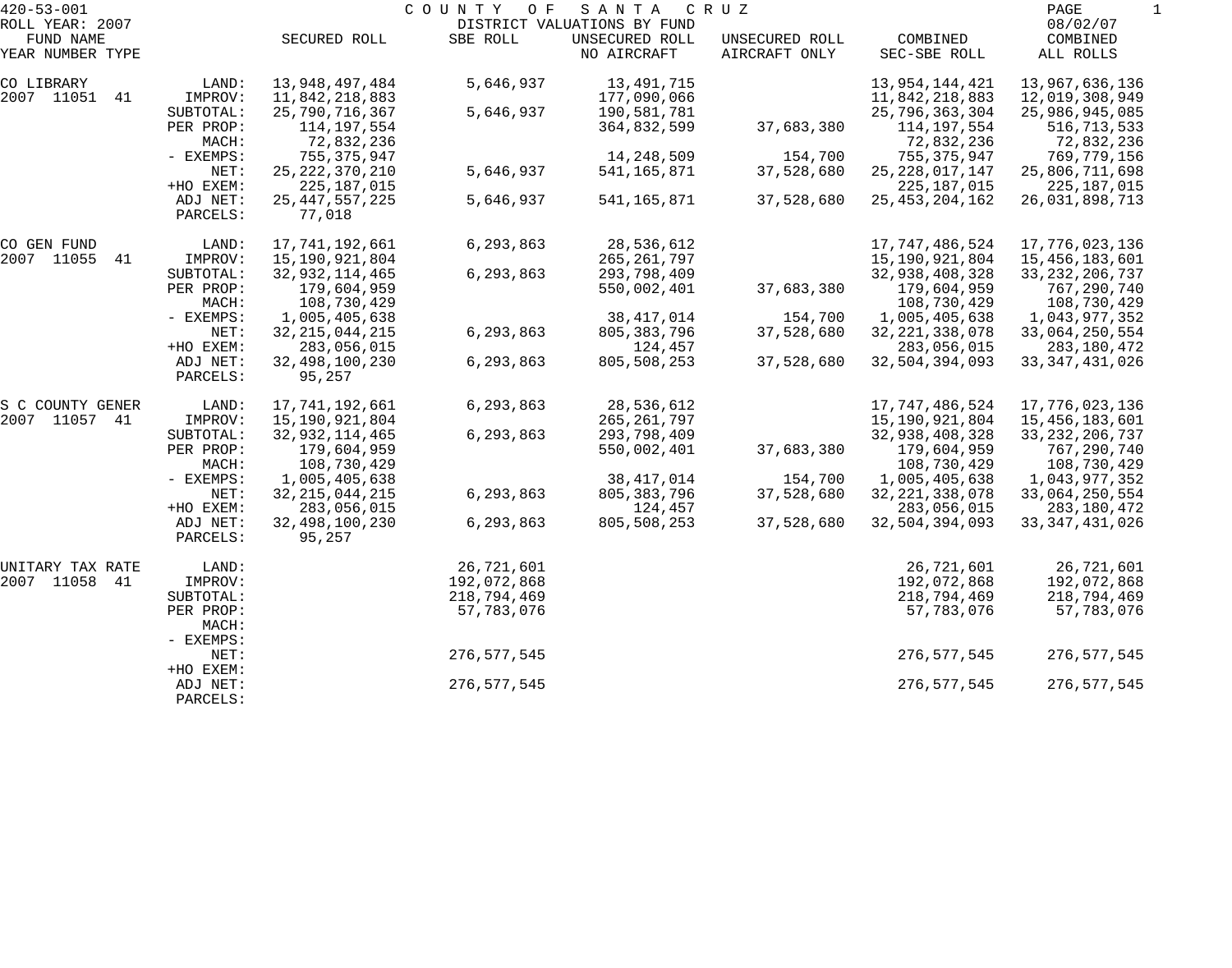420-53-001 COUNTY OF SANTA CRUZ
ROLL YEAR: 2007 DISTRICT VALUATIONS BY FUND 08/02/07

| FUND NAME YEAR NUMBER TYPE | | SECURED ROLL | SBE ROLL | UNSECURED ROLL NO AIRCRAFT | UNSECURED ROLL AIRCRAFT ONLY | COMBINED SEC-SBE ROLL | COMBINED ALL ROLLS |
|---|---|---|---|---|---|---|---|
| CO LIBRARY | LAND: | 13,948,497,484 | 5,646,937 | 13,491,715 | | 13,954,144,421 | 13,967,636,136 |
| 2007 11051 41 | IMPROV: | 11,842,218,883 | | 177,090,066 | | 11,842,218,883 | 12,019,308,949 |
| | SUBTOTAL: | 25,790,716,367 | 5,646,937 | 190,581,781 | | 25,796,363,304 | 25,986,945,085 |
| | PER PROP: | 114,197,554 | | 364,832,599 | 37,683,380 | 114,197,554 | 516,713,533 |
| | MACH: | 72,832,236 | | | | 72,832,236 | 72,832,236 |
| | - EXEMPS: | 755,375,947 | | 14,248,509 | 154,700 | 755,375,947 | 769,779,156 |
| | NET: | 25,222,370,210 | 5,646,937 | 541,165,871 | 37,528,680 | 25,228,017,147 | 25,806,711,698 |
| | +HO EXEM: | 225,187,015 | | | | 225,187,015 | 225,187,015 |
| | ADJ NET: | 25,447,557,225 | 5,646,937 | 541,165,871 | 37,528,680 | 25,453,204,162 | 26,031,898,713 |
| | PARCELS: | 77,018 | | | | | |
| CO GEN FUND | LAND: | 17,741,192,661 | 6,293,863 | 28,536,612 | | 17,747,486,524 | 17,776,023,136 |
| 2007 11055 41 | IMPROV: | 15,190,921,804 | | 265,261,797 | | 15,190,921,804 | 15,456,183,601 |
| | SUBTOTAL: | 32,932,114,465 | 6,293,863 | 293,798,409 | | 32,938,408,328 | 33,232,206,737 |
| | PER PROP: | 179,604,959 | | 550,002,401 | 37,683,380 | 179,604,959 | 767,290,740 |
| | MACH: | 108,730,429 | | | | 108,730,429 | 108,730,429 |
| | - EXEMPS: | 1,005,405,638 | | 38,417,014 | 154,700 | 1,005,405,638 | 1,043,977,352 |
| | NET: | 32,215,044,215 | 6,293,863 | 805,383,796 | 37,528,680 | 32,221,338,078 | 33,064,250,554 |
| | +HO EXEM: | 283,056,015 | | 124,457 | | 283,056,015 | 283,180,472 |
| | ADJ NET: | 32,498,100,230 | 6,293,863 | 805,508,253 | 37,528,680 | 32,504,394,093 | 33,347,431,026 |
| | PARCELS: | 95,257 | | | | | |
| S C COUNTY GENER | LAND: | 17,741,192,661 | 6,293,863 | 28,536,612 | | 17,747,486,524 | 17,776,023,136 |
| 2007 11057 41 | IMPROV: | 15,190,921,804 | | 265,261,797 | | 15,190,921,804 | 15,456,183,601 |
| | SUBTOTAL: | 32,932,114,465 | 6,293,863 | 293,798,409 | | 32,938,408,328 | 33,232,206,737 |
| | PER PROP: | 179,604,959 | | 550,002,401 | 37,683,380 | 179,604,959 | 767,290,740 |
| | MACH: | 108,730,429 | | | | 108,730,429 | 108,730,429 |
| | - EXEMPS: | 1,005,405,638 | | 38,417,014 | 154,700 | 1,005,405,638 | 1,043,977,352 |
| | NET: | 32,215,044,215 | 6,293,863 | 805,383,796 | 37,528,680 | 32,221,338,078 | 33,064,250,554 |
| | +HO EXEM: | 283,056,015 | | 124,457 | | 283,056,015 | 283,180,472 |
| | ADJ NET: | 32,498,100,230 | 6,293,863 | 805,508,253 | 37,528,680 | 32,504,394,093 | 33,347,431,026 |
| | PARCELS: | 95,257 | | | | | |
| UNITARY TAX RATE | LAND: | | 26,721,601 | | | 26,721,601 | 26,721,601 |
| 2007 11058 41 | IMPROV: | | 192,072,868 | | | 192,072,868 | 192,072,868 |
| | SUBTOTAL: | | 218,794,469 | | | 218,794,469 | 218,794,469 |
| | PER PROP: | | 57,783,076 | | | 57,783,076 | 57,783,076 |
| | MACH: | | | | | | |
| | - EXEMPS: | | | | | | |
| | NET: | | 276,577,545 | | | 276,577,545 | 276,577,545 |
| | +HO EXEM: | | | | | | |
| | ADJ NET: | | 276,577,545 | | | 276,577,545 | 276,577,545 |
| | PARCELS: | | | | | | |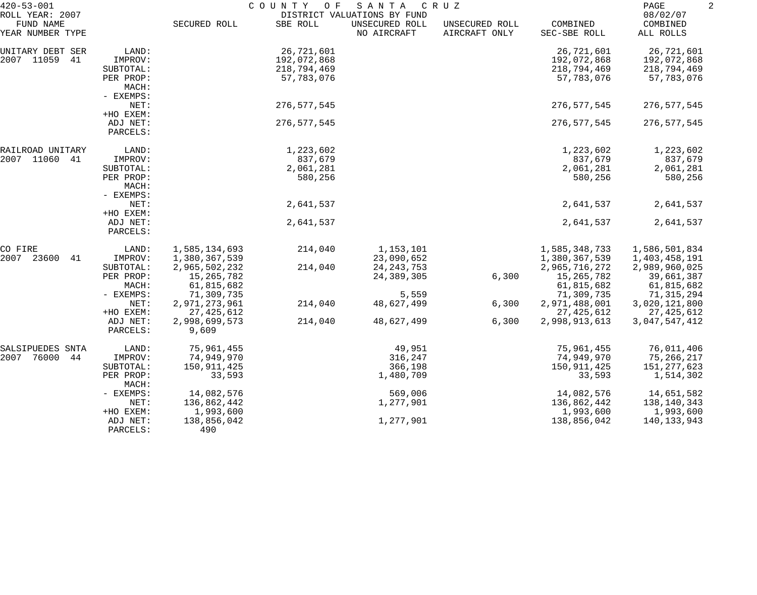420-53-001 COUNTY OF SANTA CRUZ

ROLL YEAR: 2007 DISTRICT VALUATIONS BY FUND 08/02/07

| FUND NAME YEAR NUMBER TYPE | | SECURED ROLL | SBE ROLL | UNSECURED ROLL NO AIRCRAFT | UNSECURED ROLL AIRCRAFT ONLY | COMBINED SEC-SBE ROLL | COMBINED ALL ROLLS |
|---|---|---|---|---|---|---|---|
| UNITARY DEBT SER | LAND: | | 26,721,601 | | | 26,721,601 | 26,721,601 |
| 2007 11059 41 | IMPROV: | | 192,072,868 | | | 192,072,868 | 192,072,868 |
| | SUBTOTAL: | | 218,794,469 | | | 218,794,469 | 218,794,469 |
| | PER PROP: | | 57,783,076 | | | 57,783,076 | 57,783,076 |
| | MACH: | | | | | | |
| | - EXEMPS: | | | | | | |
| | NET: | | 276,577,545 | | | 276,577,545 | 276,577,545 |
| | +HO EXEM: | | | | | | |
| | ADJ NET: | | 276,577,545 | | | 276,577,545 | 276,577,545 |
| | PARCELS: | | | | | | |
| RAILROAD UNITARY | LAND: | | 1,223,602 | | | 1,223,602 | 1,223,602 |
| 2007 11060 41 | IMPROV: | | 837,679 | | | 837,679 | 837,679 |
| | SUBTOTAL: | | 2,061,281 | | | 2,061,281 | 2,061,281 |
| | PER PROP: | | 580,256 | | | 580,256 | 580,256 |
| | MACH: | | | | | | |
| | - EXEMPS: | | | | | | |
| | NET: | | 2,641,537 | | | 2,641,537 | 2,641,537 |
| | +HO EXEM: | | | | | | |
| | ADJ NET: | | 2,641,537 | | | 2,641,537 | 2,641,537 |
| | PARCELS: | | | | | | |
| CO FIRE | LAND: | 1,585,134,693 | 214,040 | 1,153,101 | | 1,585,348,733 | 1,586,501,834 |
| 2007 23600 41 | IMPROV: | 1,380,367,539 | | 23,090,652 | | 1,380,367,539 | 1,403,458,191 |
| | SUBTOTAL: | 2,965,502,232 | 214,040 | 24,243,753 | | 2,965,716,272 | 2,989,960,025 |
| | PER PROP: | 15,265,782 | | 24,389,305 | 6,300 | 15,265,782 | 39,661,387 |
| | MACH: | 61,815,682 | | | | 61,815,682 | 61,815,682 |
| | - EXEMPS: | 71,309,735 | | 5,559 | | 71,309,735 | 71,315,294 |
| | NET: | 2,971,273,961 | 214,040 | 48,627,499 | 6,300 | 2,971,488,001 | 3,020,121,800 |
| | +HO EXEM: | 27,425,612 | | | | 27,425,612 | 27,425,612 |
| | ADJ NET: | 2,998,699,573 | 214,040 | 48,627,499 | 6,300 | 2,998,913,613 | 3,047,547,412 |
| | PARCELS: | 9,609 | | | | | |
| SALSIPUEDES SNTA | LAND: | 75,961,455 | | 49,951 | | 75,961,455 | 76,011,406 |
| 2007 76000 44 | IMPROV: | 74,949,970 | | 316,247 | | 74,949,970 | 75,266,217 |
| | SUBTOTAL: | 150,911,425 | | 366,198 | | 150,911,425 | 151,277,623 |
| | PER PROP: | 33,593 | | 1,480,709 | | 33,593 | 1,514,302 |
| | MACH: | | | | | | |
| | - EXEMPS: | 14,082,576 | | 569,006 | | 14,082,576 | 14,651,582 |
| | NET: | 136,862,442 | | 1,277,901 | | 136,862,442 | 138,140,343 |
| | +HO EXEM: | 1,993,600 | | | | 1,993,600 | 1,993,600 |
| | ADJ NET: | 138,856,042 | | 1,277,901 | | 138,856,042 | 140,133,943 |
| | PARCELS: | 490 | | | | | |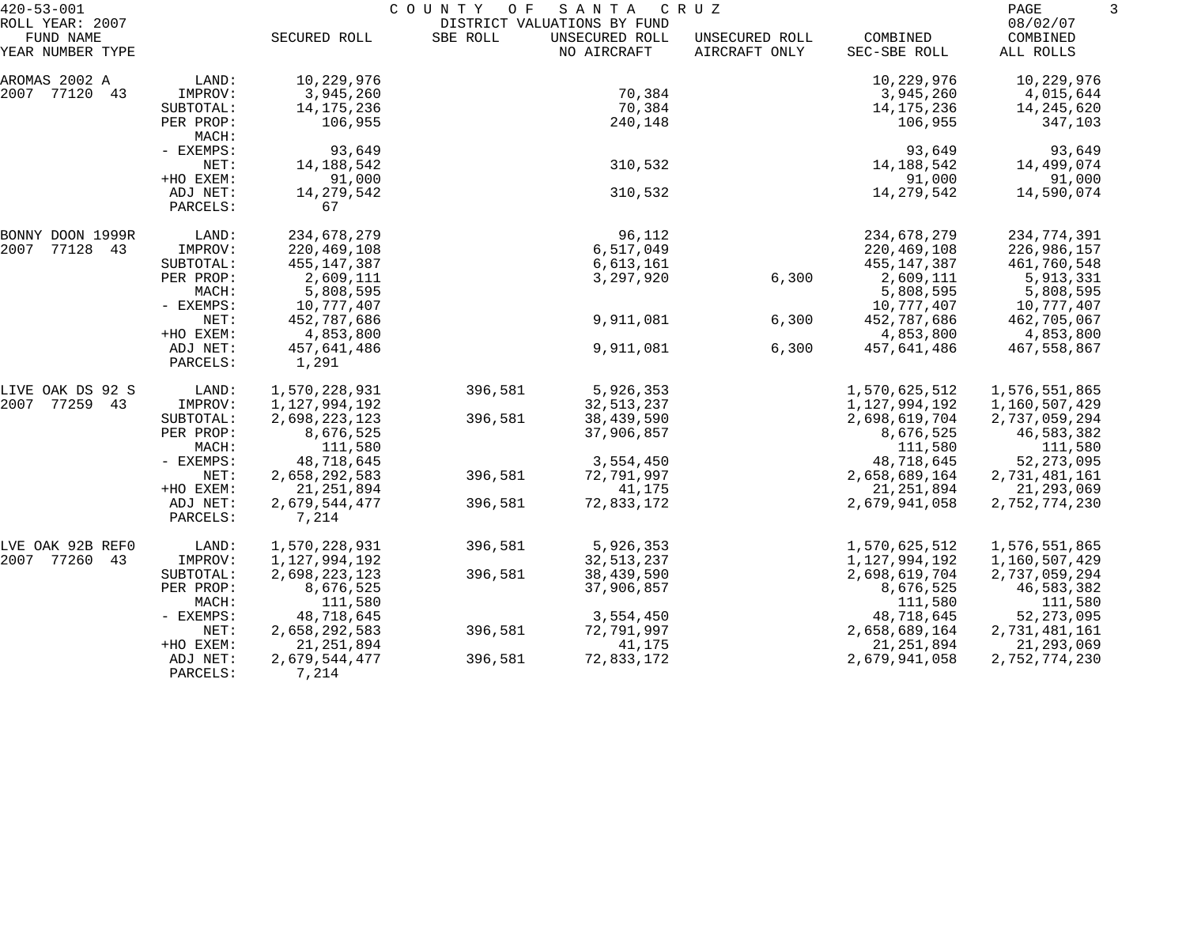420-53-001 COUNTY OF SANTA CRUZ
ROLL YEAR: 2007 DISTRICT VALUATIONS BY FUND 08/02/07

| FUND NAME YEAR NUMBER TYPE | | SECURED ROLL | SBE ROLL | UNSECURED ROLL NO AIRCRAFT | UNSECURED ROLL AIRCRAFT ONLY | COMBINED SEC-SBE ROLL | COMBINED ALL ROLLS |
|---|---|---|---|---|---|---|---|
| AROMAS 2002 A | LAND: | 10,229,976 | | | | 10,229,976 | 10,229,976 |
| 2007 77120 43 | IMPROV: | 3,945,260 | | 70,384 | | 3,945,260 | 4,015,644 |
| | SUBTOTAL: | 14,175,236 | | 70,384 | | 14,175,236 | 14,245,620 |
| | PER PROP: | 106,955 | | 240,148 | | 106,955 | 347,103 |
| | MACH: | | | | | | |
| | - EXEMPS: | 93,649 | | | | 93,649 | 93,649 |
| | NET: | 14,188,542 | | 310,532 | | 14,188,542 | 14,499,074 |
| | +HO EXEM: | 91,000 | | | | 91,000 | 91,000 |
| | ADJ NET: | 14,279,542 | | 310,532 | | 14,279,542 | 14,590,074 |
| | PARCELS: | 67 | | | | | |
| BONNY DOON 1999R | LAND: | 234,678,279 | | 96,112 | | 234,678,279 | 234,774,391 |
| 2007 77128 43 | IMPROV: | 220,469,108 | | 6,517,049 | | 220,469,108 | 226,986,157 |
| | SUBTOTAL: | 455,147,387 | | 6,613,161 | | 455,147,387 | 461,760,548 |
| | PER PROP: | 2,609,111 | | 3,297,920 | 6,300 | 2,609,111 | 5,913,331 |
| | MACH: | 5,808,595 | | | | 5,808,595 | 5,808,595 |
| | - EXEMPS: | 10,777,407 | | | | 10,777,407 | 10,777,407 |
| | NET: | 452,787,686 | | 9,911,081 | 6,300 | 452,787,686 | 462,705,067 |
| | +HO EXEM: | 4,853,800 | | | | 4,853,800 | 4,853,800 |
| | ADJ NET: | 457,641,486 | | 9,911,081 | 6,300 | 457,641,486 | 467,558,867 |
| | PARCELS: | 1,291 | | | | | |
| LIVE OAK DS 92 S | LAND: | 1,570,228,931 | 396,581 | 5,926,353 | | 1,570,625,512 | 1,576,551,865 |
| 2007 77259 43 | IMPROV: | 1,127,994,192 | | 32,513,237 | | 1,127,994,192 | 1,160,507,429 |
| | SUBTOTAL: | 2,698,223,123 | 396,581 | 38,439,590 | | 2,698,619,704 | 2,737,059,294 |
| | PER PROP: | 8,676,525 | | 37,906,857 | | 8,676,525 | 46,583,382 |
| | MACH: | 111,580 | | | | 111,580 | 111,580 |
| | - EXEMPS: | 48,718,645 | | 3,554,450 | | 48,718,645 | 52,273,095 |
| | NET: | 2,658,292,583 | 396,581 | 72,791,997 | | 2,658,689,164 | 2,731,481,161 |
| | +HO EXEM: | 21,251,894 | | 41,175 | | 21,251,894 | 21,293,069 |
| | ADJ NET: | 2,679,544,477 | 396,581 | 72,833,172 | | 2,679,941,058 | 2,752,774,230 |
| | PARCELS: | 7,214 | | | | | |
| LVE OAK 92B REF0 | LAND: | 1,570,228,931 | 396,581 | 5,926,353 | | 1,570,625,512 | 1,576,551,865 |
| 2007 77260 43 | IMPROV: | 1,127,994,192 | | 32,513,237 | | 1,127,994,192 | 1,160,507,429 |
| | SUBTOTAL: | 2,698,223,123 | 396,581 | 38,439,590 | | 2,698,619,704 | 2,737,059,294 |
| | PER PROP: | 8,676,525 | | 37,906,857 | | 8,676,525 | 46,583,382 |
| | MACH: | 111,580 | | | | 111,580 | 111,580 |
| | - EXEMPS: | 48,718,645 | | 3,554,450 | | 48,718,645 | 52,273,095 |
| | NET: | 2,658,292,583 | 396,581 | 72,791,997 | | 2,658,689,164 | 2,731,481,161 |
| | +HO EXEM: | 21,251,894 | | 41,175 | | 21,251,894 | 21,293,069 |
| | ADJ NET: | 2,679,544,477 | 396,581 | 72,833,172 | | 2,679,941,058 | 2,752,774,230 |
| | PARCELS: | 7,214 | | | | | |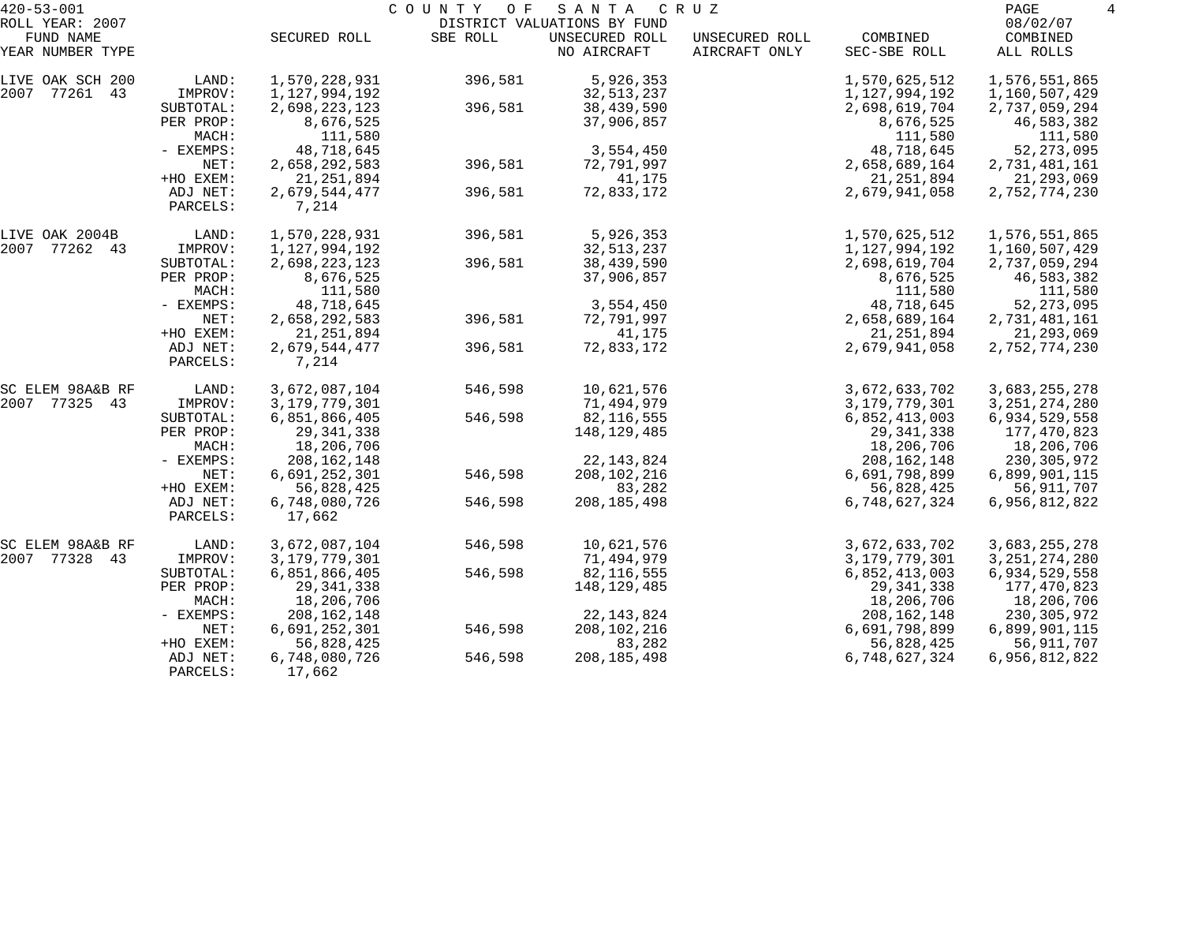420-53-001 COUNTY OF SANTA CRUZ

ROLL YEAR: 2007 DISTRICT VALUATIONS BY FUND 08/02/07

| FUND NAME YEAR NUMBER TYPE | | SECURED ROLL | SBE ROLL | UNSECURED ROLL NO AIRCRAFT | UNSECURED ROLL AIRCRAFT ONLY | COMBINED SEC-SBE ROLL | COMBINED ALL ROLLS |
|---|---|---|---|---|---|---|---|
| LIVE OAK SCH 200 | LAND: | 1,570,228,931 | 396,581 | 5,926,353 | | 1,570,625,512 | 1,576,551,865 |
| 2007 77261 43 | IMPROV: | 1,127,994,192 | | 32,513,237 | | 1,127,994,192 | 1,160,507,429 |
| | SUBTOTAL: | 2,698,223,123 | 396,581 | 38,439,590 | | 2,698,619,704 | 2,737,059,294 |
| | PER PROP: | 8,676,525 | | 37,906,857 | | 8,676,525 | 46,583,382 |
| | MACH: | 111,580 | | | | 111,580 | 111,580 |
| | - EXEMPS: | 48,718,645 | | 3,554,450 | | 48,718,645 | 52,273,095 |
| | NET: | 2,658,292,583 | 396,581 | 72,791,997 | | 2,658,689,164 | 2,731,481,161 |
| | +HO EXEM: | 21,251,894 | | 41,175 | | 21,251,894 | 21,293,069 |
| | ADJ NET: | 2,679,544,477 | 396,581 | 72,833,172 | | 2,679,941,058 | 2,752,774,230 |
| | PARCELS: | 7,214 | | | | | |
| LIVE OAK 2004B | LAND: | 1,570,228,931 | 396,581 | 5,926,353 | | 1,570,625,512 | 1,576,551,865 |
| 2007 77262 43 | IMPROV: | 1,127,994,192 | | 32,513,237 | | 1,127,994,192 | 1,160,507,429 |
| | SUBTOTAL: | 2,698,223,123 | 396,581 | 38,439,590 | | 2,698,619,704 | 2,737,059,294 |
| | PER PROP: | 8,676,525 | | 37,906,857 | | 8,676,525 | 46,583,382 |
| | MACH: | 111,580 | | | | 111,580 | 111,580 |
| | - EXEMPS: | 48,718,645 | | 3,554,450 | | 48,718,645 | 52,273,095 |
| | NET: | 2,658,292,583 | 396,581 | 72,791,997 | | 2,658,689,164 | 2,731,481,161 |
| | +HO EXEM: | 21,251,894 | | 41,175 | | 21,251,894 | 21,293,069 |
| | ADJ NET: | 2,679,544,477 | 396,581 | 72,833,172 | | 2,679,941,058 | 2,752,774,230 |
| | PARCELS: | 7,214 | | | | | |
| SC ELEM 98A&B RF | LAND: | 3,672,087,104 | 546,598 | 10,621,576 | | 3,672,633,702 | 3,683,255,278 |
| 2007 77325 43 | IMPROV: | 3,179,779,301 | | 71,494,979 | | 3,179,779,301 | 3,251,274,280 |
| | SUBTOTAL: | 6,851,866,405 | 546,598 | 82,116,555 | | 6,852,413,003 | 6,934,529,558 |
| | PER PROP: | 29,341,338 | | 148,129,485 | | 29,341,338 | 177,470,823 |
| | MACH: | 18,206,706 | | | | 18,206,706 | 18,206,706 |
| | - EXEMPS: | 208,162,148 | | 22,143,824 | | 208,162,148 | 230,305,972 |
| | NET: | 6,691,252,301 | 546,598 | 208,102,216 | | 6,691,798,899 | 6,899,901,115 |
| | +HO EXEM: | 56,828,425 | | 83,282 | | 56,828,425 | 56,911,707 |
| | ADJ NET: | 6,748,080,726 | 546,598 | 208,185,498 | | 6,748,627,324 | 6,956,812,822 |
| | PARCELS: | 17,662 | | | | | |
| SC ELEM 98A&B RF | LAND: | 3,672,087,104 | 546,598 | 10,621,576 | | 3,672,633,702 | 3,683,255,278 |
| 2007 77328 43 | IMPROV: | 3,179,779,301 | | 71,494,979 | | 3,179,779,301 | 3,251,274,280 |
| | SUBTOTAL: | 6,851,866,405 | 546,598 | 82,116,555 | | 6,852,413,003 | 6,934,529,558 |
| | PER PROP: | 29,341,338 | | 148,129,485 | | 29,341,338 | 177,470,823 |
| | MACH: | 18,206,706 | | | | 18,206,706 | 18,206,706 |
| | - EXEMPS: | 208,162,148 | | 22,143,824 | | 208,162,148 | 230,305,972 |
| | NET: | 6,691,252,301 | 546,598 | 208,102,216 | | 6,691,798,899 | 6,899,901,115 |
| | +HO EXEM: | 56,828,425 | | 83,282 | | 56,828,425 | 56,911,707 |
| | ADJ NET: | 6,748,080,726 | 546,598 | 208,185,498 | | 6,748,627,324 | 6,956,812,822 |
| | PARCELS: | 17,662 | | | | | |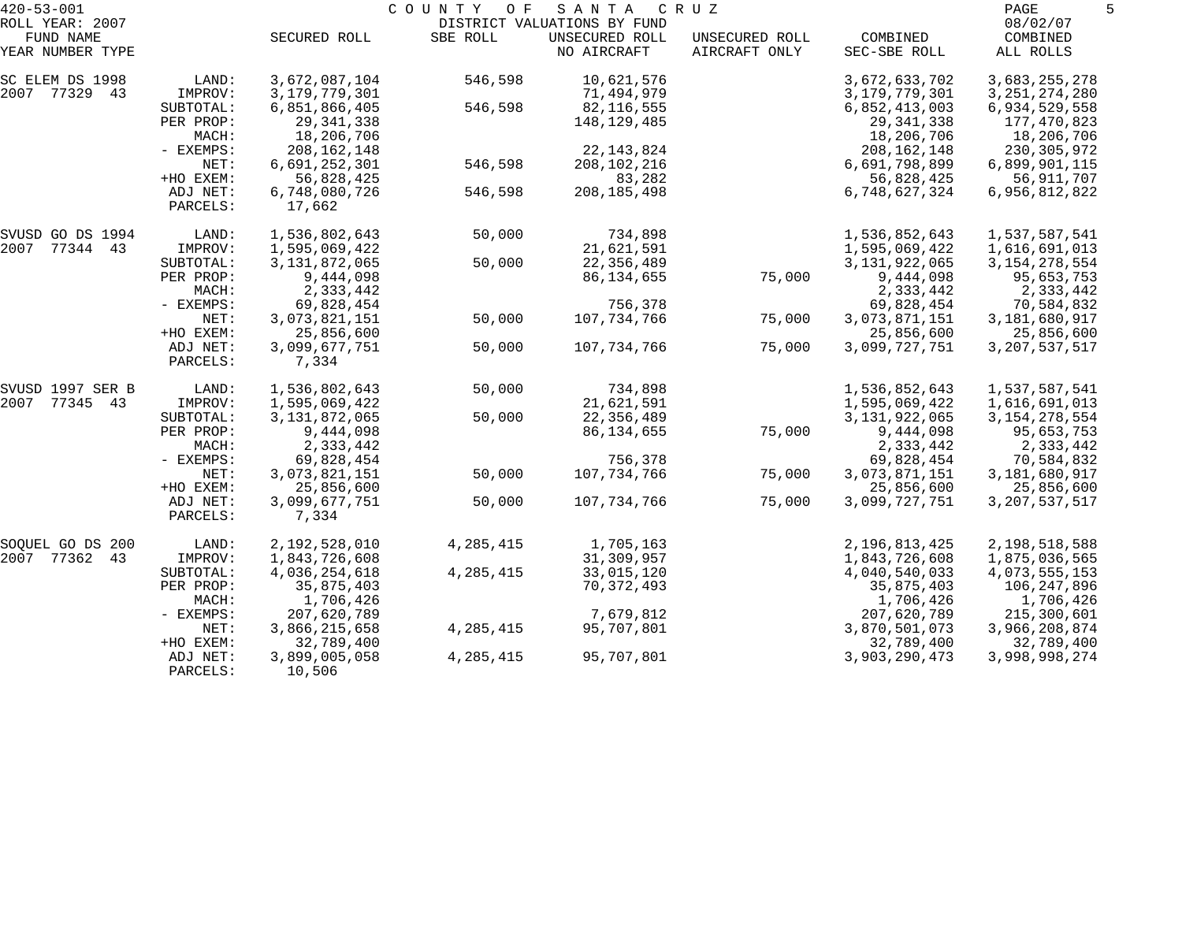420-53-001 COUNTY OF SANTA CRUZ

ROLL YEAR: 2007 DISTRICT VALUATIONS BY FUND 08/02/07

| FUND NAME YEAR NUMBER TYPE | | SECURED ROLL | SBE ROLL | UNSECURED ROLL NO AIRCRAFT | UNSECURED ROLL AIRCRAFT ONLY | COMBINED SEC-SBE ROLL | COMBINED ALL ROLLS |
|---|---|---|---|---|---|---|---|
| SC ELEM DS 1998 | LAND: | 3,672,087,104 | 546,598 | 10,621,576 | | 3,672,633,702 | 3,683,255,278 |
| 2007 77329 43 | IMPROV: | 3,179,779,301 | | 71,494,979 | | 3,179,779,301 | 3,251,274,280 |
| | SUBTOTAL: | 6,851,866,405 | 546,598 | 82,116,555 | | 6,852,413,003 | 6,934,529,558 |
| | PER PROP: | 29,341,338 | | 148,129,485 | | 29,341,338 | 177,470,823 |
| | MACH: | 18,206,706 | | | | 18,206,706 | 18,206,706 |
| | - EXEMPS: | 208,162,148 | | 22,143,824 | | 208,162,148 | 230,305,972 |
| | NET: | 6,691,252,301 | 546,598 | 208,102,216 | | 6,691,798,899 | 6,899,901,115 |
| | +HO EXEM: | 56,828,425 | | 83,282 | | 56,828,425 | 56,911,707 |
| | ADJ NET: | 6,748,080,726 | 546,598 | 208,185,498 | | 6,748,627,324 | 6,956,812,822 |
| | PARCELS: | 17,662 | | | | | |
| SVUSD GO DS 1994 | LAND: | 1,536,802,643 | 50,000 | 734,898 | | 1,536,852,643 | 1,537,587,541 |
| 2007 77344 43 | IMPROV: | 1,595,069,422 | | 21,621,591 | | 1,595,069,422 | 1,616,691,013 |
| | SUBTOTAL: | 3,131,872,065 | 50,000 | 22,356,489 | | 3,131,922,065 | 3,154,278,554 |
| | PER PROP: | 9,444,098 | | 86,134,655 | 75,000 | 9,444,098 | 95,653,753 |
| | MACH: | 2,333,442 | | | | 2,333,442 | 2,333,442 |
| | - EXEMPS: | 69,828,454 | | 756,378 | | 69,828,454 | 70,584,832 |
| | NET: | 3,073,821,151 | 50,000 | 107,734,766 | 75,000 | 3,073,871,151 | 3,181,680,917 |
| | +HO EXEM: | 25,856,600 | | | | 25,856,600 | 25,856,600 |
| | ADJ NET: | 3,099,677,751 | 50,000 | 107,734,766 | 75,000 | 3,099,727,751 | 3,207,537,517 |
| | PARCELS: | 7,334 | | | | | |
| SVUSD 1997 SER B | LAND: | 1,536,802,643 | 50,000 | 734,898 | | 1,536,852,643 | 1,537,587,541 |
| 2007 77345 43 | IMPROV: | 1,595,069,422 | | 21,621,591 | | 1,595,069,422 | 1,616,691,013 |
| | SUBTOTAL: | 3,131,872,065 | 50,000 | 22,356,489 | | 3,131,922,065 | 3,154,278,554 |
| | PER PROP: | 9,444,098 | | 86,134,655 | 75,000 | 9,444,098 | 95,653,753 |
| | MACH: | 2,333,442 | | | | 2,333,442 | 2,333,442 |
| | - EXEMPS: | 69,828,454 | | 756,378 | | 69,828,454 | 70,584,832 |
| | NET: | 3,073,821,151 | 50,000 | 107,734,766 | 75,000 | 3,073,871,151 | 3,181,680,917 |
| | +HO EXEM: | 25,856,600 | | | | 25,856,600 | 25,856,600 |
| | ADJ NET: | 3,099,677,751 | 50,000 | 107,734,766 | 75,000 | 3,099,727,751 | 3,207,537,517 |
| | PARCELS: | 7,334 | | | | | |
| SOQUEL GO DS 200 | LAND: | 2,192,528,010 | 4,285,415 | 1,705,163 | | 2,196,813,425 | 2,198,518,588 |
| 2007 77362 43 | IMPROV: | 1,843,726,608 | | 31,309,957 | | 1,843,726,608 | 1,875,036,565 |
| | SUBTOTAL: | 4,036,254,618 | 4,285,415 | 33,015,120 | | 4,040,540,033 | 4,073,555,153 |
| | PER PROP: | 35,875,403 | | 70,372,493 | | 35,875,403 | 106,247,896 |
| | MACH: | 1,706,426 | | | | 1,706,426 | 1,706,426 |
| | - EXEMPS: | 207,620,789 | | 7,679,812 | | 207,620,789 | 215,300,601 |
| | NET: | 3,866,215,658 | 4,285,415 | 95,707,801 | | 3,870,501,073 | 3,966,208,874 |
| | +HO EXEM: | 32,789,400 | | | | 32,789,400 | 32,789,400 |
| | ADJ NET: | 3,899,005,058 | 4,285,415 | 95,707,801 | | 3,903,290,473 | 3,998,998,274 |
| | PARCELS: | 10,506 | | | | | |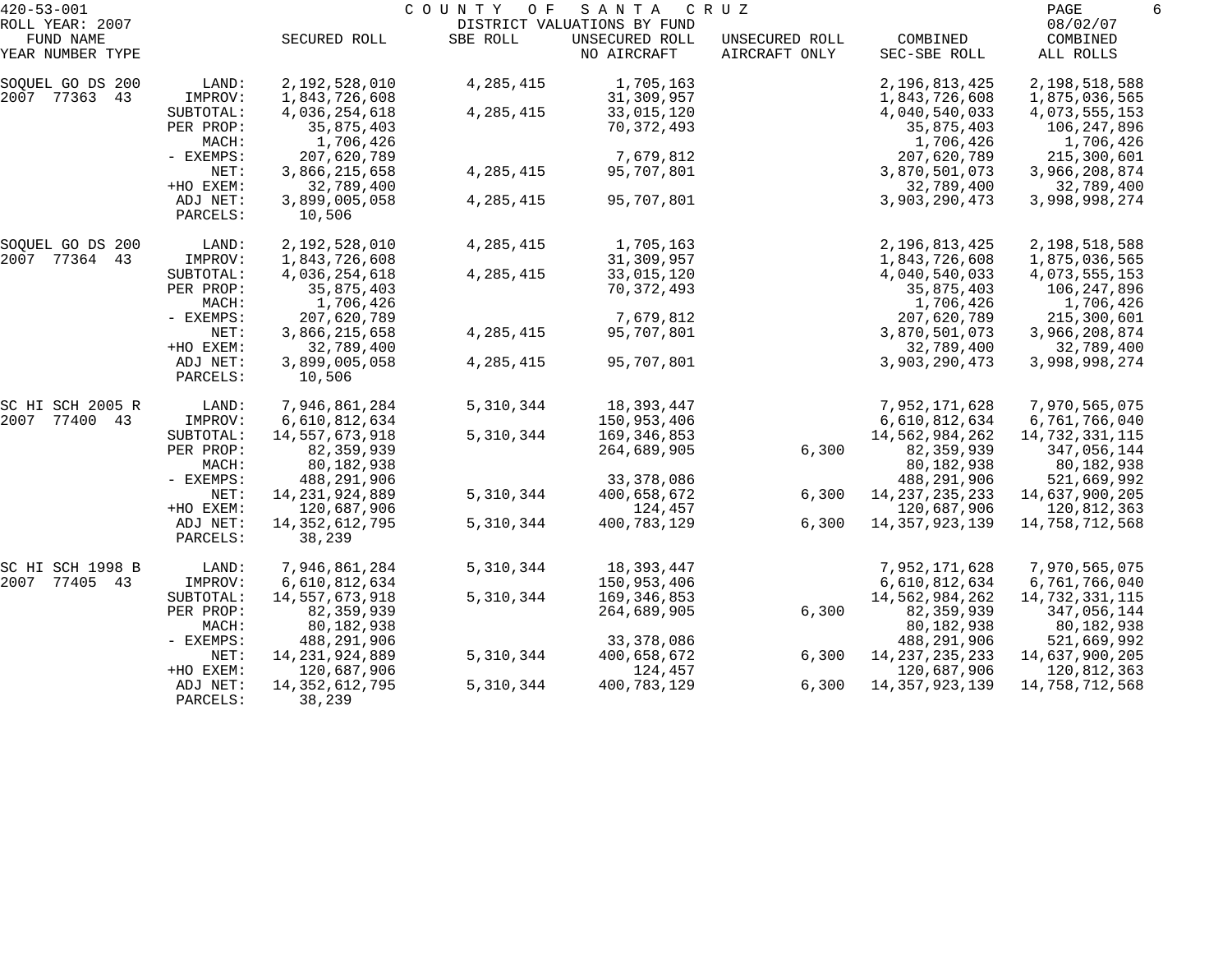420-53-001 COUNTY OF SANTA CRUZ
ROLL YEAR: 2007 DISTRICT VALUATIONS BY FUND 08/02/07

| FUND NAME YEAR NUMBER TYPE | | SECURED ROLL | SBE ROLL | UNSECURED ROLL NO AIRCRAFT | UNSECURED ROLL AIRCRAFT ONLY | COMBINED SEC-SBE ROLL | COMBINED ALL ROLLS |
|---|---|---|---|---|---|---|---|
| SOQUEL GO DS 200 | LAND: | 2,192,528,010 | 4,285,415 | 1,705,163 | | 2,196,813,425 | 2,198,518,588 |
| 2007 77363 43 | IMPROV: | 1,843,726,608 | | 31,309,957 | | 1,843,726,608 | 1,875,036,565 |
| | SUBTOTAL: | 4,036,254,618 | 4,285,415 | 33,015,120 | | 4,040,540,033 | 4,073,555,153 |
| | PER PROP: | 35,875,403 | | 70,372,493 | | 35,875,403 | 106,247,896 |
| | MACH: | 1,706,426 | | | | 1,706,426 | 1,706,426 |
| | - EXEMPS: | 207,620,789 | | 7,679,812 | | 207,620,789 | 215,300,601 |
| | NET: | 3,866,215,658 | 4,285,415 | 95,707,801 | | 3,870,501,073 | 3,966,208,874 |
| | +HO EXEM: | 32,789,400 | | | | 32,789,400 | 32,789,400 |
| | ADJ NET: | 3,899,005,058 | 4,285,415 | 95,707,801 | | 3,903,290,473 | 3,998,998,274 |
| | PARCELS: | 10,506 | | | | | |
| SOQUEL GO DS 200 | LAND: | 2,192,528,010 | 4,285,415 | 1,705,163 | | 2,196,813,425 | 2,198,518,588 |
| 2007 77364 43 | IMPROV: | 1,843,726,608 | | 31,309,957 | | 1,843,726,608 | 1,875,036,565 |
| | SUBTOTAL: | 4,036,254,618 | 4,285,415 | 33,015,120 | | 4,040,540,033 | 4,073,555,153 |
| | PER PROP: | 35,875,403 | | 70,372,493 | | 35,875,403 | 106,247,896 |
| | MACH: | 1,706,426 | | | | 1,706,426 | 1,706,426 |
| | - EXEMPS: | 207,620,789 | | 7,679,812 | | 207,620,789 | 215,300,601 |
| | NET: | 3,866,215,658 | 4,285,415 | 95,707,801 | | 3,870,501,073 | 3,966,208,874 |
| | +HO EXEM: | 32,789,400 | | | | 32,789,400 | 32,789,400 |
| | ADJ NET: | 3,899,005,058 | 4,285,415 | 95,707,801 | | 3,903,290,473 | 3,998,998,274 |
| | PARCELS: | 10,506 | | | | | |
| SC HI SCH 2005 R | LAND: | 7,946,861,284 | 5,310,344 | 18,393,447 | | 7,952,171,628 | 7,970,565,075 |
| 2007 77400 43 | IMPROV: | 6,610,812,634 | | 150,953,406 | | 6,610,812,634 | 6,761,766,040 |
| | SUBTOTAL: | 14,557,673,918 | 5,310,344 | 169,346,853 | | 14,562,984,262 | 14,732,331,115 |
| | PER PROP: | 82,359,939 | | 264,689,905 | 6,300 | 82,359,939 | 347,056,144 |
| | MACH: | 80,182,938 | | | | 80,182,938 | 80,182,938 |
| | - EXEMPS: | 488,291,906 | | 33,378,086 | | 488,291,906 | 521,669,992 |
| | NET: | 14,231,924,889 | 5,310,344 | 400,658,672 | 6,300 | 14,237,235,233 | 14,637,900,205 |
| | +HO EXEM: | 120,687,906 | | 124,457 | | 120,687,906 | 120,812,363 |
| | ADJ NET: | 14,352,612,795 | 5,310,344 | 400,783,129 | 6,300 | 14,357,923,139 | 14,758,712,568 |
| | PARCELS: | 38,239 | | | | | |
| SC HI SCH 1998 B | LAND: | 7,946,861,284 | 5,310,344 | 18,393,447 | | 7,952,171,628 | 7,970,565,075 |
| 2007 77405 43 | IMPROV: | 6,610,812,634 | | 150,953,406 | | 6,610,812,634 | 6,761,766,040 |
| | SUBTOTAL: | 14,557,673,918 | 5,310,344 | 169,346,853 | | 14,562,984,262 | 14,732,331,115 |
| | PER PROP: | 82,359,939 | | 264,689,905 | 6,300 | 82,359,939 | 347,056,144 |
| | MACH: | 80,182,938 | | | | 80,182,938 | 80,182,938 |
| | - EXEMPS: | 488,291,906 | | 33,378,086 | | 488,291,906 | 521,669,992 |
| | NET: | 14,231,924,889 | 5,310,344 | 400,658,672 | 6,300 | 14,237,235,233 | 14,637,900,205 |
| | +HO EXEM: | 120,687,906 | | 124,457 | | 120,687,906 | 120,812,363 |
| | ADJ NET: | 14,352,612,795 | 5,310,344 | 400,783,129 | 6,300 | 14,357,923,139 | 14,758,712,568 |
| | PARCELS: | 38,239 | | | | | |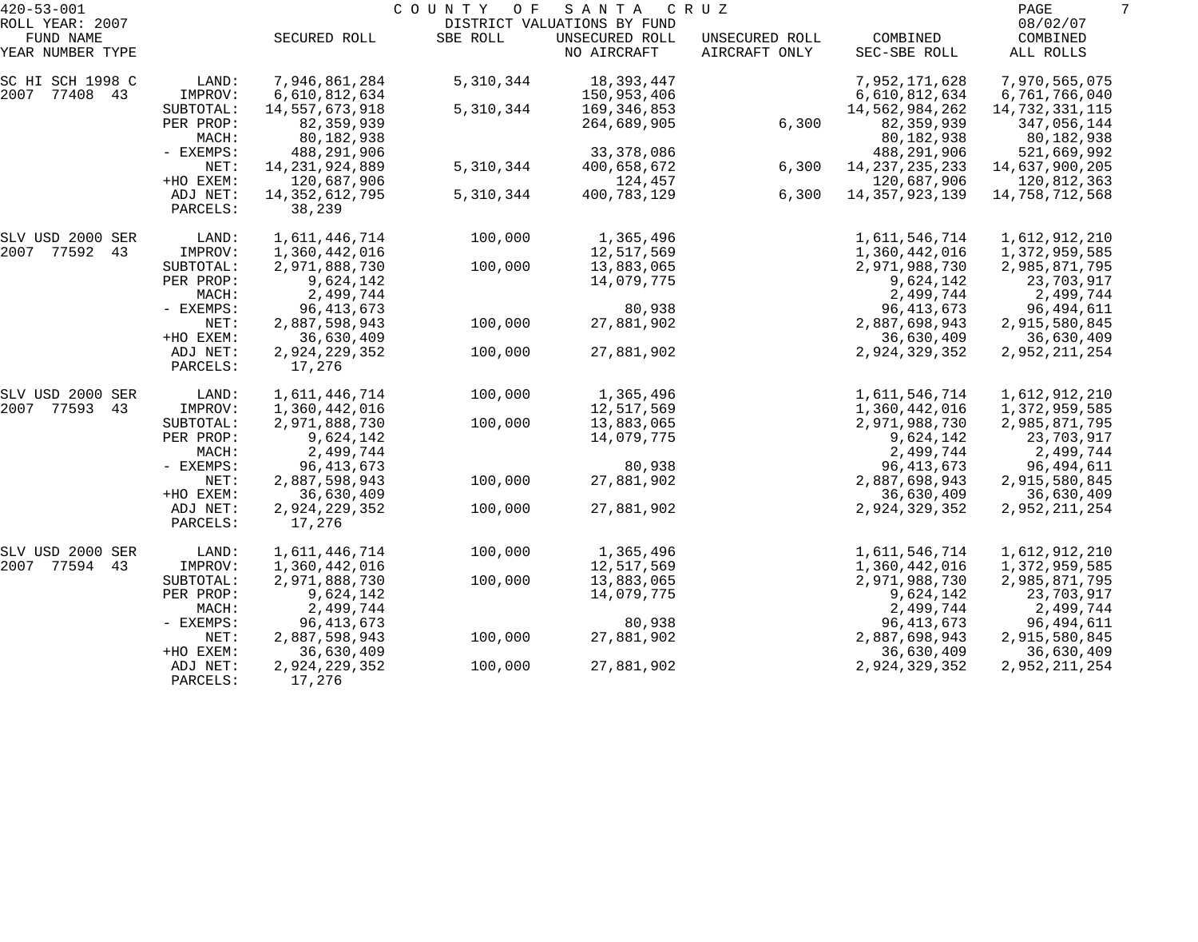420-53-001 COUNTY OF SANTA CRUZ
ROLL YEAR: 2007 DISTRICT VALUATIONS BY FUND 08/02/07

| FUND NAME YEAR NUMBER TYPE | | SECURED ROLL | SBE ROLL | UNSECURED ROLL NO AIRCRAFT | UNSECURED ROLL AIRCRAFT ONLY | COMBINED SEC-SBE ROLL | COMBINED ALL ROLLS |
|---|---|---|---|---|---|---|---|
| SC HI SCH 1998 C | LAND: | 7,946,861,284 | 5,310,344 | 18,393,447 | | 7,952,171,628 | 7,970,565,075 |
| 2007 77408 43 | IMPROV: | 6,610,812,634 | | 150,953,406 | | 6,610,812,634 | 6,761,766,040 |
| | SUBTOTAL: | 14,557,673,918 | 5,310,344 | 169,346,853 | | 14,562,984,262 | 14,732,331,115 |
| | PER PROP: | 82,359,939 | | 264,689,905 | 6,300 | 82,359,939 | 347,056,144 |
| | MACH: | 80,182,938 | | | | 80,182,938 | 80,182,938 |
| | - EXEMPS: | 488,291,906 | | 33,378,086 | | 488,291,906 | 521,669,992 |
| | NET: | 14,231,924,889 | 5,310,344 | 400,658,672 | 6,300 | 14,237,235,233 | 14,637,900,205 |
| | +HO EXEM: | 120,687,906 | | 124,457 | | 120,687,906 | 120,812,363 |
| | ADJ NET: | 14,352,612,795 | 5,310,344 | 400,783,129 | 6,300 | 14,357,923,139 | 14,758,712,568 |
| | PARCELS: | 38,239 | | | | | |
| SLV USD 2000 SER | LAND: | 1,611,446,714 | 100,000 | 1,365,496 | | 1,611,546,714 | 1,612,912,210 |
| 2007 77592 43 | IMPROV: | 1,360,442,016 | | 12,517,569 | | 1,360,442,016 | 1,372,959,585 |
| | SUBTOTAL: | 2,971,888,730 | 100,000 | 13,883,065 | | 2,971,988,730 | 2,985,871,795 |
| | PER PROP: | 9,624,142 | | 14,079,775 | | 9,624,142 | 23,703,917 |
| | MACH: | 2,499,744 | | | | 2,499,744 | 2,499,744 |
| | - EXEMPS: | 96,413,673 | | 80,938 | | 96,413,673 | 96,494,611 |
| | NET: | 2,887,598,943 | 100,000 | 27,881,902 | | 2,887,698,943 | 2,915,580,845 |
| | +HO EXEM: | 36,630,409 | | | | 36,630,409 | 36,630,409 |
| | ADJ NET: | 2,924,229,352 | 100,000 | 27,881,902 | | 2,924,329,352 | 2,952,211,254 |
| | PARCELS: | 17,276 | | | | | |
| SLV USD 2000 SER | LAND: | 1,611,446,714 | 100,000 | 1,365,496 | | 1,611,546,714 | 1,612,912,210 |
| 2007 77593 43 | IMPROV: | 1,360,442,016 | | 12,517,569 | | 1,360,442,016 | 1,372,959,585 |
| | SUBTOTAL: | 2,971,888,730 | 100,000 | 13,883,065 | | 2,971,988,730 | 2,985,871,795 |
| | PER PROP: | 9,624,142 | | 14,079,775 | | 9,624,142 | 23,703,917 |
| | MACH: | 2,499,744 | | | | 2,499,744 | 2,499,744 |
| | - EXEMPS: | 96,413,673 | | 80,938 | | 96,413,673 | 96,494,611 |
| | NET: | 2,887,598,943 | 100,000 | 27,881,902 | | 2,887,698,943 | 2,915,580,845 |
| | +HO EXEM: | 36,630,409 | | | | 36,630,409 | 36,630,409 |
| | ADJ NET: | 2,924,229,352 | 100,000 | 27,881,902 | | 2,924,329,352 | 2,952,211,254 |
| | PARCELS: | 17,276 | | | | | |
| SLV USD 2000 SER | LAND: | 1,611,446,714 | 100,000 | 1,365,496 | | 1,611,546,714 | 1,612,912,210 |
| 2007 77594 43 | IMPROV: | 1,360,442,016 | | 12,517,569 | | 1,360,442,016 | 1,372,959,585 |
| | SUBTOTAL: | 2,971,888,730 | 100,000 | 13,883,065 | | 2,971,988,730 | 2,985,871,795 |
| | PER PROP: | 9,624,142 | | 14,079,775 | | 9,624,142 | 23,703,917 |
| | MACH: | 2,499,744 | | | | 2,499,744 | 2,499,744 |
| | - EXEMPS: | 96,413,673 | | 80,938 | | 96,413,673 | 96,494,611 |
| | NET: | 2,887,598,943 | 100,000 | 27,881,902 | | 2,887,698,943 | 2,915,580,845 |
| | +HO EXEM: | 36,630,409 | | | | 36,630,409 | 36,630,409 |
| | ADJ NET: | 2,924,229,352 | 100,000 | 27,881,902 | | 2,924,329,352 | 2,952,211,254 |
| | PARCELS: | 17,276 | | | | | |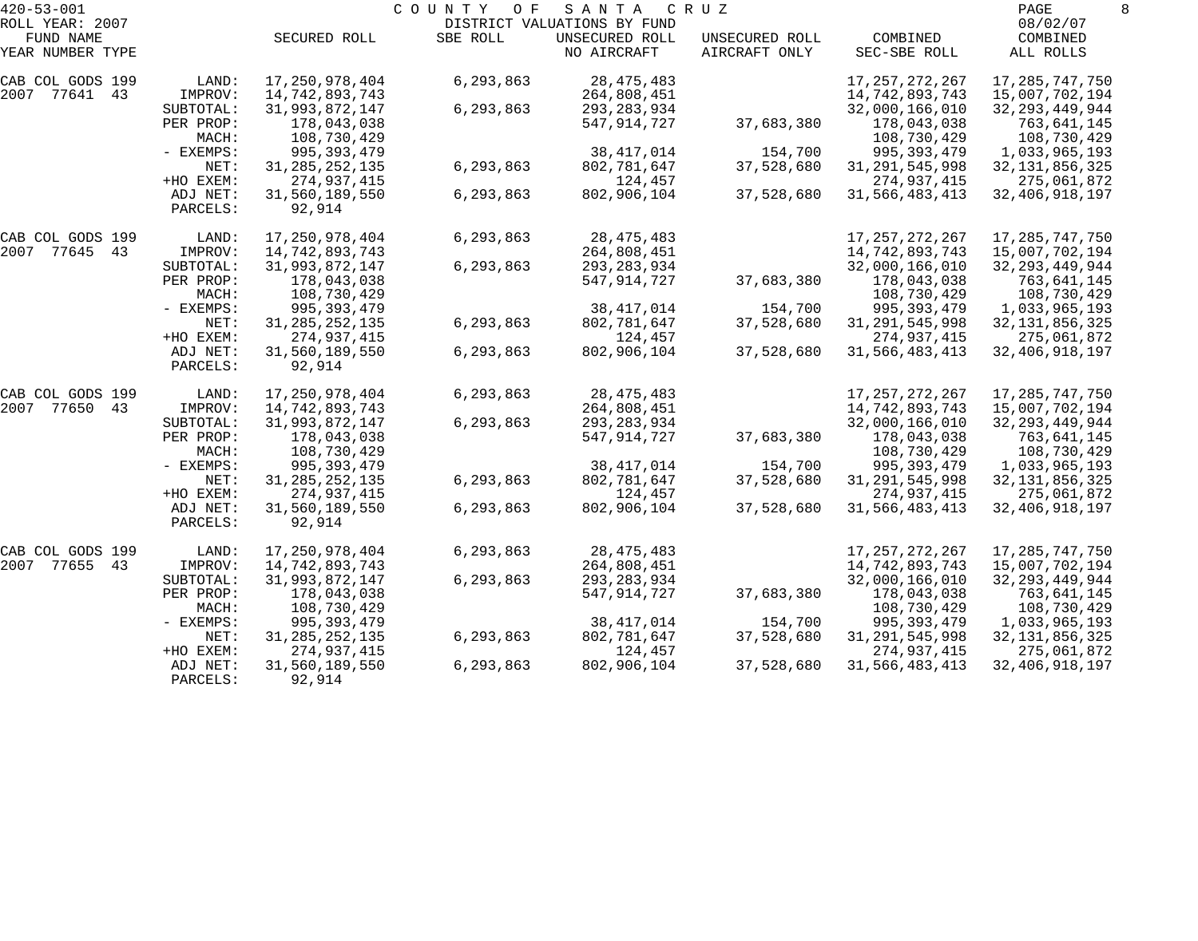# COUNTY OF SANTA CRUZ

420-53-001
ROLL YEAR: 2007

DISTRICT VALUATIONS BY FUND

08/02/07

| FUND NAME YEAR NUMBER TYPE | | SECURED ROLL | SBE ROLL | UNSECURED ROLL NO AIRCRAFT | UNSECURED ROLL AIRCRAFT ONLY | COMBINED SEC-SBE ROLL | COMBINED ALL ROLLS |
|---|---|---|---|---|---|---|---|
| CAB COL GODS 199 | LAND: | 17,250,978,404 | 6,293,863 | 28,475,483 | | 17,257,272,267 | 17,285,747,750 |
| 2007 77641 43 | IMPROV: | 14,742,893,743 | | 264,808,451 | | 14,742,893,743 | 15,007,702,194 |
| | SUBTOTAL: | 31,993,872,147 | 6,293,863 | 293,283,934 | | 32,000,166,010 | 32,293,449,944 |
| | PER PROP: | 178,043,038 | | 547,914,727 | 37,683,380 | 178,043,038 | 763,641,145 |
| | MACH: | 108,730,429 | | | | 108,730,429 | 108,730,429 |
| | - EXEMPS: | 995,393,479 | | 38,417,014 | 154,700 | 995,393,479 | 1,033,965,193 |
| | NET: | 31,285,252,135 | 6,293,863 | 802,781,647 | 37,528,680 | 31,291,545,998 | 32,131,856,325 |
| | +HO EXEM: | 274,937,415 | | 124,457 | | 274,937,415 | 275,061,872 |
| | ADJ NET: | 31,560,189,550 | 6,293,863 | 802,906,104 | 37,528,680 | 31,566,483,413 | 32,406,918,197 |
| | PARCELS: | 92,914 | | | | | |
| CAB COL GODS 199 | LAND: | 17,250,978,404 | 6,293,863 | 28,475,483 | | 17,257,272,267 | 17,285,747,750 |
| 2007 77645 43 | IMPROV: | 14,742,893,743 | | 264,808,451 | | 14,742,893,743 | 15,007,702,194 |
| | SUBTOTAL: | 31,993,872,147 | 6,293,863 | 293,283,934 | | 32,000,166,010 | 32,293,449,944 |
| | PER PROP: | 178,043,038 | | 547,914,727 | 37,683,380 | 178,043,038 | 763,641,145 |
| | MACH: | 108,730,429 | | | | 108,730,429 | 108,730,429 |
| | - EXEMPS: | 995,393,479 | | 38,417,014 | 154,700 | 995,393,479 | 1,033,965,193 |
| | NET: | 31,285,252,135 | 6,293,863 | 802,781,647 | 37,528,680 | 31,291,545,998 | 32,131,856,325 |
| | +HO EXEM: | 274,937,415 | | 124,457 | | 274,937,415 | 275,061,872 |
| | ADJ NET: | 31,560,189,550 | 6,293,863 | 802,906,104 | 37,528,680 | 31,566,483,413 | 32,406,918,197 |
| | PARCELS: | 92,914 | | | | | |
| CAB COL GODS 199 | LAND: | 17,250,978,404 | 6,293,863 | 28,475,483 | | 17,257,272,267 | 17,285,747,750 |
| 2007 77650 43 | IMPROV: | 14,742,893,743 | | 264,808,451 | | 14,742,893,743 | 15,007,702,194 |
| | SUBTOTAL: | 31,993,872,147 | 6,293,863 | 293,283,934 | | 32,000,166,010 | 32,293,449,944 |
| | PER PROP: | 178,043,038 | | 547,914,727 | 37,683,380 | 178,043,038 | 763,641,145 |
| | MACH: | 108,730,429 | | | | 108,730,429 | 108,730,429 |
| | - EXEMPS: | 995,393,479 | | 38,417,014 | 154,700 | 995,393,479 | 1,033,965,193 |
| | NET: | 31,285,252,135 | 6,293,863 | 802,781,647 | 37,528,680 | 31,291,545,998 | 32,131,856,325 |
| | +HO EXEM: | 274,937,415 | | 124,457 | | 274,937,415 | 275,061,872 |
| | ADJ NET: | 31,560,189,550 | 6,293,863 | 802,906,104 | 37,528,680 | 31,566,483,413 | 32,406,918,197 |
| | PARCELS: | 92,914 | | | | | |
| CAB COL GODS 199 | LAND: | 17,250,978,404 | 6,293,863 | 28,475,483 | | 17,257,272,267 | 17,285,747,750 |
| 2007 77655 43 | IMPROV: | 14,742,893,743 | | 264,808,451 | | 14,742,893,743 | 15,007,702,194 |
| | SUBTOTAL: | 31,993,872,147 | 6,293,863 | 293,283,934 | | 32,000,166,010 | 32,293,449,944 |
| | PER PROP: | 178,043,038 | | 547,914,727 | 37,683,380 | 178,043,038 | 763,641,145 |
| | MACH: | 108,730,429 | | | | 108,730,429 | 108,730,429 |
| | - EXEMPS: | 995,393,479 | | 38,417,014 | 154,700 | 995,393,479 | 1,033,965,193 |
| | NET: | 31,285,252,135 | 6,293,863 | 802,781,647 | 37,528,680 | 31,291,545,998 | 32,131,856,325 |
| | +HO EXEM: | 274,937,415 | | 124,457 | | 274,937,415 | 275,061,872 |
| | ADJ NET: | 31,560,189,550 | 6,293,863 | 802,906,104 | 37,528,680 | 31,566,483,413 | 32,406,918,197 |
| | PARCELS: | 92,914 | | | | | |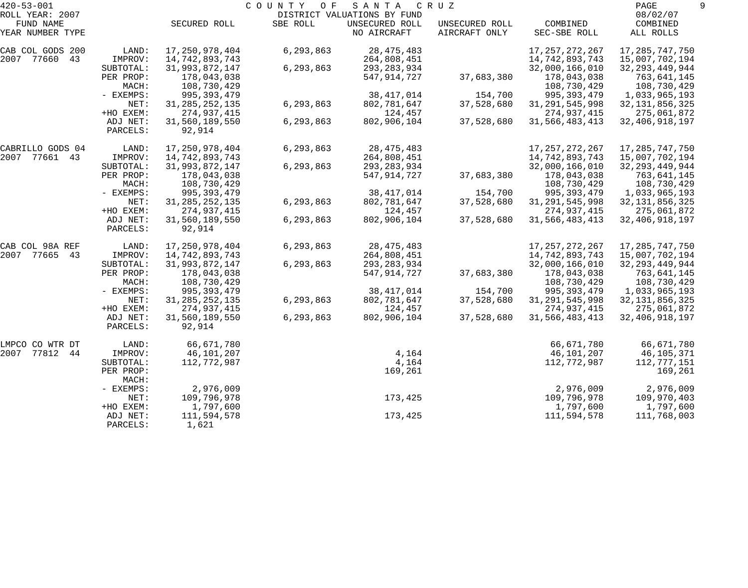420-53-001 COUNTY OF SANTA CRUZ

ROLL YEAR: 2007 DISTRICT VALUATIONS BY FUND 08/02/07

| FUND NAME YEAR NUMBER TYPE | | SECURED ROLL | SBE ROLL | UNSECURED ROLL NO AIRCRAFT | UNSECURED ROLL AIRCRAFT ONLY | COMBINED SEC-SBE ROLL | COMBINED ALL ROLLS |
|---|---|---|---|---|---|---|---|
| CAB COL GODS 200 | LAND: | 17,250,978,404 | 6,293,863 | 28,475,483 | | 17,257,272,267 | 17,285,747,750 |
| 2007 77660 43 | IMPROV: | 14,742,893,743 | | 264,808,451 | | 14,742,893,743 | 15,007,702,194 |
| | SUBTOTAL: | 31,993,872,147 | 6,293,863 | 293,283,934 | | 32,000,166,010 | 32,293,449,944 |
| | PER PROP: | 178,043,038 | | 547,914,727 | 37,683,380 | 178,043,038 | 763,641,145 |
| | MACH: | 108,730,429 | | | | 108,730,429 | 108,730,429 |
| | - EXEMPS: | 995,393,479 | | 38,417,014 | 154,700 | 995,393,479 | 1,033,965,193 |
| | NET: | 31,285,252,135 | 6,293,863 | 802,781,647 | 37,528,680 | 31,291,545,998 | 32,131,856,325 |
| | +HO EXEM: | 274,937,415 | | 124,457 | | 274,937,415 | 275,061,872 |
| | ADJ NET: | 31,560,189,550 | 6,293,863 | 802,906,104 | 37,528,680 | 31,566,483,413 | 32,406,918,197 |
| | PARCELS: | 92,914 | | | | | |
| CABRILLO GODS 04 | LAND: | 17,250,978,404 | 6,293,863 | 28,475,483 | | 17,257,272,267 | 17,285,747,750 |
| 2007 77661 43 | IMPROV: | 14,742,893,743 | | 264,808,451 | | 14,742,893,743 | 15,007,702,194 |
| | SUBTOTAL: | 31,993,872,147 | 6,293,863 | 293,283,934 | | 32,000,166,010 | 32,293,449,944 |
| | PER PROP: | 178,043,038 | | 547,914,727 | 37,683,380 | 178,043,038 | 763,641,145 |
| | MACH: | 108,730,429 | | | | 108,730,429 | 108,730,429 |
| | - EXEMPS: | 995,393,479 | | 38,417,014 | 154,700 | 995,393,479 | 1,033,965,193 |
| | NET: | 31,285,252,135 | 6,293,863 | 802,781,647 | 37,528,680 | 31,291,545,998 | 32,131,856,325 |
| | +HO EXEM: | 274,937,415 | | 124,457 | | 274,937,415 | 275,061,872 |
| | ADJ NET: | 31,560,189,550 | 6,293,863 | 802,906,104 | 37,528,680 | 31,566,483,413 | 32,406,918,197 |
| | PARCELS: | 92,914 | | | | | |
| CAB COL 98A REF | LAND: | 17,250,978,404 | 6,293,863 | 28,475,483 | | 17,257,272,267 | 17,285,747,750 |
| 2007 77665 43 | IMPROV: | 14,742,893,743 | | 264,808,451 | | 14,742,893,743 | 15,007,702,194 |
| | SUBTOTAL: | 31,993,872,147 | 6,293,863 | 293,283,934 | | 32,000,166,010 | 32,293,449,944 |
| | PER PROP: | 178,043,038 | | 547,914,727 | 37,683,380 | 178,043,038 | 763,641,145 |
| | MACH: | 108,730,429 | | | | 108,730,429 | 108,730,429 |
| | - EXEMPS: | 995,393,479 | | 38,417,014 | 154,700 | 995,393,479 | 1,033,965,193 |
| | NET: | 31,285,252,135 | 6,293,863 | 802,781,647 | 37,528,680 | 31,291,545,998 | 32,131,856,325 |
| | +HO EXEM: | 274,937,415 | | 124,457 | | 274,937,415 | 275,061,872 |
| | ADJ NET: | 31,560,189,550 | 6,293,863 | 802,906,104 | 37,528,680 | 31,566,483,413 | 32,406,918,197 |
| | PARCELS: | 92,914 | | | | | |
| LMPCO CO WTR DT | LAND: | 66,671,780 | | | | 66,671,780 | 66,671,780 |
| 2007 77812 44 | IMPROV: | 46,101,207 | | 4,164 | | 46,101,207 | 46,105,371 |
| | SUBTOTAL: | 112,772,987 | | 4,164 | | 112,772,987 | 112,777,151 |
| | PER PROP: | | | 169,261 | | | 169,261 |
| | MACH: | | | | | | |
| | - EXEMPS: | 2,976,009 | | | | 2,976,009 | 2,976,009 |
| | NET: | 109,796,978 | | 173,425 | | 109,796,978 | 109,970,403 |
| | +HO EXEM: | 1,797,600 | | | | 1,797,600 | 1,797,600 |
| | ADJ NET: | 111,594,578 | | 173,425 | | 111,594,578 | 111,768,003 |
| | PARCELS: | 1,621 | | | | | |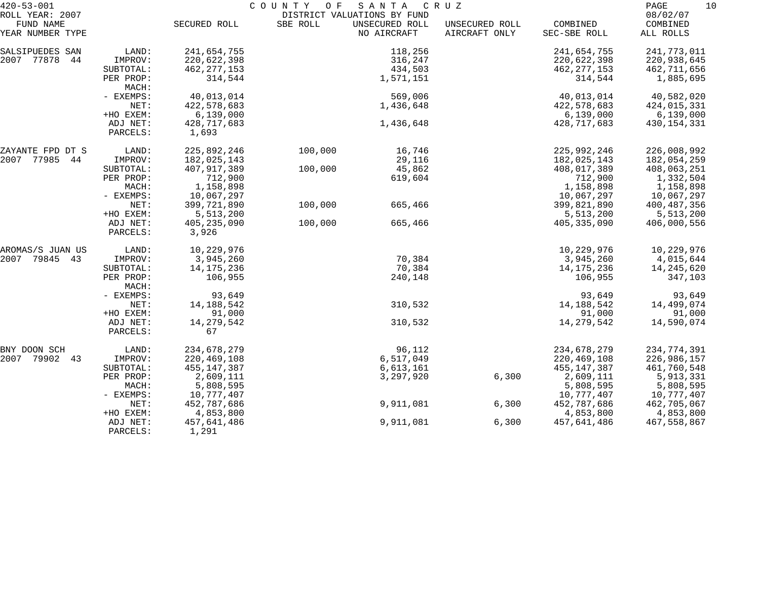420-53-001 COUNTY OF SANTA CRUZ
ROLL YEAR: 2007 DISTRICT VALUATIONS BY FUND 08/02/07

| FUND NAME YEAR NUMBER TYPE | | SECURED ROLL | SBE ROLL | UNSECURED ROLL NO AIRCRAFT | UNSECURED ROLL AIRCRAFT ONLY | COMBINED SEC-SBE ROLL | COMBINED ALL ROLLS |
|---|---|---|---|---|---|---|---|
| SALSIPUEDES SAN | LAND: | 241,654,755 | | 118,256 | | 241,654,755 | 241,773,011 |
| 2007 77878 44 | IMPROV: | 220,622,398 | | 316,247 | | 220,622,398 | 220,938,645 |
| | SUBTOTAL: | 462,277,153 | | 434,503 | | 462,277,153 | 462,711,656 |
| | PER PROP: | 314,544 | | 1,571,151 | | 314,544 | 1,885,695 |
| | MACH: | | | | | | |
| | - EXEMPS: | 40,013,014 | | 569,006 | | 40,013,014 | 40,582,020 |
| | NET: | 422,578,683 | | 1,436,648 | | 422,578,683 | 424,015,331 |
| | +HO EXEM: | 6,139,000 | | | | 6,139,000 | 6,139,000 |
| | ADJ NET: | 428,717,683 | | 1,436,648 | | 428,717,683 | 430,154,331 |
| | PARCELS: | 1,693 | | | | | |
| ZAYANTE FPD DT S | LAND: | 225,892,246 | 100,000 | 16,746 | | 225,992,246 | 226,008,992 |
| 2007 77985 44 | IMPROV: | 182,025,143 | | 29,116 | | 182,025,143 | 182,054,259 |
| | SUBTOTAL: | 407,917,389 | 100,000 | 45,862 | | 408,017,389 | 408,063,251 |
| | PER PROP: | 712,900 | | 619,604 | | 712,900 | 1,332,504 |
| | MACH: | 1,158,898 | | | | 1,158,898 | 1,158,898 |
| | - EXEMPS: | 10,067,297 | | | | 10,067,297 | 10,067,297 |
| | NET: | 399,721,890 | 100,000 | 665,466 | | 399,821,890 | 400,487,356 |
| | +HO EXEM: | 5,513,200 | | | | 5,513,200 | 5,513,200 |
| | ADJ NET: | 405,235,090 | 100,000 | 665,466 | | 405,335,090 | 406,000,556 |
| | PARCELS: | 3,926 | | | | | |
| AROMAS/S JUAN US | LAND: | 10,229,976 | | | | 10,229,976 | 10,229,976 |
| 2007 79845 43 | IMPROV: | 3,945,260 | | 70,384 | | 3,945,260 | 4,015,644 |
| | SUBTOTAL: | 14,175,236 | | 70,384 | | 14,175,236 | 14,245,620 |
| | PER PROP: | 106,955 | | 240,148 | | 106,955 | 347,103 |
| | MACH: | | | | | | |
| | - EXEMPS: | 93,649 | | | | 93,649 | 93,649 |
| | NET: | 14,188,542 | | 310,532 | | 14,188,542 | 14,499,074 |
| | +HO EXEM: | 91,000 | | | | 91,000 | 91,000 |
| | ADJ NET: | 14,279,542 | | 310,532 | | 14,279,542 | 14,590,074 |
| | PARCELS: | 67 | | | | | |
| BNY DOON SCH | LAND: | 234,678,279 | | 96,112 | | 234,678,279 | 234,774,391 |
| 2007 79902 43 | IMPROV: | 220,469,108 | | 6,517,049 | | 220,469,108 | 226,986,157 |
| | SUBTOTAL: | 455,147,387 | | 6,613,161 | | 455,147,387 | 461,760,548 |
| | PER PROP: | 2,609,111 | | 3,297,920 | 6,300 | 2,609,111 | 5,913,331 |
| | MACH: | 5,808,595 | | | | 5,808,595 | 5,808,595 |
| | - EXEMPS: | 10,777,407 | | | | 10,777,407 | 10,777,407 |
| | NET: | 452,787,686 | | 9,911,081 | 6,300 | 452,787,686 | 462,705,067 |
| | +HO EXEM: | 4,853,800 | | | | 4,853,800 | 4,853,800 |
| | ADJ NET: | 457,641,486 | | 9,911,081 | 6,300 | 457,641,486 | 467,558,867 |
| | PARCELS: | 1,291 | | | | | |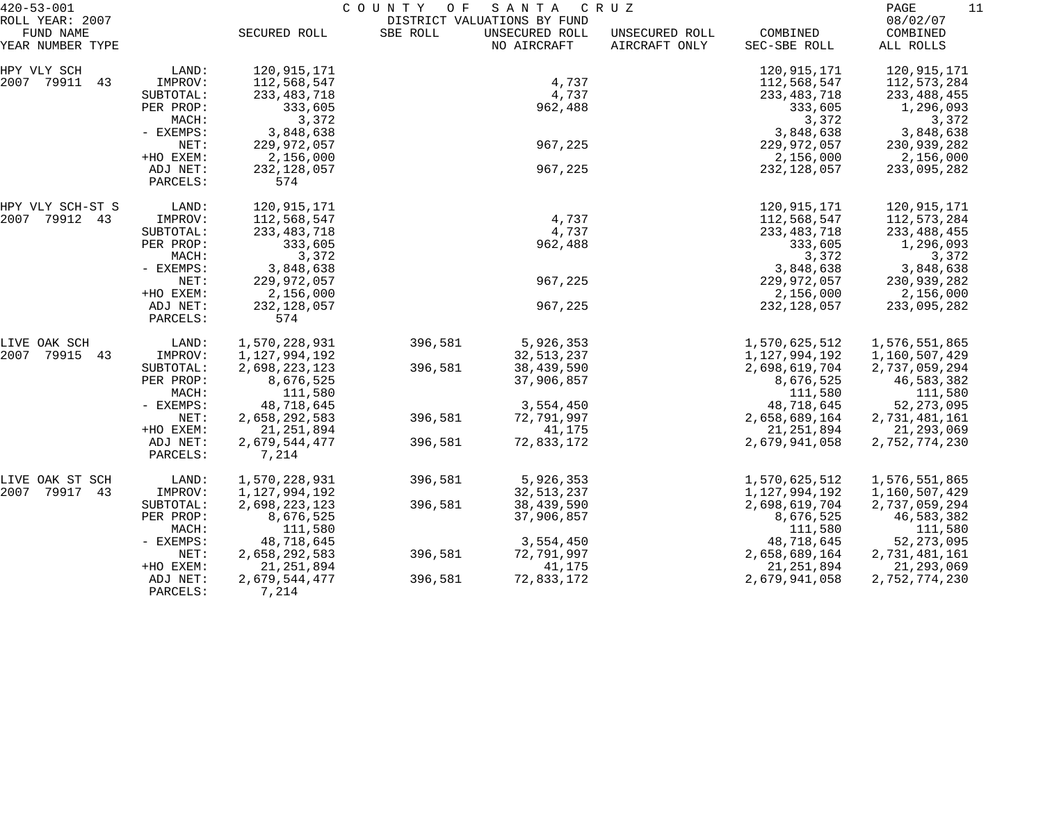420-53-001 COUNTY OF SANTA CRUZ
ROLL YEAR: 2007 DISTRICT VALUATIONS BY FUND 08/02/07

| FUND NAME YEAR NUMBER TYPE | | SECURED ROLL | SBE ROLL | UNSECURED ROLL NO AIRCRAFT | UNSECURED ROLL AIRCRAFT ONLY | COMBINED SEC-SBE ROLL | COMBINED ALL ROLLS |
|---|---|---|---|---|---|---|---|
| HPY VLY SCH | LAND: | 120,915,171 | | | | 120,915,171 | 120,915,171 |
| 2007 79911 43 | IMPROV: | 112,568,547 | | 4,737 | | 112,568,547 | 112,573,284 |
| | SUBTOTAL: | 233,483,718 | | 4,737 | | 233,483,718 | 233,488,455 |
| | PER PROP: | 333,605 | | 962,488 | | 333,605 | 1,296,093 |
| | MACH: | 3,372 | | | | 3,372 | 3,372 |
| | - EXEMPS: | 3,848,638 | | | | 3,848,638 | 3,848,638 |
| | NET: | 229,972,057 | | 967,225 | | 229,972,057 | 230,939,282 |
| | +HO EXEM: | 2,156,000 | | | | 2,156,000 | 2,156,000 |
| | ADJ NET: | 232,128,057 | | 967,225 | | 232,128,057 | 233,095,282 |
| | PARCELS: | 574 | | | | | |
| HPY VLY SCH-ST S | LAND: | 120,915,171 | | | | 120,915,171 | 120,915,171 |
| 2007 79912 43 | IMPROV: | 112,568,547 | | 4,737 | | 112,568,547 | 112,573,284 |
| | SUBTOTAL: | 233,483,718 | | 4,737 | | 233,483,718 | 233,488,455 |
| | PER PROP: | 333,605 | | 962,488 | | 333,605 | 1,296,093 |
| | MACH: | 3,372 | | | | 3,372 | 3,372 |
| | - EXEMPS: | 3,848,638 | | | | 3,848,638 | 3,848,638 |
| | NET: | 229,972,057 | | 967,225 | | 229,972,057 | 230,939,282 |
| | +HO EXEM: | 2,156,000 | | | | 2,156,000 | 2,156,000 |
| | ADJ NET: | 232,128,057 | | 967,225 | | 232,128,057 | 233,095,282 |
| | PARCELS: | 574 | | | | | |
| LIVE OAK SCH | LAND: | 1,570,228,931 | 396,581 | 5,926,353 | | 1,570,625,512 | 1,576,551,865 |
| 2007 79915 43 | IMPROV: | 1,127,994,192 | | 32,513,237 | | 1,127,994,192 | 1,160,507,429 |
| | SUBTOTAL: | 2,698,223,123 | 396,581 | 38,439,590 | | 2,698,619,704 | 2,737,059,294 |
| | PER PROP: | 8,676,525 | | 37,906,857 | | 8,676,525 | 46,583,382 |
| | MACH: | 111,580 | | | | 111,580 | 111,580 |
| | - EXEMPS: | 48,718,645 | | 3,554,450 | | 48,718,645 | 52,273,095 |
| | NET: | 2,658,292,583 | 396,581 | 72,791,997 | | 2,658,689,164 | 2,731,481,161 |
| | +HO EXEM: | 21,251,894 | | 41,175 | | 21,251,894 | 21,293,069 |
| | ADJ NET: | 2,679,544,477 | 396,581 | 72,833,172 | | 2,679,941,058 | 2,752,774,230 |
| | PARCELS: | 7,214 | | | | | |
| LIVE OAK ST SCH | LAND: | 1,570,228,931 | 396,581 | 5,926,353 | | 1,570,625,512 | 1,576,551,865 |
| 2007 79917 43 | IMPROV: | 1,127,994,192 | | 32,513,237 | | 1,127,994,192 | 1,160,507,429 |
| | SUBTOTAL: | 2,698,223,123 | 396,581 | 38,439,590 | | 2,698,619,704 | 2,737,059,294 |
| | PER PROP: | 8,676,525 | | 37,906,857 | | 8,676,525 | 46,583,382 |
| | MACH: | 111,580 | | | | 111,580 | 111,580 |
| | - EXEMPS: | 48,718,645 | | 3,554,450 | | 48,718,645 | 52,273,095 |
| | NET: | 2,658,292,583 | 396,581 | 72,791,997 | | 2,658,689,164 | 2,731,481,161 |
| | +HO EXEM: | 21,251,894 | | 41,175 | | 21,251,894 | 21,293,069 |
| | ADJ NET: | 2,679,544,477 | 396,581 | 72,833,172 | | 2,679,941,058 | 2,752,774,230 |
| | PARCELS: | 7,214 | | | | | |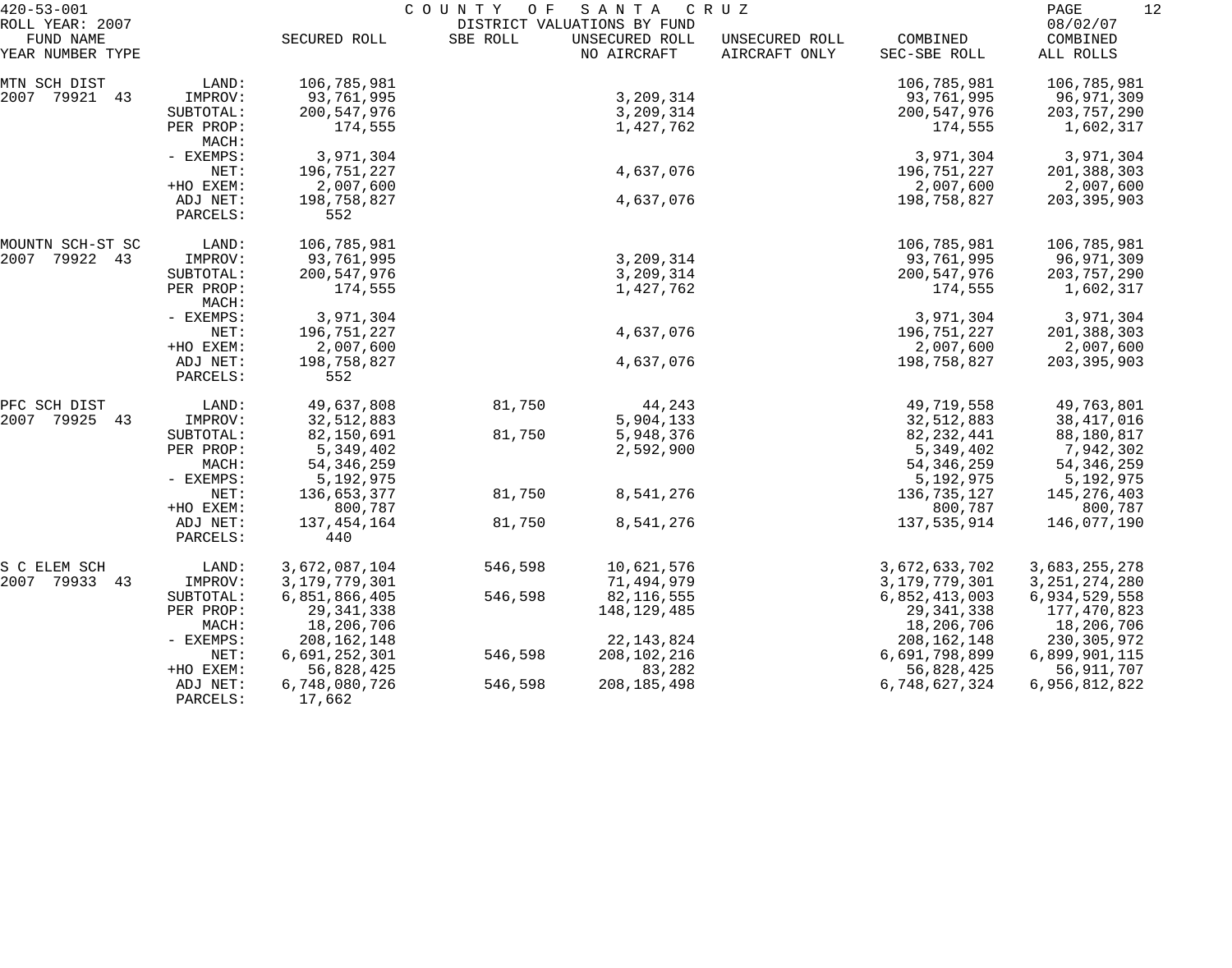420-53-001 COUNTY OF SANTA CRUZ
ROLL YEAR: 2007 DISTRICT VALUATIONS BY FUND 08/02/07

| FUND NAME YEAR NUMBER TYPE | | SECURED ROLL | SBE ROLL | UNSECURED ROLL NO AIRCRAFT | UNSECURED ROLL AIRCRAFT ONLY | COMBINED SEC-SBE ROLL | COMBINED ALL ROLLS |
|---|---|---|---|---|---|---|---|
| MTN SCH DIST | LAND: | 106,785,981 | | | | 106,785,981 | 106,785,981 |
| 2007 79921 43 | IMPROV: | 93,761,995 | | 3,209,314 | | 93,761,995 | 96,971,309 |
| | SUBTOTAL: | 200,547,976 | | 3,209,314 | | 200,547,976 | 203,757,290 |
| | PER PROP: | 174,555 | | 1,427,762 | | 174,555 | 1,602,317 |
| | MACH: | | | | | | |
| | - EXEMPS: | 3,971,304 | | | | 3,971,304 | 3,971,304 |
| | NET: | 196,751,227 | | 4,637,076 | | 196,751,227 | 201,388,303 |
| | +HO EXEM: | 2,007,600 | | | | 2,007,600 | 2,007,600 |
| | ADJ NET: | 198,758,827 | | 4,637,076 | | 198,758,827 | 203,395,903 |
| | PARCELS: | 552 | | | | | |
| MOUNTN SCH-ST SC | LAND: | 106,785,981 | | | | 106,785,981 | 106,785,981 |
| 2007 79922 43 | IMPROV: | 93,761,995 | | 3,209,314 | | 93,761,995 | 96,971,309 |
| | SUBTOTAL: | 200,547,976 | | 3,209,314 | | 200,547,976 | 203,757,290 |
| | PER PROP: | 174,555 | | 1,427,762 | | 174,555 | 1,602,317 |
| | MACH: | | | | | | |
| | - EXEMPS: | 3,971,304 | | | | 3,971,304 | 3,971,304 |
| | NET: | 196,751,227 | | 4,637,076 | | 196,751,227 | 201,388,303 |
| | +HO EXEM: | 2,007,600 | | | | 2,007,600 | 2,007,600 |
| | ADJ NET: | 198,758,827 | | 4,637,076 | | 198,758,827 | 203,395,903 |
| | PARCELS: | 552 | | | | | |
| PFC SCH DIST | LAND: | 49,637,808 | 81,750 | 44,243 | | 49,719,558 | 49,763,801 |
| 2007 79925 43 | IMPROV: | 32,512,883 | | 5,904,133 | | 32,512,883 | 38,417,016 |
| | SUBTOTAL: | 82,150,691 | 81,750 | 5,948,376 | | 82,232,441 | 88,180,817 |
| | PER PROP: | 5,349,402 | | 2,592,900 | | 5,349,402 | 7,942,302 |
| | MACH: | 54,346,259 | | | | 54,346,259 | 54,346,259 |
| | - EXEMPS: | 5,192,975 | | | | 5,192,975 | 5,192,975 |
| | NET: | 136,653,377 | 81,750 | 8,541,276 | | 136,735,127 | 145,276,403 |
| | +HO EXEM: | 800,787 | | | | 800,787 | 800,787 |
| | ADJ NET: | 137,454,164 | 81,750 | 8,541,276 | | 137,535,914 | 146,077,190 |
| | PARCELS: | 440 | | | | | |
| S C ELEM SCH | LAND: | 3,672,087,104 | 546,598 | 10,621,576 | | 3,672,633,702 | 3,683,255,278 |
| 2007 79933 43 | IMPROV: | 3,179,779,301 | | 71,494,979 | | 3,179,779,301 | 3,251,274,280 |
| | SUBTOTAL: | 6,851,866,405 | 546,598 | 82,116,555 | | 6,852,413,003 | 6,934,529,558 |
| | PER PROP: | 29,341,338 | | 148,129,485 | | 29,341,338 | 177,470,823 |
| | MACH: | 18,206,706 | | | | 18,206,706 | 18,206,706 |
| | - EXEMPS: | 208,162,148 | | 22,143,824 | | 208,162,148 | 230,305,972 |
| | NET: | 6,691,252,301 | 546,598 | 208,102,216 | | 6,691,798,899 | 6,899,901,115 |
| | +HO EXEM: | 56,828,425 | | 83,282 | | 56,828,425 | 56,911,707 |
| | ADJ NET: | 6,748,080,726 | 546,598 | 208,185,498 | | 6,748,627,324 | 6,956,812,822 |
| | PARCELS: | 17,662 | | | | | |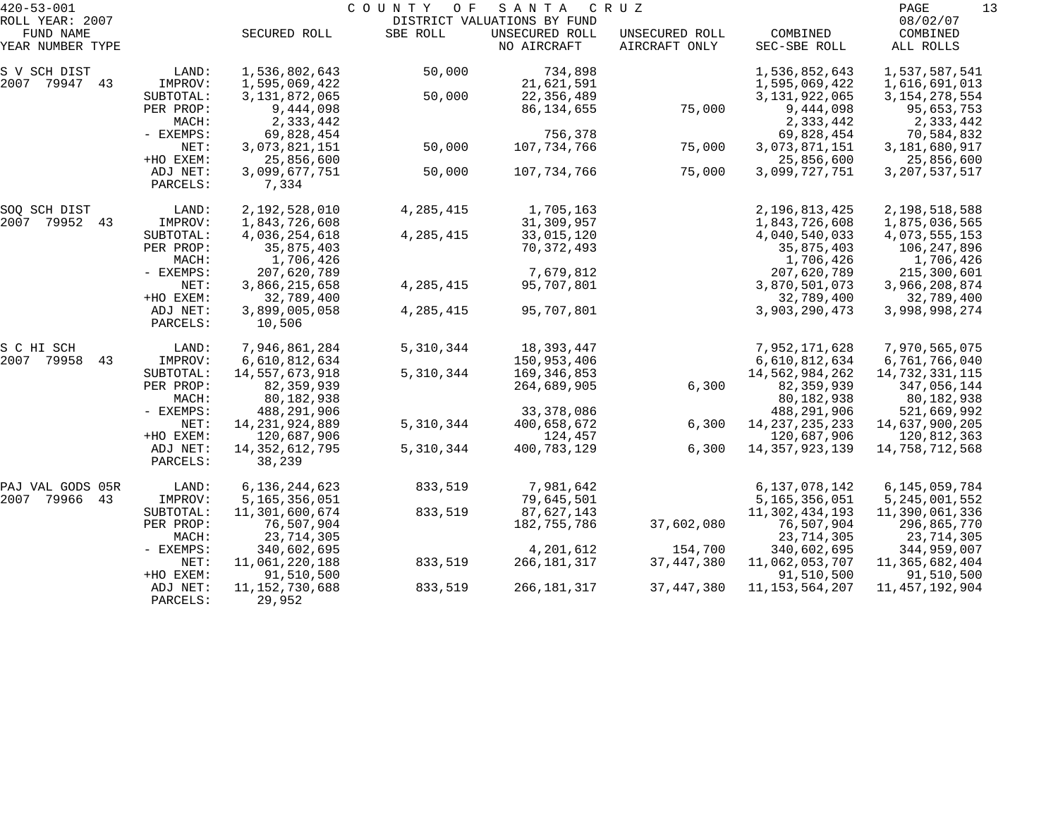420-53-001 COUNTY OF SANTA CRUZ

ROLL YEAR: 2007 DISTRICT VALUATIONS BY FUND 08/02/07

| FUND NAME YEAR NUMBER TYPE | | SECURED ROLL | SBE ROLL | UNSECURED ROLL NO AIRCRAFT | UNSECURED ROLL AIRCRAFT ONLY | COMBINED SEC-SBE ROLL | COMBINED ALL ROLLS |
|---|---|---|---|---|---|---|---|
| S V SCH DIST | LAND: | 1,536,802,643 | 50,000 | 734,898 | | 1,536,852,643 | 1,537,587,541 |
| 2007 79947 43 | IMPROV: | 1,595,069,422 | | 21,621,591 | | 1,595,069,422 | 1,616,691,013 |
| | SUBTOTAL: | 3,131,872,065 | 50,000 | 22,356,489 | | 3,131,922,065 | 3,154,278,554 |
| | PER PROP: | 9,444,098 | | 86,134,655 | 75,000 | 9,444,098 | 95,653,753 |
| | MACH: | 2,333,442 | | | | 2,333,442 | 2,333,442 |
| | - EXEMPS: | 69,828,454 | | 756,378 | | 69,828,454 | 70,584,832 |
| | NET: | 3,073,821,151 | 50,000 | 107,734,766 | 75,000 | 3,073,871,151 | 3,181,680,917 |
| | +HO EXEM: | 25,856,600 | | | | 25,856,600 | 25,856,600 |
| | ADJ NET: | 3,099,677,751 | 50,000 | 107,734,766 | 75,000 | 3,099,727,751 | 3,207,537,517 |
| | PARCELS: | 7,334 | | | | | |
| SOQ SCH DIST | LAND: | 2,192,528,010 | 4,285,415 | 1,705,163 | | 2,196,813,425 | 2,198,518,588 |
| 2007 79952 43 | IMPROV: | 1,843,726,608 | | 31,309,957 | | 1,843,726,608 | 1,875,036,565 |
| | SUBTOTAL: | 4,036,254,618 | 4,285,415 | 33,015,120 | | 4,040,540,033 | 4,073,555,153 |
| | PER PROP: | 35,875,403 | | 70,372,493 | | 35,875,403 | 106,247,896 |
| | MACH: | 1,706,426 | | | | 1,706,426 | 1,706,426 |
| | - EXEMPS: | 207,620,789 | | 7,679,812 | | 207,620,789 | 215,300,601 |
| | NET: | 3,866,215,658 | 4,285,415 | 95,707,801 | | 3,870,501,073 | 3,966,208,874 |
| | +HO EXEM: | 32,789,400 | | | | 32,789,400 | 32,789,400 |
| | ADJ NET: | 3,899,005,058 | 4,285,415 | 95,707,801 | | 3,903,290,473 | 3,998,998,274 |
| | PARCELS: | 10,506 | | | | | |
| S C HI SCH | LAND: | 7,946,861,284 | 5,310,344 | 18,393,447 | | 7,952,171,628 | 7,970,565,075 |
| 2007 79958 43 | IMPROV: | 6,610,812,634 | | 150,953,406 | | 6,610,812,634 | 6,761,766,040 |
| | SUBTOTAL: | 14,557,673,918 | 5,310,344 | 169,346,853 | | 14,562,984,262 | 14,732,331,115 |
| | PER PROP: | 82,359,939 | | 264,689,905 | 6,300 | 82,359,939 | 347,056,144 |
| | MACH: | 80,182,938 | | | | 80,182,938 | 80,182,938 |
| | - EXEMPS: | 488,291,906 | | 33,378,086 | | 488,291,906 | 521,669,992 |
| | NET: | 14,231,924,889 | 5,310,344 | 400,658,672 | 6,300 | 14,237,235,233 | 14,637,900,205 |
| | +HO EXEM: | 120,687,906 | | 124,457 | | 120,687,906 | 120,812,363 |
| | ADJ NET: | 14,352,612,795 | 5,310,344 | 400,783,129 | 6,300 | 14,357,923,139 | 14,758,712,568 |
| | PARCELS: | 38,239 | | | | | |
| PAJ VAL GODS 05R | LAND: | 6,136,244,623 | 833,519 | 7,981,642 | | 6,137,078,142 | 6,145,059,784 |
| 2007 79966 43 | IMPROV: | 5,165,356,051 | | 79,645,501 | | 5,165,356,051 | 5,245,001,552 |
| | SUBTOTAL: | 11,301,600,674 | 833,519 | 87,627,143 | | 11,302,434,193 | 11,390,061,336 |
| | PER PROP: | 76,507,904 | | 182,755,786 | 37,602,080 | 76,507,904 | 296,865,770 |
| | MACH: | 23,714,305 | | | | 23,714,305 | 23,714,305 |
| | - EXEMPS: | 340,602,695 | | 4,201,612 | 154,700 | 340,602,695 | 344,959,007 |
| | NET: | 11,061,220,188 | 833,519 | 266,181,317 | 37,447,380 | 11,062,053,707 | 11,365,682,404 |
| | +HO EXEM: | 91,510,500 | | | | 91,510,500 | 91,510,500 |
| | ADJ NET: | 11,152,730,688 | 833,519 | 266,181,317 | 37,447,380 | 11,153,564,207 | 11,457,192,904 |
| | PARCELS: | 29,952 | | | | | |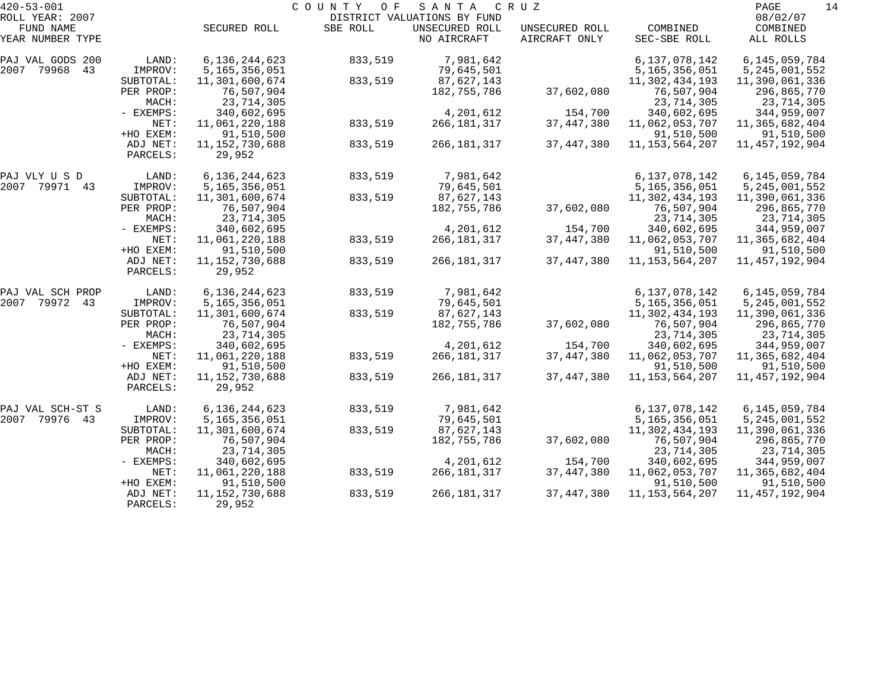420-53-001 COUNTY OF SANTA CRUZ

ROLL YEAR: 2007 DISTRICT VALUATIONS BY FUND 08/02/07

| FUND NAME YEAR NUMBER TYPE | | SECURED ROLL | SBE ROLL | UNSECURED ROLL NO AIRCRAFT | UNSECURED ROLL AIRCRAFT ONLY | COMBINED SEC-SBE ROLL | COMBINED ALL ROLLS |
|---|---|---|---|---|---|---|---|
| PAJ VAL GODS 200 | LAND: | 6,136,244,623 | 833,519 | 7,981,642 | | 6,137,078,142 | 6,145,059,784 |
| 2007 79968 43 | IMPROV: | 5,165,356,051 | | 79,645,501 | | 5,165,356,051 | 5,245,001,552 |
| | SUBTOTAL: | 11,301,600,674 | 833,519 | 87,627,143 | | 11,302,434,193 | 11,390,061,336 |
| | PER PROP: | 76,507,904 | | 182,755,786 | 37,602,080 | 76,507,904 | 296,865,770 |
| | MACH: | 23,714,305 | | | | 23,714,305 | 23,714,305 |
| | - EXEMPS: | 340,602,695 | | 4,201,612 | 154,700 | 340,602,695 | 344,959,007 |
| | NET: | 11,061,220,188 | 833,519 | 266,181,317 | 37,447,380 | 11,062,053,707 | 11,365,682,404 |
| | +HO EXEM: | 91,510,500 | | | | 91,510,500 | 91,510,500 |
| | ADJ NET: | 11,152,730,688 | 833,519 | 266,181,317 | 37,447,380 | 11,153,564,207 | 11,457,192,904 |
| | PARCELS: | 29,952 | | | | | |
| PAJ VLY U S D | LAND: | 6,136,244,623 | 833,519 | 7,981,642 | | 6,137,078,142 | 6,145,059,784 |
| 2007 79971 43 | IMPROV: | 5,165,356,051 | | 79,645,501 | | 5,165,356,051 | 5,245,001,552 |
| | SUBTOTAL: | 11,301,600,674 | 833,519 | 87,627,143 | | 11,302,434,193 | 11,390,061,336 |
| | PER PROP: | 76,507,904 | | 182,755,786 | 37,602,080 | 76,507,904 | 296,865,770 |
| | MACH: | 23,714,305 | | | | 23,714,305 | 23,714,305 |
| | - EXEMPS: | 340,602,695 | | 4,201,612 | 154,700 | 340,602,695 | 344,959,007 |
| | NET: | 11,061,220,188 | 833,519 | 266,181,317 | 37,447,380 | 11,062,053,707 | 11,365,682,404 |
| | +HO EXEM: | 91,510,500 | | | | 91,510,500 | 91,510,500 |
| | ADJ NET: | 11,152,730,688 | 833,519 | 266,181,317 | 37,447,380 | 11,153,564,207 | 11,457,192,904 |
| | PARCELS: | 29,952 | | | | | |
| PAJ VAL SCH PROP | LAND: | 6,136,244,623 | 833,519 | 7,981,642 | | 6,137,078,142 | 6,145,059,784 |
| 2007 79972 43 | IMPROV: | 5,165,356,051 | | 79,645,501 | | 5,165,356,051 | 5,245,001,552 |
| | SUBTOTAL: | 11,301,600,674 | 833,519 | 87,627,143 | | 11,302,434,193 | 11,390,061,336 |
| | PER PROP: | 76,507,904 | | 182,755,786 | 37,602,080 | 76,507,904 | 296,865,770 |
| | MACH: | 23,714,305 | | | | 23,714,305 | 23,714,305 |
| | - EXEMPS: | 340,602,695 | | 4,201,612 | 154,700 | 340,602,695 | 344,959,007 |
| | NET: | 11,061,220,188 | 833,519 | 266,181,317 | 37,447,380 | 11,062,053,707 | 11,365,682,404 |
| | +HO EXEM: | 91,510,500 | | | | 91,510,500 | 91,510,500 |
| | ADJ NET: | 11,152,730,688 | 833,519 | 266,181,317 | 37,447,380 | 11,153,564,207 | 11,457,192,904 |
| | PARCELS: | 29,952 | | | | | |
| PAJ VAL SCH-ST S | LAND: | 6,136,244,623 | 833,519 | 7,981,642 | | 6,137,078,142 | 6,145,059,784 |
| 2007 79976 43 | IMPROV: | 5,165,356,051 | | 79,645,501 | | 5,165,356,051 | 5,245,001,552 |
| | SUBTOTAL: | 11,301,600,674 | 833,519 | 87,627,143 | | 11,302,434,193 | 11,390,061,336 |
| | PER PROP: | 76,507,904 | | 182,755,786 | 37,602,080 | 76,507,904 | 296,865,770 |
| | MACH: | 23,714,305 | | | | 23,714,305 | 23,714,305 |
| | - EXEMPS: | 340,602,695 | | 4,201,612 | 154,700 | 340,602,695 | 344,959,007 |
| | NET: | 11,061,220,188 | 833,519 | 266,181,317 | 37,447,380 | 11,062,053,707 | 11,365,682,404 |
| | +HO EXEM: | 91,510,500 | | | | 91,510,500 | 91,510,500 |
| | ADJ NET: | 11,152,730,688 | 833,519 | 266,181,317 | 37,447,380 | 11,153,564,207 | 11,457,192,904 |
| | PARCELS: | 29,952 | | | | | |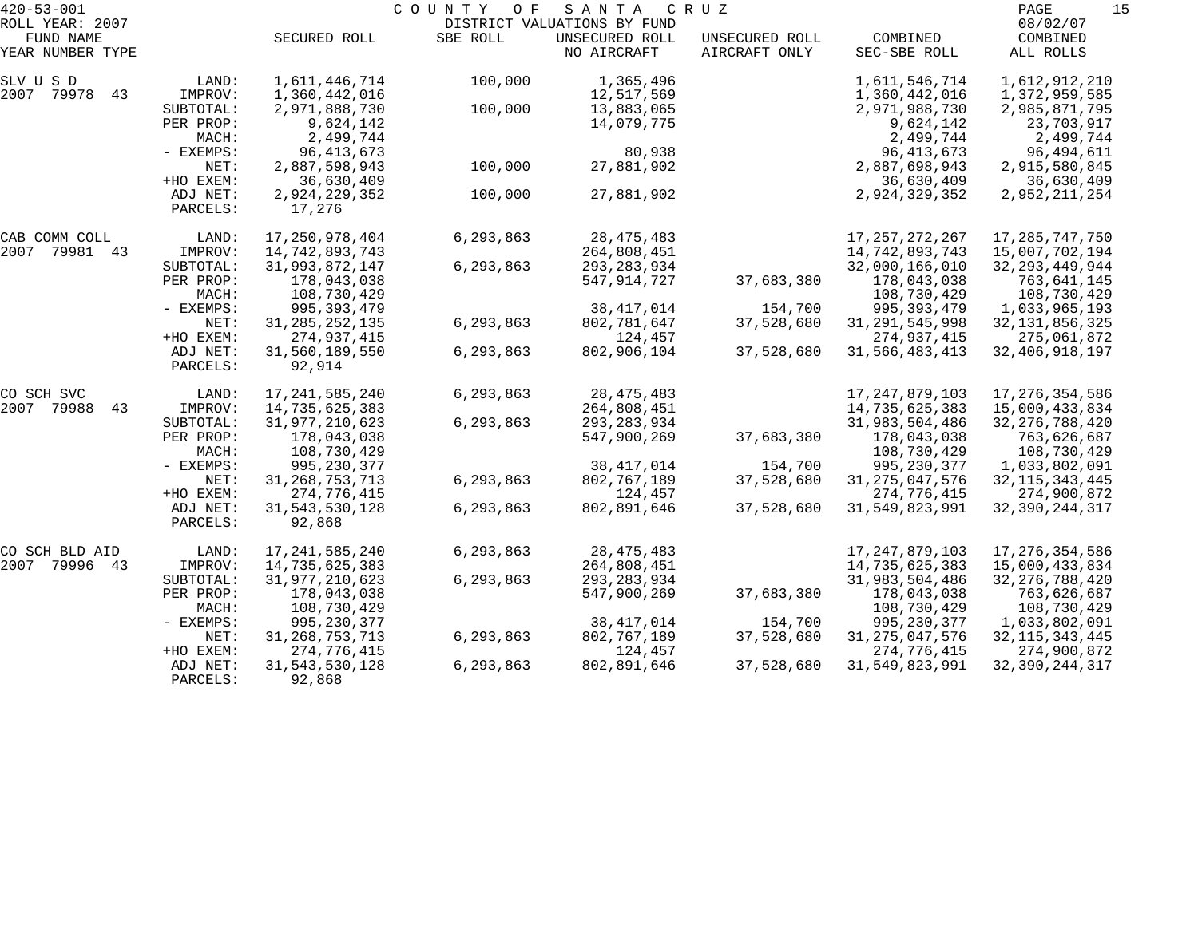420-53-001 COUNTY OF SANTA CRUZ
ROLL YEAR: 2007 DISTRICT VALUATIONS BY FUND 08/02/07

| FUND NAME<br>YEAR NUMBER TYPE | | SECURED ROLL | SBE ROLL | UNSECURED ROLL<br>NO AIRCRAFT | UNSECURED ROLL<br>AIRCRAFT ONLY | COMBINED<br>SEC-SBE ROLL | COMBINED<br>ALL ROLLS |
|---|---|---|---|---|---|---|---|
| SLV U S D | LAND: | 1,611,446,714 | 100,000 | 1,365,496 | | 1,611,546,714 | 1,612,912,210 |
| 2007 79978 43 | IMPROV: | 1,360,442,016 | | 12,517,569 | | 1,360,442,016 | 1,372,959,585 |
| | SUBTOTAL: | 2,971,888,730 | 100,000 | 13,883,065 | | 2,971,988,730 | 2,985,871,795 |
| | PER PROP: | 9,624,142 | | 14,079,775 | | 9,624,142 | 23,703,917 |
| | MACH: | 2,499,744 | | | | 2,499,744 | 2,499,744 |
| | - EXEMPS: | 96,413,673 | | 80,938 | | 96,413,673 | 96,494,611 |
| | NET: | 2,887,598,943 | 100,000 | 27,881,902 | | 2,887,698,943 | 2,915,580,845 |
| | +HO EXEM: | 36,630,409 | | | | 36,630,409 | 36,630,409 |
| | ADJ NET: | 2,924,229,352 | 100,000 | 27,881,902 | | 2,924,329,352 | 2,952,211,254 |
| | PARCELS: | 17,276 | | | | | |
| CAB COMM COLL | LAND: | 17,250,978,404 | 6,293,863 | 28,475,483 | | 17,257,272,267 | 17,285,747,750 |
| 2007 79981 43 | IMPROV: | 14,742,893,743 | | 264,808,451 | | 14,742,893,743 | 15,007,702,194 |
| | SUBTOTAL: | 31,993,872,147 | 6,293,863 | 293,283,934 | | 32,000,166,010 | 32,293,449,944 |
| | PER PROP: | 178,043,038 | | 547,914,727 | 37,683,380 | 178,043,038 | 763,641,145 |
| | MACH: | 108,730,429 | | | | 108,730,429 | 108,730,429 |
| | - EXEMPS: | 995,393,479 | | 38,417,014 | 154,700 | 995,393,479 | 1,033,965,193 |
| | NET: | 31,285,252,135 | 6,293,863 | 802,781,647 | 37,528,680 | 31,291,545,998 | 32,131,856,325 |
| | +HO EXEM: | 274,937,415 | | 124,457 | | 274,937,415 | 275,061,872 |
| | ADJ NET: | 31,560,189,550 | 6,293,863 | 802,906,104 | 37,528,680 | 31,566,483,413 | 32,406,918,197 |
| | PARCELS: | 92,914 | | | | | |
| CO SCH SVC | LAND: | 17,241,585,240 | 6,293,863 | 28,475,483 | | 17,247,879,103 | 17,276,354,586 |
| 2007 79988 43 | IMPROV: | 14,735,625,383 | | 264,808,451 | | 14,735,625,383 | 15,000,433,834 |
| | SUBTOTAL: | 31,977,210,623 | 6,293,863 | 293,283,934 | | 31,983,504,486 | 32,276,788,420 |
| | PER PROP: | 178,043,038 | | 547,900,269 | 37,683,380 | 178,043,038 | 763,626,687 |
| | MACH: | 108,730,429 | | | | 108,730,429 | 108,730,429 |
| | - EXEMPS: | 995,230,377 | | 38,417,014 | 154,700 | 995,230,377 | 1,033,802,091 |
| | NET: | 31,268,753,713 | 6,293,863 | 802,767,189 | 37,528,680 | 31,275,047,576 | 32,115,343,445 |
| | +HO EXEM: | 274,776,415 | | 124,457 | | 274,776,415 | 274,900,872 |
| | ADJ NET: | 31,543,530,128 | 6,293,863 | 802,891,646 | 37,528,680 | 31,549,823,991 | 32,390,244,317 |
| | PARCELS: | 92,868 | | | | | |
| CO SCH BLD AID | LAND: | 17,241,585,240 | 6,293,863 | 28,475,483 | | 17,247,879,103 | 17,276,354,586 |
| 2007 79996 43 | IMPROV: | 14,735,625,383 | | 264,808,451 | | 14,735,625,383 | 15,000,433,834 |
| | SUBTOTAL: | 31,977,210,623 | 6,293,863 | 293,283,934 | | 31,983,504,486 | 32,276,788,420 |
| | PER PROP: | 178,043,038 | | 547,900,269 | 37,683,380 | 178,043,038 | 763,626,687 |
| | MACH: | 108,730,429 | | | | 108,730,429 | 108,730,429 |
| | - EXEMPS: | 995,230,377 | | 38,417,014 | 154,700 | 995,230,377 | 1,033,802,091 |
| | NET: | 31,268,753,713 | 6,293,863 | 802,767,189 | 37,528,680 | 31,275,047,576 | 32,115,343,445 |
| | +HO EXEM: | 274,776,415 | | 124,457 | | 274,776,415 | 274,900,872 |
| | ADJ NET: | 31,543,530,128 | 6,293,863 | 802,891,646 | 37,528,680 | 31,549,823,991 | 32,390,244,317 |
| | PARCELS: | 92,868 | | | | | |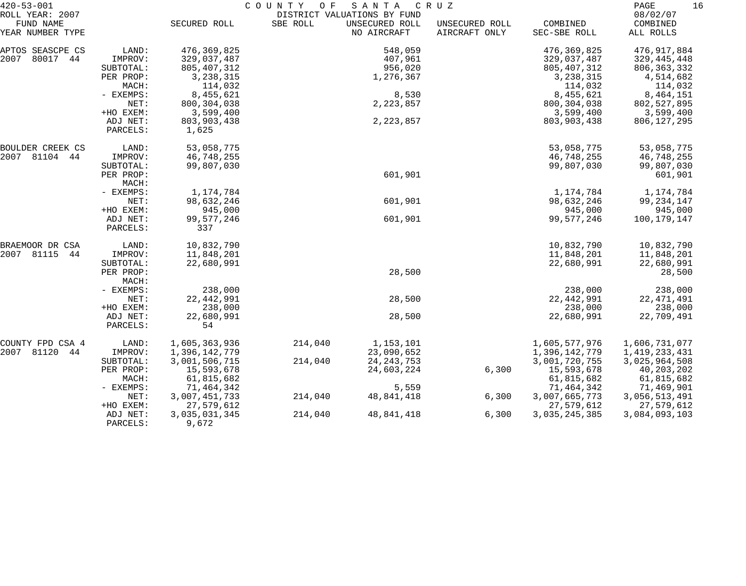420-53-001 COUNTY OF SANTA CRUZ
ROLL YEAR: 2007 DISTRICT VALUATIONS BY FUND 08/02/07

| FUND NAME YEAR NUMBER TYPE | | SECURED ROLL | SBE ROLL | UNSECURED ROLL NO AIRCRAFT | UNSECURED ROLL AIRCRAFT ONLY | COMBINED SEC-SBE ROLL | COMBINED ALL ROLLS |
|---|---|---|---|---|---|---|---|
| APTOS SEASCPE CS | LAND: | 476,369,825 | | 548,059 | | 476,369,825 | 476,917,884 |
| 2007 80017 44 | IMPROV: | 329,037,487 | | 407,961 | | 329,037,487 | 329,445,448 |
| | SUBTOTAL: | 805,407,312 | | 956,020 | | 805,407,312 | 806,363,332 |
| | PER PROP: | 3,238,315 | | 1,276,367 | | 3,238,315 | 4,514,682 |
| | MACH: | 114,032 | | | | 114,032 | 114,032 |
| | - EXEMPS: | 8,455,621 | | 8,530 | | 8,455,621 | 8,464,151 |
| | NET: | 800,304,038 | | 2,223,857 | | 800,304,038 | 802,527,895 |
| | +HO EXEM: | 3,599,400 | | | | 3,599,400 | 3,599,400 |
| | ADJ NET: | 803,903,438 | | 2,223,857 | | 803,903,438 | 806,127,295 |
| | PARCELS: | 1,625 | | | | | |
| BOULDER CREEK CS | LAND: | 53,058,775 | | | | 53,058,775 | 53,058,775 |
| 2007 81104 44 | IMPROV: | 46,748,255 | | | | 46,748,255 | 46,748,255 |
| | SUBTOTAL: | 99,807,030 | | | | 99,807,030 | 99,807,030 |
| | PER PROP: | | | 601,901 | | | 601,901 |
| | MACH: | | | | | | |
| | - EXEMPS: | 1,174,784 | | | | 1,174,784 | 1,174,784 |
| | NET: | 98,632,246 | | 601,901 | | 98,632,246 | 99,234,147 |
| | +HO EXEM: | 945,000 | | | | 945,000 | 945,000 |
| | ADJ NET: | 99,577,246 | | 601,901 | | 99,577,246 | 100,179,147 |
| | PARCELS: | 337 | | | | | |
| BRAEMOOR DR CSA | LAND: | 10,832,790 | | | | 10,832,790 | 10,832,790 |
| 2007 81115 44 | IMPROV: | 11,848,201 | | | | 11,848,201 | 11,848,201 |
| | SUBTOTAL: | 22,680,991 | | | | 22,680,991 | 22,680,991 |
| | PER PROP: | | | 28,500 | | | 28,500 |
| | MACH: | | | | | | |
| | - EXEMPS: | 238,000 | | | | 238,000 | 238,000 |
| | NET: | 22,442,991 | | 28,500 | | 22,442,991 | 22,471,491 |
| | +HO EXEM: | 238,000 | | | | 238,000 | 238,000 |
| | ADJ NET: | 22,680,991 | | 28,500 | | 22,680,991 | 22,709,491 |
| | PARCELS: | 54 | | | | | |
| COUNTY FPD CSA 4 | LAND: | 1,605,363,936 | 214,040 | 1,153,101 | | 1,605,577,976 | 1,606,731,077 |
| 2007 81120 44 | IMPROV: | 1,396,142,779 | | 23,090,652 | | 1,396,142,779 | 1,419,233,431 |
| | SUBTOTAL: | 3,001,506,715 | 214,040 | 24,243,753 | | 3,001,720,755 | 3,025,964,508 |
| | PER PROP: | 15,593,678 | | 24,603,224 | 6,300 | 15,593,678 | 40,203,202 |
| | MACH: | 61,815,682 | | | | 61,815,682 | 61,815,682 |
| | - EXEMPS: | 71,464,342 | | 5,559 | | 71,464,342 | 71,469,901 |
| | NET: | 3,007,451,733 | 214,040 | 48,841,418 | 6,300 | 3,007,665,773 | 3,056,513,491 |
| | +HO EXEM: | 27,579,612 | | | | 27,579,612 | 27,579,612 |
| | ADJ NET: | 3,035,031,345 | 214,040 | 48,841,418 | 6,300 | 3,035,245,385 | 3,084,093,103 |
| | PARCELS: | 9,672 | | | | | |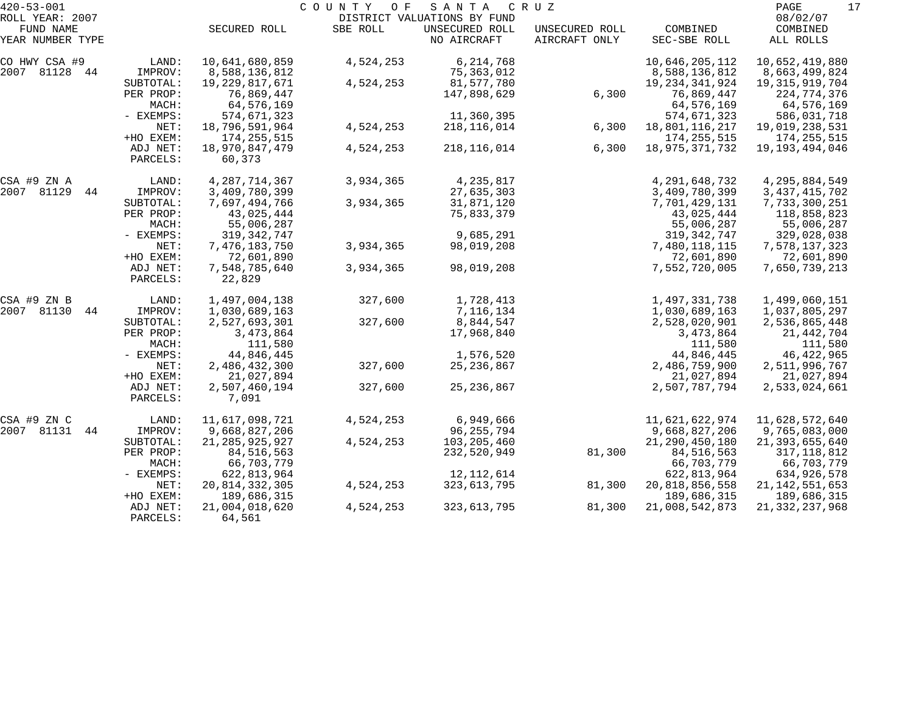420-53-001 COUNTY OF SANTA CRUZ
ROLL YEAR: 2007 DISTRICT VALUATIONS BY FUND 08/02/07

| FUND NAME YEAR NUMBER TYPE | | SECURED ROLL | SBE ROLL | UNSECURED ROLL NO AIRCRAFT | UNSECURED ROLL AIRCRAFT ONLY | COMBINED SEC-SBE ROLL | COMBINED ALL ROLLS |
|---|---|---|---|---|---|---|---|
| CO HWY CSA #9 | LAND: | 10,641,680,859 | 4,524,253 | 6,214,768 | | 10,646,205,112 | 10,652,419,880 |
| 2007 81128 44 | IMPROV: | 8,588,136,812 | | 75,363,012 | | 8,588,136,812 | 8,663,499,824 |
| | SUBTOTAL: | 19,229,817,671 | 4,524,253 | 81,577,780 | | 19,234,341,924 | 19,315,919,704 |
| | PER PROP: | 76,869,447 | | 147,898,629 | 6,300 | 76,869,447 | 224,774,376 |
| | MACH: | 64,576,169 | | | | 64,576,169 | 64,576,169 |
| | - EXEMPS: | 574,671,323 | | 11,360,395 | | 574,671,323 | 586,031,718 |
| | NET: | 18,796,591,964 | 4,524,253 | 218,116,014 | 6,300 | 18,801,116,217 | 19,019,238,531 |
| | +HO EXEM: | 174,255,515 | | | | 174,255,515 | 174,255,515 |
| | ADJ NET: | 18,970,847,479 | 4,524,253 | 218,116,014 | 6,300 | 18,975,371,732 | 19,193,494,046 |
| | PARCELS: | 60,373 | | | | | |
| CSA #9 ZN A | LAND: | 4,287,714,367 | 3,934,365 | 4,235,817 | | 4,291,648,732 | 4,295,884,549 |
| 2007 81129 44 | IMPROV: | 3,409,780,399 | | 27,635,303 | | 3,409,780,399 | 3,437,415,702 |
| | SUBTOTAL: | 7,697,494,766 | 3,934,365 | 31,871,120 | | 7,701,429,131 | 7,733,300,251 |
| | PER PROP: | 43,025,444 | | 75,833,379 | | 43,025,444 | 118,858,823 |
| | MACH: | 55,006,287 | | | | 55,006,287 | 55,006,287 |
| | - EXEMPS: | 319,342,747 | | 9,685,291 | | 319,342,747 | 329,028,038 |
| | NET: | 7,476,183,750 | 3,934,365 | 98,019,208 | | 7,480,118,115 | 7,578,137,323 |
| | +HO EXEM: | 72,601,890 | | | | 72,601,890 | 72,601,890 |
| | ADJ NET: | 7,548,785,640 | 3,934,365 | 98,019,208 | | 7,552,720,005 | 7,650,739,213 |
| | PARCELS: | 22,829 | | | | | |
| CSA #9 ZN B | LAND: | 1,497,004,138 | 327,600 | 1,728,413 | | 1,497,331,738 | 1,499,060,151 |
| 2007 81130 44 | IMPROV: | 1,030,689,163 | | 7,116,134 | | 1,030,689,163 | 1,037,805,297 |
| | SUBTOTAL: | 2,527,693,301 | 327,600 | 8,844,547 | | 2,528,020,901 | 2,536,865,448 |
| | PER PROP: | 3,473,864 | | 17,968,840 | | 3,473,864 | 21,442,704 |
| | MACH: | 111,580 | | | | 111,580 | 111,580 |
| | - EXEMPS: | 44,846,445 | | 1,576,520 | | 44,846,445 | 46,422,965 |
| | NET: | 2,486,432,300 | 327,600 | 25,236,867 | | 2,486,759,900 | 2,511,996,767 |
| | +HO EXEM: | 21,027,894 | | | | 21,027,894 | 21,027,894 |
| | ADJ NET: | 2,507,460,194 | 327,600 | 25,236,867 | | 2,507,787,794 | 2,533,024,661 |
| | PARCELS: | 7,091 | | | | | |
| CSA #9 ZN C | LAND: | 11,617,098,721 | 4,524,253 | 6,949,666 | | 11,621,622,974 | 11,628,572,640 |
| 2007 81131 44 | IMPROV: | 9,668,827,206 | | 96,255,794 | | 9,668,827,206 | 9,765,083,000 |
| | SUBTOTAL: | 21,285,925,927 | 4,524,253 | 103,205,460 | | 21,290,450,180 | 21,393,655,640 |
| | PER PROP: | 84,516,563 | | 232,520,949 | 81,300 | 84,516,563 | 317,118,812 |
| | MACH: | 66,703,779 | | | | 66,703,779 | 66,703,779 |
| | - EXEMPS: | 622,813,964 | | 12,112,614 | | 622,813,964 | 634,926,578 |
| | NET: | 20,814,332,305 | 4,524,253 | 323,613,795 | 81,300 | 20,818,856,558 | 21,142,551,653 |
| | +HO EXEM: | 189,686,315 | | | | 189,686,315 | 189,686,315 |
| | ADJ NET: | 21,004,018,620 | 4,524,253 | 323,613,795 | 81,300 | 21,008,542,873 | 21,332,237,968 |
| | PARCELS: | 64,561 | | | | | |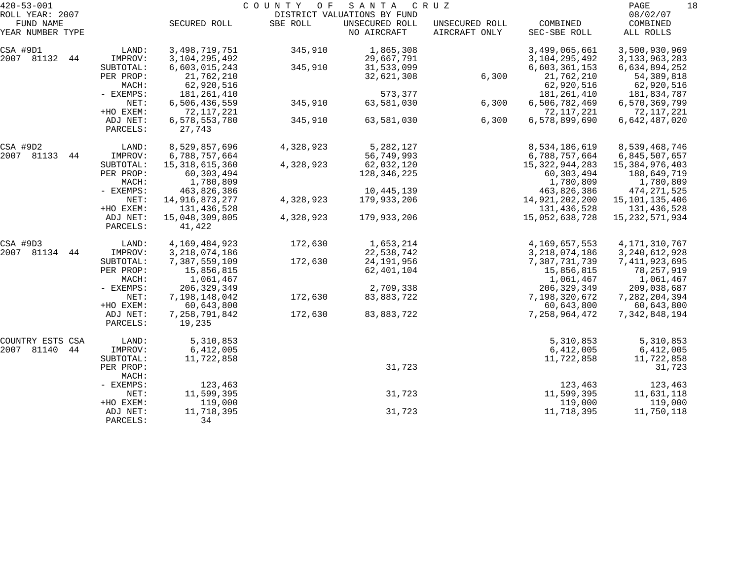420-53-001 COUNTY OF SANTA CRUZ
ROLL YEAR: 2007 DISTRICT VALUATIONS BY FUND 08/02/07

| FUND NAME YEAR NUMBER TYPE | | SECURED ROLL | SBE ROLL | UNSECURED ROLL NO AIRCRAFT | UNSECURED ROLL AIRCRAFT ONLY | COMBINED SEC-SBE ROLL | COMBINED ALL ROLLS |
|---|---|---|---|---|---|---|---|
| CSA #9D1 | LAND: | 3,498,719,751 | 345,910 | 1,865,308 | | 3,499,065,661 | 3,500,930,969 |
| 2007 81132 44 | IMPROV: | 3,104,295,492 | | 29,667,791 | | 3,104,295,492 | 3,133,963,283 |
| | SUBTOTAL: | 6,603,015,243 | 345,910 | 31,533,099 | | 6,603,361,153 | 6,634,894,252 |
| | PER PROP: | 21,762,210 | | 32,621,308 | 6,300 | 21,762,210 | 54,389,818 |
| | MACH: | 62,920,516 | | | | 62,920,516 | 62,920,516 |
| | - EXEMPS: | 181,261,410 | | 573,377 | | 181,261,410 | 181,834,787 |
| | NET: | 6,506,436,559 | 345,910 | 63,581,030 | 6,300 | 6,506,782,469 | 6,570,369,799 |
| | +HO EXEM: | 72,117,221 | | | | 72,117,221 | 72,117,221 |
| | ADJ NET: | 6,578,553,780 | 345,910 | 63,581,030 | 6,300 | 6,578,899,690 | 6,642,487,020 |
| | PARCELS: | 27,743 | | | | | |
| CSA #9D2 | LAND: | 8,529,857,696 | 4,328,923 | 5,282,127 | | 8,534,186,619 | 8,539,468,746 |
| 2007 81133 44 | IMPROV: | 6,788,757,664 | | 56,749,993 | | 6,788,757,664 | 6,845,507,657 |
| | SUBTOTAL: | 15,318,615,360 | 4,328,923 | 62,032,120 | | 15,322,944,283 | 15,384,976,403 |
| | PER PROP: | 60,303,494 | | 128,346,225 | | 60,303,494 | 188,649,719 |
| | MACH: | 1,780,809 | | | | 1,780,809 | 1,780,809 |
| | - EXEMPS: | 463,826,386 | | 10,445,139 | | 463,826,386 | 474,271,525 |
| | NET: | 14,916,873,277 | 4,328,923 | 179,933,206 | | 14,921,202,200 | 15,101,135,406 |
| | +HO EXEM: | 131,436,528 | | | | 131,436,528 | 131,436,528 |
| | ADJ NET: | 15,048,309,805 | 4,328,923 | 179,933,206 | | 15,052,638,728 | 15,232,571,934 |
| | PARCELS: | 41,422 | | | | | |
| CSA #9D3 | LAND: | 4,169,484,923 | 172,630 | 1,653,214 | | 4,169,657,553 | 4,171,310,767 |
| 2007 81134 44 | IMPROV: | 3,218,074,186 | | 22,538,742 | | 3,218,074,186 | 3,240,612,928 |
| | SUBTOTAL: | 7,387,559,109 | 172,630 | 24,191,956 | | 7,387,731,739 | 7,411,923,695 |
| | PER PROP: | 15,856,815 | | 62,401,104 | | 15,856,815 | 78,257,919 |
| | MACH: | 1,061,467 | | | | 1,061,467 | 1,061,467 |
| | - EXEMPS: | 206,329,349 | | 2,709,338 | | 206,329,349 | 209,038,687 |
| | NET: | 7,198,148,042 | 172,630 | 83,883,722 | | 7,198,320,672 | 7,282,204,394 |
| | +HO EXEM: | 60,643,800 | | | | 60,643,800 | 60,643,800 |
| | ADJ NET: | 7,258,791,842 | 172,630 | 83,883,722 | | 7,258,964,472 | 7,342,848,194 |
| | PARCELS: | 19,235 | | | | | |
| COUNTRY ESTS CSA | LAND: | 5,310,853 | | | | 5,310,853 | 5,310,853 |
| 2007 81140 44 | IMPROV: | 6,412,005 | | | | 6,412,005 | 6,412,005 |
| | SUBTOTAL: | 11,722,858 | | | | 11,722,858 | 11,722,858 |
| | PER PROP: | | | 31,723 | | | 31,723 |
| | MACH: | | | | | | |
| | - EXEMPS: | 123,463 | | | | 123,463 | 123,463 |
| | NET: | 11,599,395 | | 31,723 | | 11,599,395 | 11,631,118 |
| | +HO EXEM: | 119,000 | | | | 119,000 | 119,000 |
| | ADJ NET: | 11,718,395 | | 31,723 | | 11,718,395 | 11,750,118 |
| | PARCELS: | 34 | | | | | |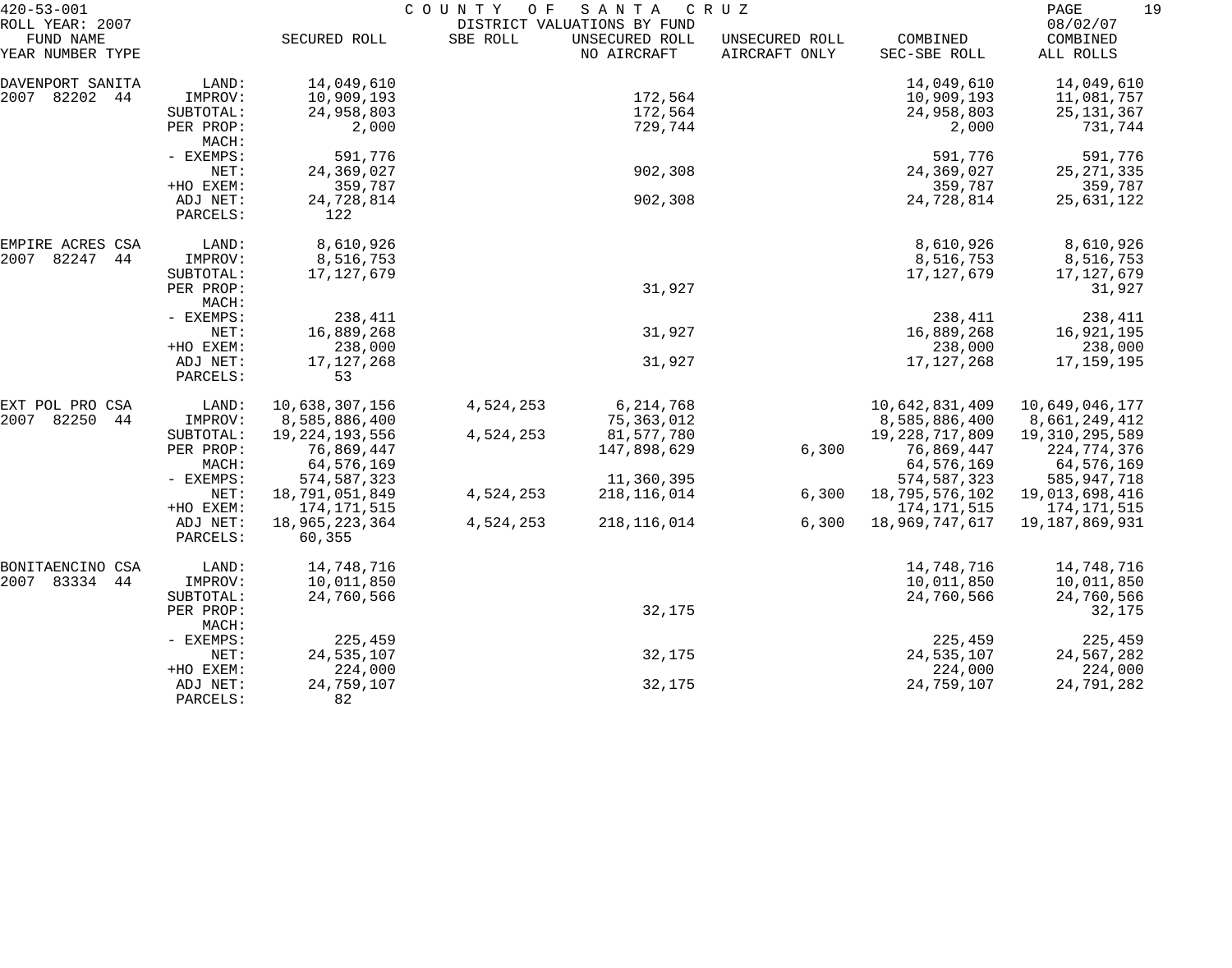420-53-001 COUNTY OF SANTA CRUZ

ROLL YEAR: 2007 DISTRICT VALUATIONS BY FUND 08/02/07

| FUND NAME YEAR NUMBER TYPE | | SECURED ROLL | SBE ROLL | UNSECURED ROLL NO AIRCRAFT | UNSECURED ROLL AIRCRAFT ONLY | COMBINED SEC-SBE ROLL | COMBINED ALL ROLLS |
|---|---|---|---|---|---|---|---|
| DAVENPORT SANITA | LAND: | 14,049,610 | | | | 14,049,610 | 14,049,610 |
| 2007 82202 44 | IMPROV: | 10,909,193 | | 172,564 | | 10,909,193 | 11,081,757 |
| | SUBTOTAL: | 24,958,803 | | 172,564 | | 24,958,803 | 25,131,367 |
| | PER PROP: | 2,000 | | 729,744 | | 2,000 | 731,744 |
| | MACH: | | | | | | |
| | - EXEMPS: | 591,776 | | | | 591,776 | 591,776 |
| | NET: | 24,369,027 | | 902,308 | | 24,369,027 | 25,271,335 |
| | +HO EXEM: | 359,787 | | | | 359,787 | 359,787 |
| | ADJ NET: | 24,728,814 | | 902,308 | | 24,728,814 | 25,631,122 |
| | PARCELS: | 122 | | | | | |
| EMPIRE ACRES CSA | LAND: | 8,610,926 | | | | 8,610,926 | 8,610,926 |
| 2007 82247 44 | IMPROV: | 8,516,753 | | | | 8,516,753 | 8,516,753 |
| | SUBTOTAL: | 17,127,679 | | | | 17,127,679 | 17,127,679 |
| | PER PROP: | | | 31,927 | | | 31,927 |
| | MACH: | | | | | | |
| | - EXEMPS: | 238,411 | | | | 238,411 | 238,411 |
| | NET: | 16,889,268 | | 31,927 | | 16,889,268 | 16,921,195 |
| | +HO EXEM: | 238,000 | | | | 238,000 | 238,000 |
| | ADJ NET: | 17,127,268 | | 31,927 | | 17,127,268 | 17,159,195 |
| | PARCELS: | 53 | | | | | |
| EXT POL PRO CSA | LAND: | 10,638,307,156 | 4,524,253 | 6,214,768 | | 10,642,831,409 | 10,649,046,177 |
| 2007 82250 44 | IMPROV: | 8,585,886,400 | | 75,363,012 | | 8,585,886,400 | 8,661,249,412 |
| | SUBTOTAL: | 19,224,193,556 | 4,524,253 | 81,577,780 | | 19,228,717,809 | 19,310,295,589 |
| | PER PROP: | 76,869,447 | | 147,898,629 | 6,300 | 76,869,447 | 224,774,376 |
| | MACH: | 64,576,169 | | | | 64,576,169 | 64,576,169 |
| | - EXEMPS: | 574,587,323 | | 11,360,395 | | 574,587,323 | 585,947,718 |
| | NET: | 18,791,051,849 | 4,524,253 | 218,116,014 | 6,300 | 18,795,576,102 | 19,013,698,416 |
| | +HO EXEM: | 174,171,515 | | | | 174,171,515 | 174,171,515 |
| | ADJ NET: | 18,965,223,364 | 4,524,253 | 218,116,014 | 6,300 | 18,969,747,617 | 19,187,869,931 |
| | PARCELS: | 60,355 | | | | | |
| BONITAENCINO CSA | LAND: | 14,748,716 | | | | 14,748,716 | 14,748,716 |
| 2007 83334 44 | IMPROV: | 10,011,850 | | | | 10,011,850 | 10,011,850 |
| | SUBTOTAL: | 24,760,566 | | | | 24,760,566 | 24,760,566 |
| | PER PROP: | | | 32,175 | | | 32,175 |
| | MACH: | | | | | | |
| | - EXEMPS: | 225,459 | | | | 225,459 | 225,459 |
| | NET: | 24,535,107 | | 32,175 | | 24,535,107 | 24,567,282 |
| | +HO EXEM: | 224,000 | | | | 224,000 | 224,000 |
| | ADJ NET: | 24,759,107 | | 32,175 | | 24,759,107 | 24,791,282 |
| | PARCELS: | 82 | | | | | |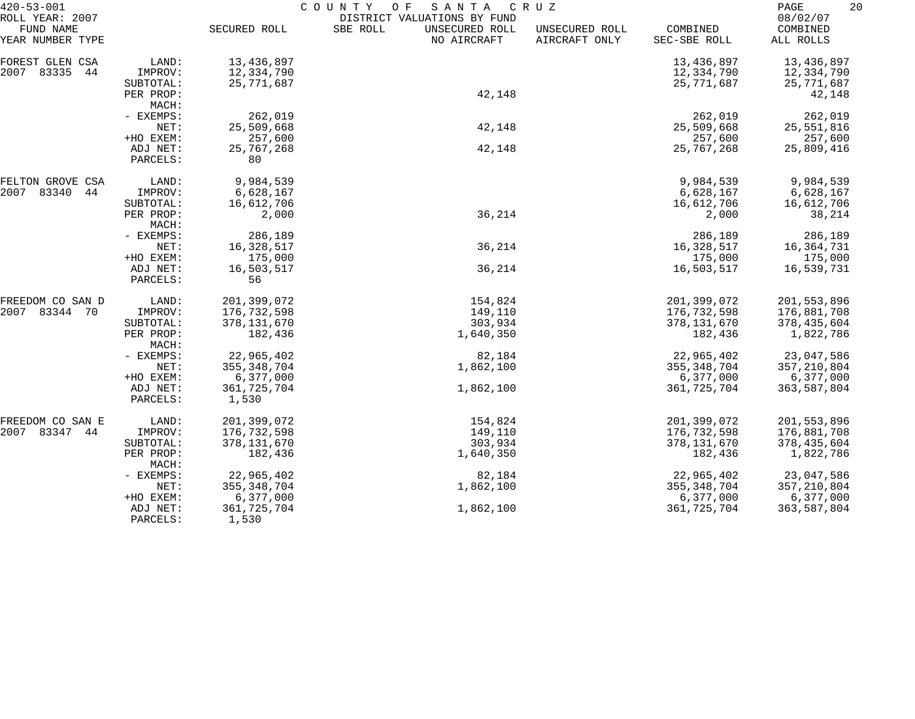420-53-001 COUNTY OF SANTA CRUZ
ROLL YEAR: 2007 DISTRICT VALUATIONS BY FUND 08/02/07

| FUND NAME YEAR NUMBER TYPE | | SECURED ROLL | SBE ROLL | UNSECURED ROLL NO AIRCRAFT | UNSECURED ROLL AIRCRAFT ONLY | COMBINED SEC-SBE ROLL | COMBINED ALL ROLLS |
|---|---|---|---|---|---|---|---|
| FOREST GLEN CSA | LAND: | 13,436,897 | | | | 13,436,897 | 13,436,897 |
| 2007 83335 44 | IMPROV: | 12,334,790 | | | | 12,334,790 | 12,334,790 |
| | SUBTOTAL: | 25,771,687 | | | | 25,771,687 | 25,771,687 |
| | PER PROP: | | | 42,148 | | | 42,148 |
| | MACH: | | | | | | |
| | - EXEMPS: | 262,019 | | | | 262,019 | 262,019 |
| | NET: | 25,509,668 | | 42,148 | | 25,509,668 | 25,551,816 |
| | +HO EXEM: | 257,600 | | | | 257,600 | 257,600 |
| | ADJ NET: | 25,767,268 | | 42,148 | | 25,767,268 | 25,809,416 |
| | PARCELS: | 80 | | | | | |
| FELTON GROVE CSA | LAND: | 9,984,539 | | | | 9,984,539 | 9,984,539 |
| 2007 83340 44 | IMPROV: | 6,628,167 | | | | 6,628,167 | 6,628,167 |
| | SUBTOTAL: | 16,612,706 | | | | 16,612,706 | 16,612,706 |
| | PER PROP: | 2,000 | | 36,214 | | 2,000 | 38,214 |
| | MACH: | | | | | | |
| | - EXEMPS: | 286,189 | | | | 286,189 | 286,189 |
| | NET: | 16,328,517 | | 36,214 | | 16,328,517 | 16,364,731 |
| | +HO EXEM: | 175,000 | | | | 175,000 | 175,000 |
| | ADJ NET: | 16,503,517 | | 36,214 | | 16,503,517 | 16,539,731 |
| | PARCELS: | 56 | | | | | |
| FREEDOM CO SAN D | LAND: | 201,399,072 | | 154,824 | | 201,399,072 | 201,553,896 |
| 2007 83344 70 | IMPROV: | 176,732,598 | | 149,110 | | 176,732,598 | 176,881,708 |
| | SUBTOTAL: | 378,131,670 | | 303,934 | | 378,131,670 | 378,435,604 |
| | PER PROP: | 182,436 | | 1,640,350 | | 182,436 | 1,822,786 |
| | MACH: | | | | | | |
| | - EXEMPS: | 22,965,402 | | 82,184 | | 22,965,402 | 23,047,586 |
| | NET: | 355,348,704 | | 1,862,100 | | 355,348,704 | 357,210,804 |
| | +HO EXEM: | 6,377,000 | | | | 6,377,000 | 6,377,000 |
| | ADJ NET: | 361,725,704 | | 1,862,100 | | 361,725,704 | 363,587,804 |
| | PARCELS: | 1,530 | | | | | |
| FREEDOM CO SAN E | LAND: | 201,399,072 | | 154,824 | | 201,399,072 | 201,553,896 |
| 2007 83347 44 | IMPROV: | 176,732,598 | | 149,110 | | 176,732,598 | 176,881,708 |
| | SUBTOTAL: | 378,131,670 | | 303,934 | | 378,131,670 | 378,435,604 |
| | PER PROP: | 182,436 | | 1,640,350 | | 182,436 | 1,822,786 |
| | MACH: | | | | | | |
| | - EXEMPS: | 22,965,402 | | 82,184 | | 22,965,402 | 23,047,586 |
| | NET: | 355,348,704 | | 1,862,100 | | 355,348,704 | 357,210,804 |
| | +HO EXEM: | 6,377,000 | | | | 6,377,000 | 6,377,000 |
| | ADJ NET: | 361,725,704 | | 1,862,100 | | 361,725,704 | 363,587,804 |
| | PARCELS: | 1,530 | | | | | |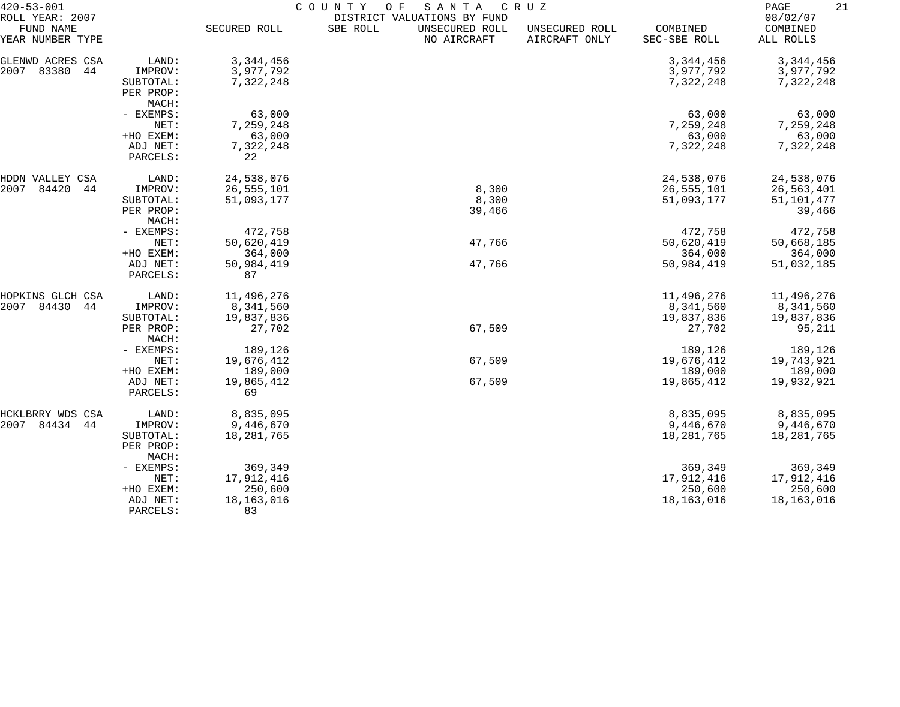420-53-001 COUNTY OF SANTA CRUZ
ROLL YEAR: 2007 DISTRICT VALUATIONS BY FUND 08/02/07

| FUND NAME YEAR NUMBER TYPE | | SECURED ROLL | SBE ROLL | UNSECURED ROLL NO AIRCRAFT | UNSECURED ROLL AIRCRAFT ONLY | COMBINED SEC-SBE ROLL | COMBINED ALL ROLLS |
|---|---|---|---|---|---|---|---|
| GLENWD ACRES CSA | LAND: | 3,344,456 | | | | 3,344,456 | 3,344,456 |
| 2007 83380 44 | IMPROV: | 3,977,792 | | | | 3,977,792 | 3,977,792 |
| | SUBTOTAL: | 7,322,248 | | | | 7,322,248 | 7,322,248 |
| | PER PROP: | | | | | | |
| | MACH: | | | | | | |
| | - EXEMPS: | 63,000 | | | | 63,000 | 63,000 |
| | NET: | 7,259,248 | | | | 7,259,248 | 7,259,248 |
| | +HO EXEM: | 63,000 | | | | 63,000 | 63,000 |
| | ADJ NET: | 7,322,248 | | | | 7,322,248 | 7,322,248 |
| | PARCELS: | 22 | | | | | |
| HDDN VALLEY CSA | LAND: | 24,538,076 | | | | 24,538,076 | 24,538,076 |
| 2007 84420 44 | IMPROV: | 26,555,101 | | 8,300 | | 26,555,101 | 26,563,401 |
| | SUBTOTAL: | 51,093,177 | | 8,300 | | 51,093,177 | 51,101,477 |
| | PER PROP: | | | 39,466 | | | 39,466 |
| | MACH: | | | | | | |
| | - EXEMPS: | 472,758 | | | | 472,758 | 472,758 |
| | NET: | 50,620,419 | | 47,766 | | 50,620,419 | 50,668,185 |
| | +HO EXEM: | 364,000 | | | | 364,000 | 364,000 |
| | ADJ NET: | 50,984,419 | | 47,766 | | 50,984,419 | 51,032,185 |
| | PARCELS: | 87 | | | | | |
| HOPKINS GLCH CSA | LAND: | 11,496,276 | | | | 11,496,276 | 11,496,276 |
| 2007 84430 44 | IMPROV: | 8,341,560 | | | | 8,341,560 | 8,341,560 |
| | SUBTOTAL: | 19,837,836 | | | | 19,837,836 | 19,837,836 |
| | PER PROP: | 27,702 | | 67,509 | | 27,702 | 95,211 |
| | MACH: | | | | | | |
| | - EXEMPS: | 189,126 | | | | 189,126 | 189,126 |
| | NET: | 19,676,412 | | 67,509 | | 19,676,412 | 19,743,921 |
| | +HO EXEM: | 189,000 | | | | 189,000 | 189,000 |
| | ADJ NET: | 19,865,412 | | 67,509 | | 19,865,412 | 19,932,921 |
| | PARCELS: | 69 | | | | | |
| HCKLBRRY WDS CSA | LAND: | 8,835,095 | | | | 8,835,095 | 8,835,095 |
| 2007 84434 44 | IMPROV: | 9,446,670 | | | | 9,446,670 | 9,446,670 |
| | SUBTOTAL: | 18,281,765 | | | | 18,281,765 | 18,281,765 |
| | PER PROP: | | | | | | |
| | MACH: | | | | | | |
| | - EXEMPS: | 369,349 | | | | 369,349 | 369,349 |
| | NET: | 17,912,416 | | | | 17,912,416 | 17,912,416 |
| | +HO EXEM: | 250,600 | | | | 250,600 | 250,600 |
| | ADJ NET: | 18,163,016 | | | | 18,163,016 | 18,163,016 |
| | PARCELS: | 83 | | | | | |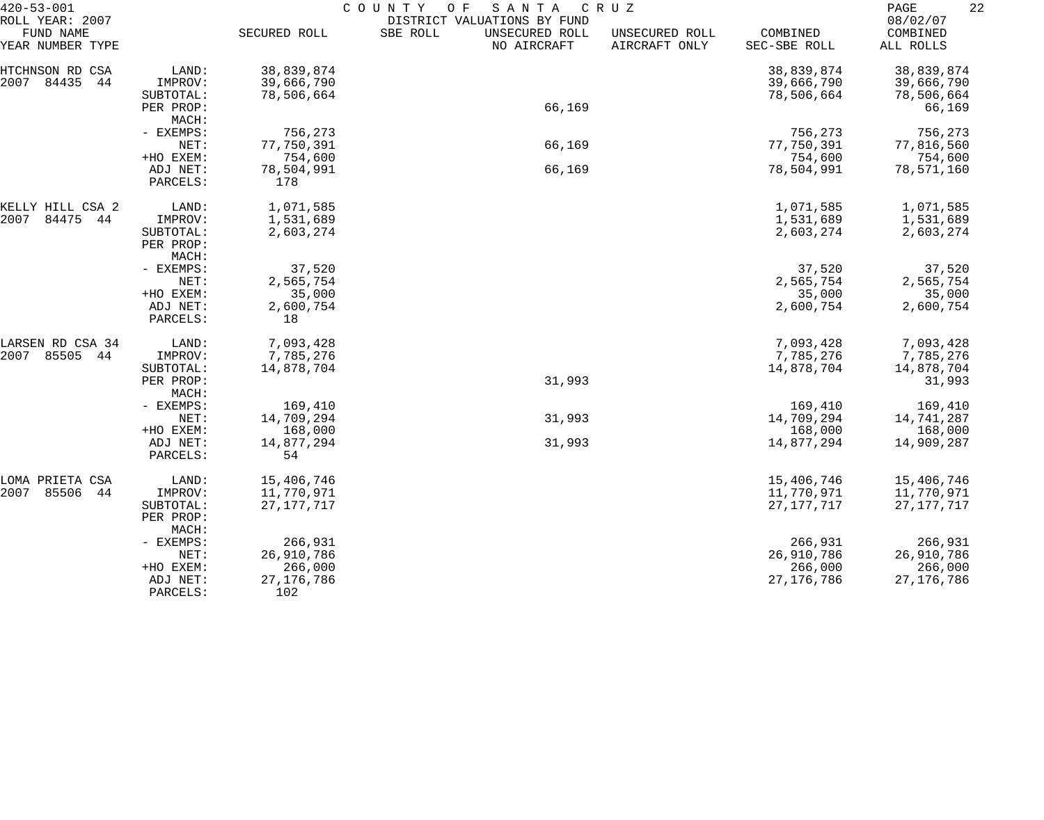420-53-001 COUNTY OF SANTA CRUZ
ROLL YEAR: 2007 DISTRICT VALUATIONS BY FUND 08/02/07

| FUND NAME YEAR NUMBER TYPE | | SECURED ROLL | SBE ROLL | UNSECURED ROLL NO AIRCRAFT | UNSECURED ROLL AIRCRAFT ONLY | COMBINED SEC-SBE ROLL | COMBINED ALL ROLLS |
|---|---|---|---|---|---|---|---|
| HTCHNSON RD CSA | LAND: | 38,839,874 | | | | 38,839,874 | 38,839,874 |
| 2007 84435 44 | IMPROV: | 39,666,790 | | | | 39,666,790 | 39,666,790 |
| | SUBTOTAL: | 78,506,664 | | | | 78,506,664 | 78,506,664 |
| | PER PROP: | | | 66,169 | | | 66,169 |
| | MACH: | | | | | | |
| | - EXEMPS: | 756,273 | | | | 756,273 | 756,273 |
| | NET: | 77,750,391 | | 66,169 | | 77,750,391 | 77,816,560 |
| | +HO EXEM: | 754,600 | | | | 754,600 | 754,600 |
| | ADJ NET: | 78,504,991 | | 66,169 | | 78,504,991 | 78,571,160 |
| | PARCELS: | 178 | | | | | |
| KELLY HILL CSA 2 | LAND: | 1,071,585 | | | | 1,071,585 | 1,071,585 |
| 2007 84475 44 | IMPROV: | 1,531,689 | | | | 1,531,689 | 1,531,689 |
| | SUBTOTAL: | 2,603,274 | | | | 2,603,274 | 2,603,274 |
| | PER PROP: | | | | | | |
| | MACH: | | | | | | |
| | - EXEMPS: | 37,520 | | | | 37,520 | 37,520 |
| | NET: | 2,565,754 | | | | 2,565,754 | 2,565,754 |
| | +HO EXEM: | 35,000 | | | | 35,000 | 35,000 |
| | ADJ NET: | 2,600,754 | | | | 2,600,754 | 2,600,754 |
| | PARCELS: | 18 | | | | | |
| LARSEN RD CSA 34 | LAND: | 7,093,428 | | | | 7,093,428 | 7,093,428 |
| 2007 85505 44 | IMPROV: | 7,785,276 | | | | 7,785,276 | 7,785,276 |
| | SUBTOTAL: | 14,878,704 | | | | 14,878,704 | 14,878,704 |
| | PER PROP: | | | 31,993 | | | 31,993 |
| | MACH: | | | | | | |
| | - EXEMPS: | 169,410 | | | | 169,410 | 169,410 |
| | NET: | 14,709,294 | | 31,993 | | 14,709,294 | 14,741,287 |
| | +HO EXEM: | 168,000 | | | | 168,000 | 168,000 |
| | ADJ NET: | 14,877,294 | | 31,993 | | 14,877,294 | 14,909,287 |
| | PARCELS: | 54 | | | | | |
| LOMA PRIETA CSA | LAND: | 15,406,746 | | | | 15,406,746 | 15,406,746 |
| 2007 85506 44 | IMPROV: | 11,770,971 | | | | 11,770,971 | 11,770,971 |
| | SUBTOTAL: | 27,177,717 | | | | 27,177,717 | 27,177,717 |
| | PER PROP: | | | | | | |
| | MACH: | | | | | | |
| | - EXEMPS: | 266,931 | | | | 266,931 | 266,931 |
| | NET: | 26,910,786 | | | | 26,910,786 | 26,910,786 |
| | +HO EXEM: | 266,000 | | | | 266,000 | 266,000 |
| | ADJ NET: | 27,176,786 | | | | 27,176,786 | 27,176,786 |
| | PARCELS: | 102 | | | | | |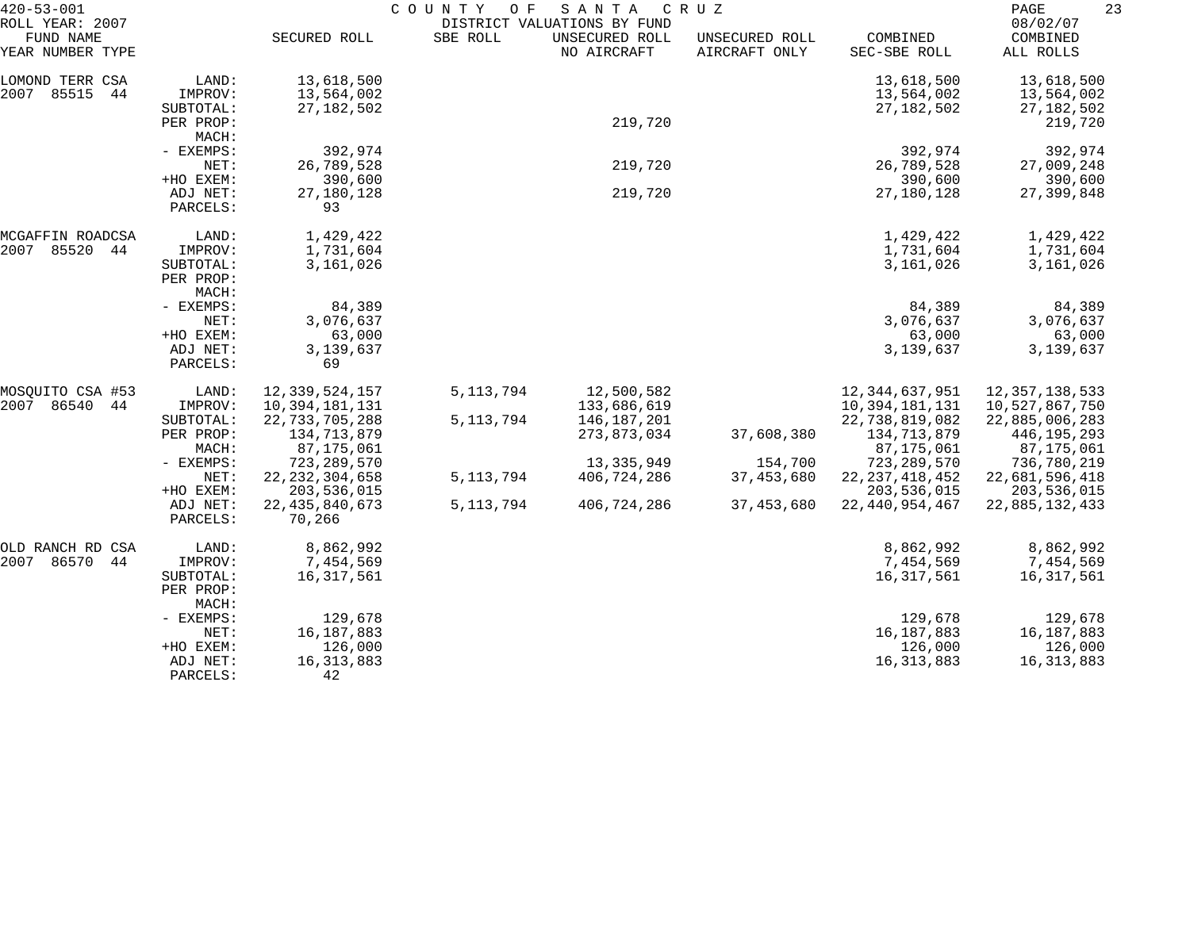420-53-001 COUNTY OF SANTA CRUZ
ROLL YEAR: 2007 DISTRICT VALUATIONS BY FUND 08/02/07

| FUND NAME YEAR NUMBER TYPE | | SECURED ROLL | SBE ROLL | UNSECURED ROLL NO AIRCRAFT | UNSECURED ROLL AIRCRAFT ONLY | COMBINED SEC-SBE ROLL | COMBINED ALL ROLLS |
|---|---|---|---|---|---|---|---|
| LOMOND TERR CSA | LAND: | 13,618,500 | | | | 13,618,500 | 13,618,500 |
| 2007 85515 44 | IMPROV: | 13,564,002 | | | | 13,564,002 | 13,564,002 |
| | SUBTOTAL: | 27,182,502 | | | | 27,182,502 | 27,182,502 |
| | PER PROP: | | | 219,720 | | | 219,720 |
| | MACH: | | | | | | |
| | - EXEMPS: | 392,974 | | | | 392,974 | 392,974 |
| | NET: | 26,789,528 | | 219,720 | | 26,789,528 | 27,009,248 |
| | +HO EXEM: | 390,600 | | | | 390,600 | 390,600 |
| | ADJ NET: | 27,180,128 | | 219,720 | | 27,180,128 | 27,399,848 |
| | PARCELS: | 93 | | | | | |
| MCGAFFIN ROADCSA | LAND: | 1,429,422 | | | | 1,429,422 | 1,429,422 |
| 2007 85520 44 | IMPROV: | 1,731,604 | | | | 1,731,604 | 1,731,604 |
| | SUBTOTAL: | 3,161,026 | | | | 3,161,026 | 3,161,026 |
| | PER PROP: | | | | | | |
| | MACH: | | | | | | |
| | - EXEMPS: | 84,389 | | | | 84,389 | 84,389 |
| | NET: | 3,076,637 | | | | 3,076,637 | 3,076,637 |
| | +HO EXEM: | 63,000 | | | | 63,000 | 63,000 |
| | ADJ NET: | 3,139,637 | | | | 3,139,637 | 3,139,637 |
| | PARCELS: | 69 | | | | | |
| MOSQUITO CSA #53 | LAND: | 12,339,524,157 | 5,113,794 | 12,500,582 | | 12,344,637,951 | 12,357,138,533 |
| 2007 86540 44 | IMPROV: | 10,394,181,131 | | 133,686,619 | | 10,394,181,131 | 10,527,867,750 |
| | SUBTOTAL: | 22,733,705,288 | 5,113,794 | 146,187,201 | | 22,738,819,082 | 22,885,006,283 |
| | PER PROP: | 134,713,879 | | 273,873,034 | 37,608,380 | 134,713,879 | 446,195,293 |
| | MACH: | 87,175,061 | | | | 87,175,061 | 87,175,061 |
| | - EXEMPS: | 723,289,570 | | 13,335,949 | 154,700 | 723,289,570 | 736,780,219 |
| | NET: | 22,232,304,658 | 5,113,794 | 406,724,286 | 37,453,680 | 22,237,418,452 | 22,681,596,418 |
| | +HO EXEM: | 203,536,015 | | | | 203,536,015 | 203,536,015 |
| | ADJ NET: | 22,435,840,673 | 5,113,794 | 406,724,286 | 37,453,680 | 22,440,954,467 | 22,885,132,433 |
| | PARCELS: | 70,266 | | | | | |
| OLD RANCH RD CSA | LAND: | 8,862,992 | | | | 8,862,992 | 8,862,992 |
| 2007 86570 44 | IMPROV: | 7,454,569 | | | | 7,454,569 | 7,454,569 |
| | SUBTOTAL: | 16,317,561 | | | | 16,317,561 | 16,317,561 |
| | PER PROP: | | | | | | |
| | MACH: | | | | | | |
| | - EXEMPS: | 129,678 | | | | 129,678 | 129,678 |
| | NET: | 16,187,883 | | | | 16,187,883 | 16,187,883 |
| | +HO EXEM: | 126,000 | | | | 126,000 | 126,000 |
| | ADJ NET: | 16,313,883 | | | | 16,313,883 | 16,313,883 |
| | PARCELS: | 42 | | | | | |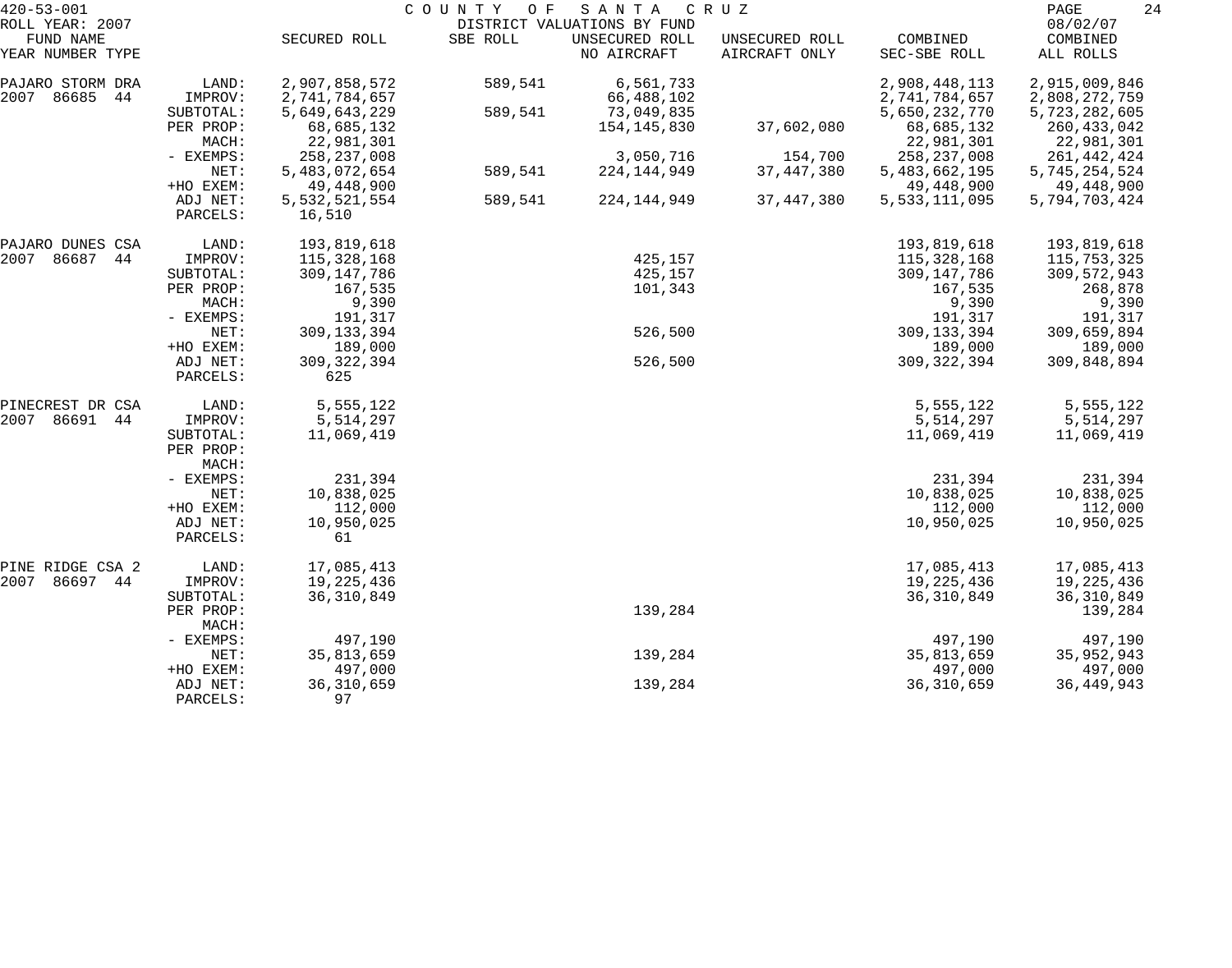420-53-001 COUNTY OF SANTA CRUZ
ROLL YEAR: 2007 DISTRICT VALUATIONS BY FUND 08/02/07

| FUND NAME YEAR NUMBER TYPE | | SECURED ROLL | SBE ROLL | UNSECURED ROLL NO AIRCRAFT | UNSECURED ROLL AIRCRAFT ONLY | COMBINED SEC-SBE ROLL | COMBINED ALL ROLLS |
|---|---|---|---|---|---|---|---|
| PAJARO STORM DRA | LAND: | 2,907,858,572 | 589,541 | 6,561,733 | | 2,908,448,113 | 2,915,009,846 |
| 2007 86685 44 | IMPROV: | 2,741,784,657 | | 66,488,102 | | 2,741,784,657 | 2,808,272,759 |
| | SUBTOTAL: | 5,649,643,229 | 589,541 | 73,049,835 | | 5,650,232,770 | 5,723,282,605 |
| | PER PROP: | 68,685,132 | | 154,145,830 | 37,602,080 | 68,685,132 | 260,433,042 |
| | MACH: | 22,981,301 | | | | 22,981,301 | 22,981,301 |
| | - EXEMPS: | 258,237,008 | | 3,050,716 | 154,700 | 258,237,008 | 261,442,424 |
| | NET: | 5,483,072,654 | 589,541 | 224,144,949 | 37,447,380 | 5,483,662,195 | 5,745,254,524 |
| | +HO EXEM: | 49,448,900 | | | | 49,448,900 | 49,448,900 |
| | ADJ NET: | 5,532,521,554 | 589,541 | 224,144,949 | 37,447,380 | 5,533,111,095 | 5,794,703,424 |
| | PARCELS: | 16,510 | | | | | |
| PAJARO DUNES CSA | LAND: | 193,819,618 | | | | 193,819,618 | 193,819,618 |
| 2007 86687 44 | IMPROV: | 115,328,168 | | 425,157 | | 115,328,168 | 115,753,325 |
| | SUBTOTAL: | 309,147,786 | | 425,157 | | 309,147,786 | 309,572,943 |
| | PER PROP: | 167,535 | | 101,343 | | 167,535 | 268,878 |
| | MACH: | 9,390 | | | | 9,390 | 9,390 |
| | - EXEMPS: | 191,317 | | | | 191,317 | 191,317 |
| | NET: | 309,133,394 | | 526,500 | | 309,133,394 | 309,659,894 |
| | +HO EXEM: | 189,000 | | | | 189,000 | 189,000 |
| | ADJ NET: | 309,322,394 | | 526,500 | | 309,322,394 | 309,848,894 |
| | PARCELS: | 625 | | | | | |
| PINECREST DR CSA | LAND: | 5,555,122 | | | | 5,555,122 | 5,555,122 |
| 2007 86691 44 | IMPROV: | 5,514,297 | | | | 5,514,297 | 5,514,297 |
| | SUBTOTAL: | 11,069,419 | | | | 11,069,419 | 11,069,419 |
| | PER PROP: | | | | | | |
| | MACH: | | | | | | |
| | - EXEMPS: | 231,394 | | | | 231,394 | 231,394 |
| | NET: | 10,838,025 | | | | 10,838,025 | 10,838,025 |
| | +HO EXEM: | 112,000 | | | | 112,000 | 112,000 |
| | ADJ NET: | 10,950,025 | | | | 10,950,025 | 10,950,025 |
| | PARCELS: | 61 | | | | | |
| PINE RIDGE CSA 2 | LAND: | 17,085,413 | | | | 17,085,413 | 17,085,413 |
| 2007 86697 44 | IMPROV: | 19,225,436 | | | | 19,225,436 | 19,225,436 |
| | SUBTOTAL: | 36,310,849 | | | | 36,310,849 | 36,310,849 |
| | PER PROP: | | | 139,284 | | | 139,284 |
| | MACH: | | | | | | |
| | - EXEMPS: | 497,190 | | | | 497,190 | 497,190 |
| | NET: | 35,813,659 | | 139,284 | | 35,813,659 | 35,952,943 |
| | +HO EXEM: | 497,000 | | | | 497,000 | 497,000 |
| | ADJ NET: | 36,310,659 | | 139,284 | | 36,310,659 | 36,449,943 |
| | PARCELS: | 97 | | | | | |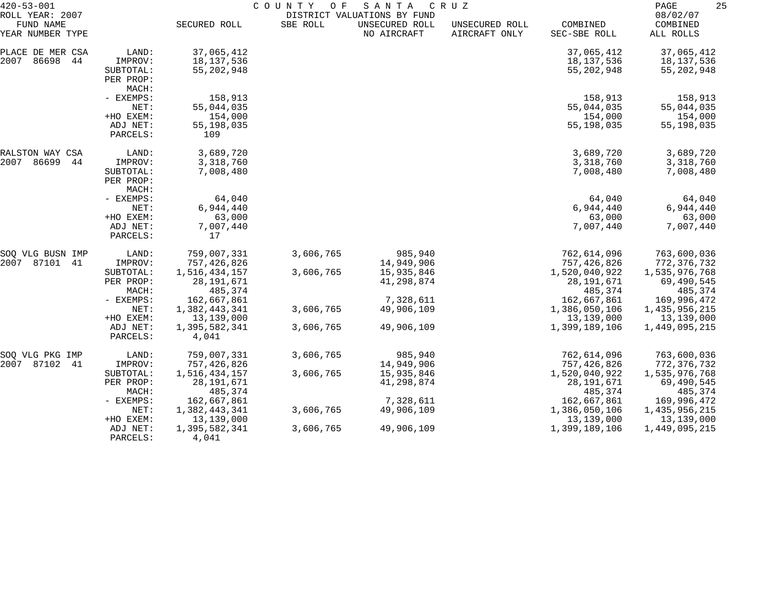420-53-001 COUNTY OF SANTA CRUZ
ROLL YEAR: 2007 DISTRICT VALUATIONS BY FUND 08/02/07

| FUND NAME YEAR NUMBER TYPE | | SECURED ROLL | SBE ROLL | UNSECURED ROLL NO AIRCRAFT | UNSECURED ROLL AIRCRAFT ONLY | COMBINED SEC-SBE ROLL | COMBINED ALL ROLLS |
|---|---|---|---|---|---|---|---|
| PLACE DE MER CSA | LAND: | 37,065,412 | | | | 37,065,412 | 37,065,412 |
| 2007 86698 44 | IMPROV: | 18,137,536 | | | | 18,137,536 | 18,137,536 |
| | SUBTOTAL: | 55,202,948 | | | | 55,202,948 | 55,202,948 |
| | PER PROP: | | | | | | |
| | MACH: | | | | | | |
| | - EXEMPS: | 158,913 | | | | 158,913 | 158,913 |
| | NET: | 55,044,035 | | | | 55,044,035 | 55,044,035 |
| | +HO EXEM: | 154,000 | | | | 154,000 | 154,000 |
| | ADJ NET: | 55,198,035 | | | | 55,198,035 | 55,198,035 |
| | PARCELS: | 109 | | | | | |
| RALSTON WAY CSA | LAND: | 3,689,720 | | | | 3,689,720 | 3,689,720 |
| 2007 86699 44 | IMPROV: | 3,318,760 | | | | 3,318,760 | 3,318,760 |
| | SUBTOTAL: | 7,008,480 | | | | 7,008,480 | 7,008,480 |
| | PER PROP: | | | | | | |
| | MACH: | | | | | | |
| | - EXEMPS: | 64,040 | | | | 64,040 | 64,040 |
| | NET: | 6,944,440 | | | | 6,944,440 | 6,944,440 |
| | +HO EXEM: | 63,000 | | | | 63,000 | 63,000 |
| | ADJ NET: | 7,007,440 | | | | 7,007,440 | 7,007,440 |
| | PARCELS: | 17 | | | | | |
| SOQ VLG BUSN IMP | LAND: | 759,007,331 | 3,606,765 | 985,940 | | 762,614,096 | 763,600,036 |
| 2007 87101 41 | IMPROV: | 757,426,826 | | 14,949,906 | | 757,426,826 | 772,376,732 |
| | SUBTOTAL: | 1,516,434,157 | 3,606,765 | 15,935,846 | | 1,520,040,922 | 1,535,976,768 |
| | PER PROP: | 28,191,671 | | 41,298,874 | | 28,191,671 | 69,490,545 |
| | MACH: | 485,374 | | | | 485,374 | 485,374 |
| | - EXEMPS: | 162,667,861 | | 7,328,611 | | 162,667,861 | 169,996,472 |
| | NET: | 1,382,443,341 | 3,606,765 | 49,906,109 | | 1,386,050,106 | 1,435,956,215 |
| | +HO EXEM: | 13,139,000 | | | | 13,139,000 | 13,139,000 |
| | ADJ NET: | 1,395,582,341 | 3,606,765 | 49,906,109 | | 1,399,189,106 | 1,449,095,215 |
| | PARCELS: | 4,041 | | | | | |
| SOQ VLG PKG IMP | LAND: | 759,007,331 | 3,606,765 | 985,940 | | 762,614,096 | 763,600,036 |
| 2007 87102 41 | IMPROV: | 757,426,826 | | 14,949,906 | | 757,426,826 | 772,376,732 |
| | SUBTOTAL: | 1,516,434,157 | 3,606,765 | 15,935,846 | | 1,520,040,922 | 1,535,976,768 |
| | PER PROP: | 28,191,671 | | 41,298,874 | | 28,191,671 | 69,490,545 |
| | MACH: | 485,374 | | | | 485,374 | 485,374 |
| | - EXEMPS: | 162,667,861 | | 7,328,611 | | 162,667,861 | 169,996,472 |
| | NET: | 1,382,443,341 | 3,606,765 | 49,906,109 | | 1,386,050,106 | 1,435,956,215 |
| | +HO EXEM: | 13,139,000 | | | | 13,139,000 | 13,139,000 |
| | ADJ NET: | 1,395,582,341 | 3,606,765 | 49,906,109 | | 1,399,189,106 | 1,449,095,215 |
| | PARCELS: | 4,041 | | | | | |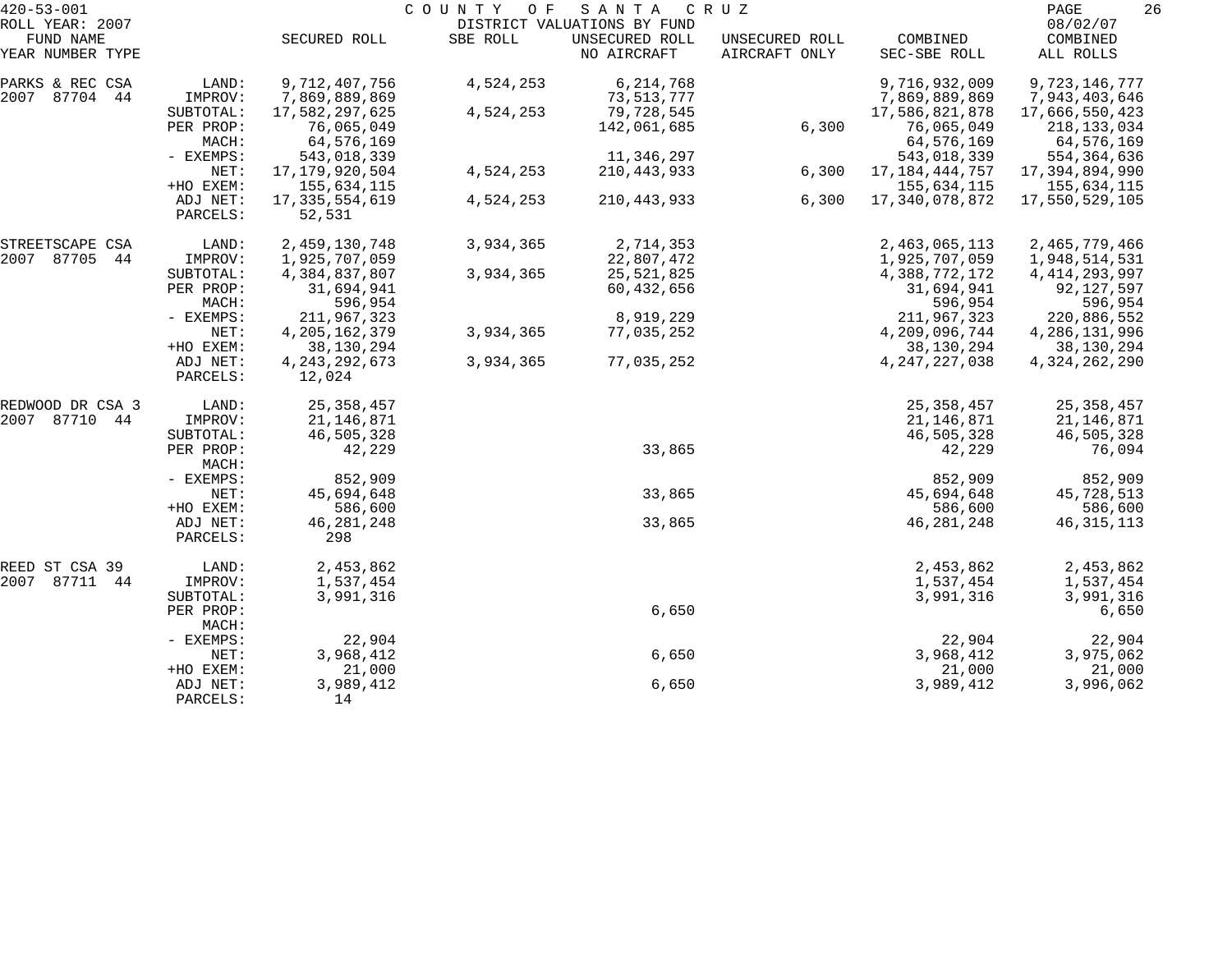420-53-001 COUNTY OF SANTA CRUZ
ROLL YEAR: 2007 DISTRICT VALUATIONS BY FUND 08/02/07

| FUND NAME YEAR NUMBER TYPE | | SECURED ROLL | SBE ROLL | UNSECURED ROLL NO AIRCRAFT | UNSECURED ROLL AIRCRAFT ONLY | COMBINED SEC-SBE ROLL | COMBINED ALL ROLLS |
|---|---|---|---|---|---|---|---|
| PARKS & REC CSA | LAND: | 9,712,407,756 | 4,524,253 | 6,214,768 | | 9,716,932,009 | 9,723,146,777 |
| 2007 87704 44 | IMPROV: | 7,869,889,869 | | 73,513,777 | | 7,869,889,869 | 7,943,403,646 |
| | SUBTOTAL: | 17,582,297,625 | 4,524,253 | 79,728,545 | | 17,586,821,878 | 17,666,550,423 |
| | PER PROP: | 76,065,049 | | 142,061,685 | 6,300 | 76,065,049 | 218,133,034 |
| | MACH: | 64,576,169 | | | | 64,576,169 | 64,576,169 |
| | - EXEMPS: | 543,018,339 | | 11,346,297 | | 543,018,339 | 554,364,636 |
| | NET: | 17,179,920,504 | 4,524,253 | 210,443,933 | 6,300 | 17,184,444,757 | 17,394,894,990 |
| | +HO EXEM: | 155,634,115 | | | | 155,634,115 | 155,634,115 |
| | ADJ NET: | 17,335,554,619 | 4,524,253 | 210,443,933 | 6,300 | 17,340,078,872 | 17,550,529,105 |
| | PARCELS: | 52,531 | | | | | |
| STREETSCAPE CSA | LAND: | 2,459,130,748 | 3,934,365 | 2,714,353 | | 2,463,065,113 | 2,465,779,466 |
| 2007 87705 44 | IMPROV: | 1,925,707,059 | | 22,807,472 | | 1,925,707,059 | 1,948,514,531 |
| | SUBTOTAL: | 4,384,837,807 | 3,934,365 | 25,521,825 | | 4,388,772,172 | 4,414,293,997 |
| | PER PROP: | 31,694,941 | | 60,432,656 | | 31,694,941 | 92,127,597 |
| | MACH: | 596,954 | | | | 596,954 | 596,954 |
| | - EXEMPS: | 211,967,323 | | 8,919,229 | | 211,967,323 | 220,886,552 |
| | NET: | 4,205,162,379 | 3,934,365 | 77,035,252 | | 4,209,096,744 | 4,286,131,996 |
| | +HO EXEM: | 38,130,294 | | | | 38,130,294 | 38,130,294 |
| | ADJ NET: | 4,243,292,673 | 3,934,365 | 77,035,252 | | 4,247,227,038 | 4,324,262,290 |
| | PARCELS: | 12,024 | | | | | |
| REDWOOD DR CSA 3 | LAND: | 25,358,457 | | | | 25,358,457 | 25,358,457 |
| 2007 87710 44 | IMPROV: | 21,146,871 | | | | 21,146,871 | 21,146,871 |
| | SUBTOTAL: | 46,505,328 | | | | 46,505,328 | 46,505,328 |
| | PER PROP: | 42,229 | | 33,865 | | 42,229 | 76,094 |
| | MACH: | | | | | | |
| | - EXEMPS: | 852,909 | | | | 852,909 | 852,909 |
| | NET: | 45,694,648 | | 33,865 | | 45,694,648 | 45,728,513 |
| | +HO EXEM: | 586,600 | | | | 586,600 | 586,600 |
| | ADJ NET: | 46,281,248 | | 33,865 | | 46,281,248 | 46,315,113 |
| | PARCELS: | 298 | | | | | |
| REED ST CSA 39 | LAND: | 2,453,862 | | | | 2,453,862 | 2,453,862 |
| 2007 87711 44 | IMPROV: | 1,537,454 | | | | 1,537,454 | 1,537,454 |
| | SUBTOTAL: | 3,991,316 | | | | 3,991,316 | 3,991,316 |
| | PER PROP: | | | 6,650 | | | 6,650 |
| | MACH: | | | | | | |
| | - EXEMPS: | 22,904 | | | | 22,904 | 22,904 |
| | NET: | 3,968,412 | | 6,650 | | 3,968,412 | 3,975,062 |
| | +HO EXEM: | 21,000 | | | | 21,000 | 21,000 |
| | ADJ NET: | 3,989,412 | | 6,650 | | 3,989,412 | 3,996,062 |
| | PARCELS: | 14 | | | | | |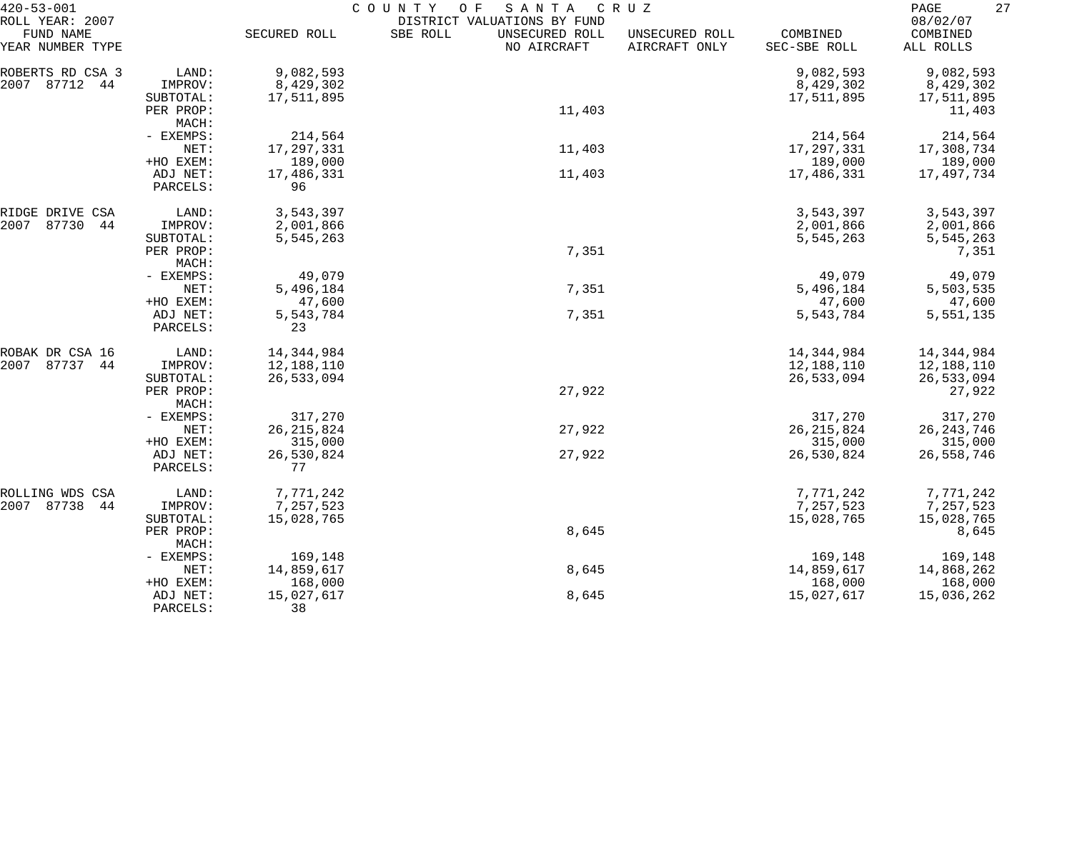420-53-001 COUNTY OF SANTA CRUZ
ROLL YEAR: 2007 DISTRICT VALUATIONS BY FUND 08/02/07

| FUND NAME YEAR NUMBER TYPE | | SECURED ROLL | SBE ROLL | UNSECURED ROLL NO AIRCRAFT | UNSECURED ROLL AIRCRAFT ONLY | COMBINED SEC-SBE ROLL | COMBINED ALL ROLLS |
|---|---|---|---|---|---|---|---|
| ROBERTS RD CSA 3 | LAND: | 9,082,593 | | | | 9,082,593 | 9,082,593 |
| 2007 87712 44 | IMPROV: | 8,429,302 | | | | 8,429,302 | 8,429,302 |
| | SUBTOTAL: | 17,511,895 | | | | 17,511,895 | 17,511,895 |
| | PER PROP: | | | 11,403 | | | 11,403 |
| | MACH: | | | | | | |
| | - EXEMPS: | 214,564 | | | | 214,564 | 214,564 |
| | NET: | 17,297,331 | | 11,403 | | 17,297,331 | 17,308,734 |
| | +HO EXEM: | 189,000 | | | | 189,000 | 189,000 |
| | ADJ NET: | 17,486,331 | | 11,403 | | 17,486,331 | 17,497,734 |
| | PARCELS: | 96 | | | | | |
| RIDGE DRIVE CSA | LAND: | 3,543,397 | | | | 3,543,397 | 3,543,397 |
| 2007 87730 44 | IMPROV: | 2,001,866 | | | | 2,001,866 | 2,001,866 |
| | SUBTOTAL: | 5,545,263 | | | | 5,545,263 | 5,545,263 |
| | PER PROP: | | | 7,351 | | | 7,351 |
| | MACH: | | | | | | |
| | - EXEMPS: | 49,079 | | | | 49,079 | 49,079 |
| | NET: | 5,496,184 | | 7,351 | | 5,496,184 | 5,503,535 |
| | +HO EXEM: | 47,600 | | | | 47,600 | 47,600 |
| | ADJ NET: | 5,543,784 | | 7,351 | | 5,543,784 | 5,551,135 |
| | PARCELS: | 23 | | | | | |
| ROBAK DR CSA 16 | LAND: | 14,344,984 | | | | 14,344,984 | 14,344,984 |
| 2007 87737 44 | IMPROV: | 12,188,110 | | | | 12,188,110 | 12,188,110 |
| | SUBTOTAL: | 26,533,094 | | | | 26,533,094 | 26,533,094 |
| | PER PROP: | | | 27,922 | | | 27,922 |
| | MACH: | | | | | | |
| | - EXEMPS: | 317,270 | | | | 317,270 | 317,270 |
| | NET: | 26,215,824 | | 27,922 | | 26,215,824 | 26,243,746 |
| | +HO EXEM: | 315,000 | | | | 315,000 | 315,000 |
| | ADJ NET: | 26,530,824 | | 27,922 | | 26,530,824 | 26,558,746 |
| | PARCELS: | 77 | | | | | |
| ROLLING WDS CSA | LAND: | 7,771,242 | | | | 7,771,242 | 7,771,242 |
| 2007 87738 44 | IMPROV: | 7,257,523 | | | | 7,257,523 | 7,257,523 |
| | SUBTOTAL: | 15,028,765 | | | | 15,028,765 | 15,028,765 |
| | PER PROP: | | | 8,645 | | | 8,645 |
| | MACH: | | | | | | |
| | - EXEMPS: | 169,148 | | | | 169,148 | 169,148 |
| | NET: | 14,859,617 | | 8,645 | | 14,859,617 | 14,868,262 |
| | +HO EXEM: | 168,000 | | | | 168,000 | 168,000 |
| | ADJ NET: | 15,027,617 | | 8,645 | | 15,027,617 | 15,036,262 |
| | PARCELS: | 38 | | | | | |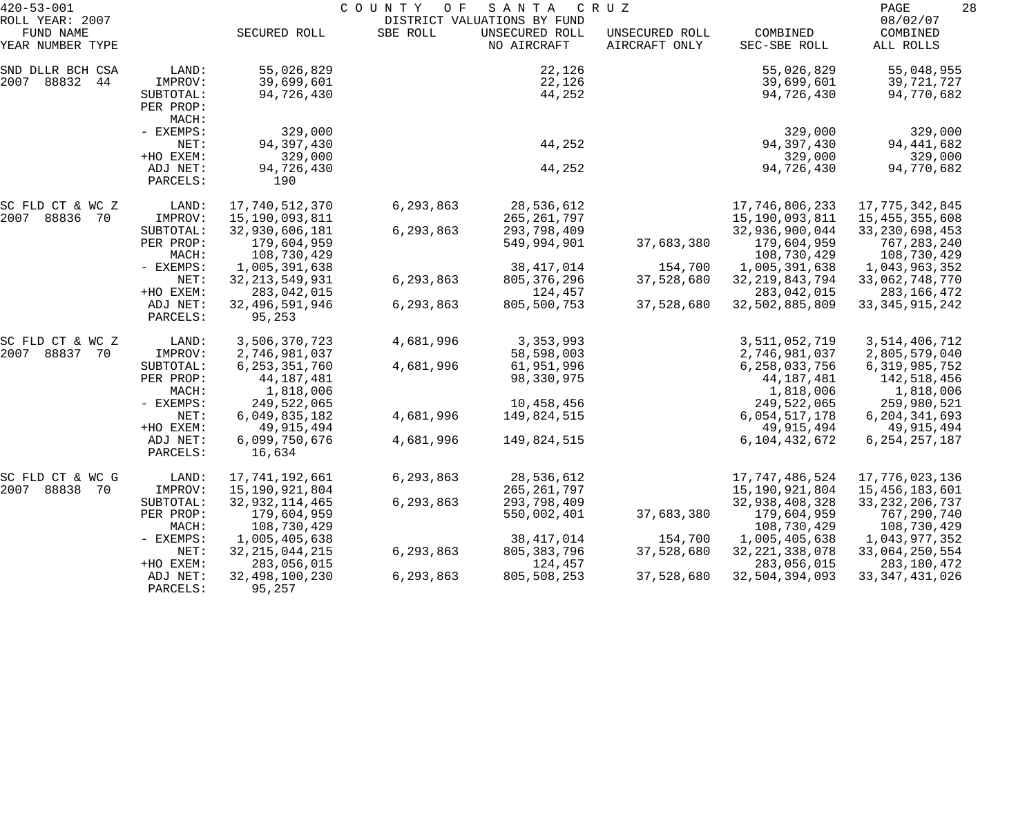420-53-001 COUNTY OF SANTA CRUZ
ROLL YEAR: 2007 DISTRICT VALUATIONS BY FUND 08/02/07

| FUND NAME<br>YEAR NUMBER TYPE | | SECURED ROLL | SBE ROLL | UNSECURED ROLL<br>NO AIRCRAFT | UNSECURED ROLL<br>AIRCRAFT ONLY | COMBINED<br>SEC-SBE ROLL | COMBINED<br>ALL ROLLS |
|---|---|---|---|---|---|---|---|
| SND DLLR BCH CSA | LAND: | 55,026,829 | | 22,126 | | 55,026,829 | 55,048,955 |
| 2007 88832 44 | IMPROV: | 39,699,601 | | 22,126 | | 39,699,601 | 39,721,727 |
| | SUBTOTAL: | 94,726,430 | | 44,252 | | 94,726,430 | 94,770,682 |
| | PER PROP: | | | | | | |
| | MACH: | | | | | | |
| | - EXEMPS: | 329,000 | | | | 329,000 | 329,000 |
| | NET: | 94,397,430 | | 44,252 | | 94,397,430 | 94,441,682 |
| | +HO EXEM: | 329,000 | | | | 329,000 | 329,000 |
| | ADJ NET: | 94,726,430 | | 44,252 | | 94,726,430 | 94,770,682 |
| | PARCELS: | 190 | | | | | |
| SC FLD CT & WC Z | LAND: | 17,740,512,370 | 6,293,863 | 28,536,612 | | 17,746,806,233 | 17,775,342,845 |
| 2007 88836 70 | IMPROV: | 15,190,093,811 | | 265,261,797 | | 15,190,093,811 | 15,455,355,608 |
| | SUBTOTAL: | 32,930,606,181 | 6,293,863 | 293,798,409 | | 32,936,900,044 | 33,230,698,453 |
| | PER PROP: | 179,604,959 | | 549,994,901 | 37,683,380 | 179,604,959 | 767,283,240 |
| | MACH: | 108,730,429 | | | | 108,730,429 | 108,730,429 |
| | - EXEMPS: | 1,005,391,638 | | 38,417,014 | 154,700 | 1,005,391,638 | 1,043,963,352 |
| | NET: | 32,213,549,931 | 6,293,863 | 805,376,296 | 37,528,680 | 32,219,843,794 | 33,062,748,770 |
| | +HO EXEM: | 283,042,015 | | 124,457 | | 283,042,015 | 283,166,472 |
| | ADJ NET: | 32,496,591,946 | 6,293,863 | 805,500,753 | 37,528,680 | 32,502,885,809 | 33,345,915,242 |
| | PARCELS: | 95,253 | | | | | |
| SC FLD CT & WC Z | LAND: | 3,506,370,723 | 4,681,996 | 3,353,993 | | 3,511,052,719 | 3,514,406,712 |
| 2007 88837 70 | IMPROV: | 2,746,981,037 | | 58,598,003 | | 2,746,981,037 | 2,805,579,040 |
| | SUBTOTAL: | 6,253,351,760 | 4,681,996 | 61,951,996 | | 6,258,033,756 | 6,319,985,752 |
| | PER PROP: | 44,187,481 | | 98,330,975 | | 44,187,481 | 142,518,456 |
| | MACH: | 1,818,006 | | | | 1,818,006 | 1,818,006 |
| | - EXEMPS: | 249,522,065 | | 10,458,456 | | 249,522,065 | 259,980,521 |
| | NET: | 6,049,835,182 | 4,681,996 | 149,824,515 | | 6,054,517,178 | 6,204,341,693 |
| | +HO EXEM: | 49,915,494 | | | | 49,915,494 | 49,915,494 |
| | ADJ NET: | 6,099,750,676 | 4,681,996 | 149,824,515 | | 6,104,432,672 | 6,254,257,187 |
| | PARCELS: | 16,634 | | | | | |
| SC FLD CT & WC G | LAND: | 17,741,192,661 | 6,293,863 | 28,536,612 | | 17,747,486,524 | 17,776,023,136 |
| 2007 88838 70 | IMPROV: | 15,190,921,804 | | 265,261,797 | | 15,190,921,804 | 15,456,183,601 |
| | SUBTOTAL: | 32,932,114,465 | 6,293,863 | 293,798,409 | | 32,938,408,328 | 33,232,206,737 |
| | PER PROP: | 179,604,959 | | 550,002,401 | 37,683,380 | 179,604,959 | 767,290,740 |
| | MACH: | 108,730,429 | | | | 108,730,429 | 108,730,429 |
| | - EXEMPS: | 1,005,405,638 | | 38,417,014 | 154,700 | 1,005,405,638 | 1,043,977,352 |
| | NET: | 32,215,044,215 | 6,293,863 | 805,383,796 | 37,528,680 | 32,221,338,078 | 33,064,250,554 |
| | +HO EXEM: | 283,056,015 | | 124,457 | | 283,056,015 | 283,180,472 |
| | ADJ NET: | 32,498,100,230 | 6,293,863 | 805,508,253 | 37,528,680 | 32,504,394,093 | 33,347,431,026 |
| | PARCELS: | 95,257 | | | | | |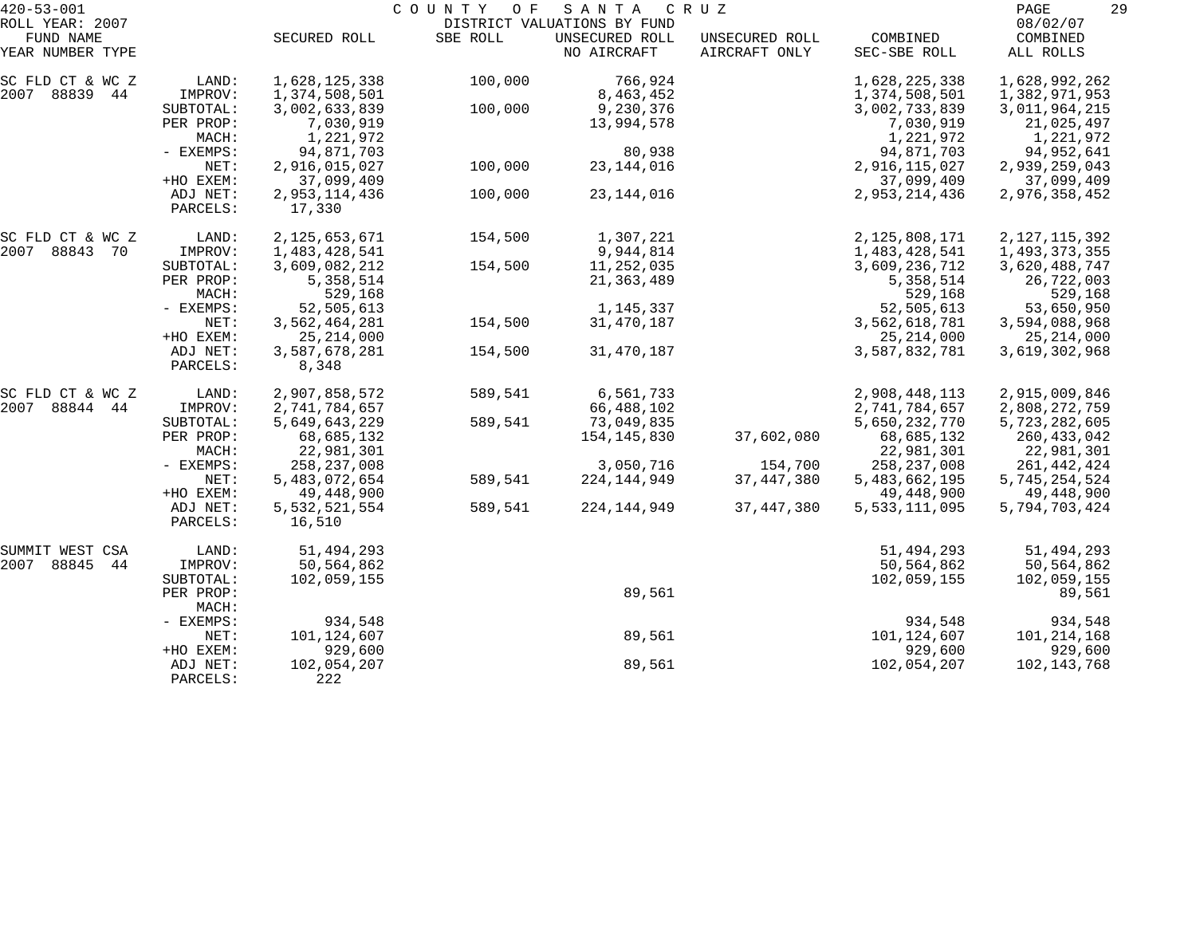420-53-001 COUNTY OF SANTA CRUZ

ROLL YEAR: 2007 DISTRICT VALUATIONS BY FUND 08/02/07

| FUND NAME YEAR NUMBER TYPE | | SECURED ROLL | SBE ROLL | UNSECURED ROLL NO AIRCRAFT | UNSECURED ROLL AIRCRAFT ONLY | COMBINED SEC-SBE ROLL | COMBINED ALL ROLLS |
|---|---|---|---|---|---|---|---|
| SC FLD CT & WC Z | LAND: | 1,628,125,338 | 100,000 | 766,924 | | 1,628,225,338 | 1,628,992,262 |
| 2007 88839 44 | IMPROV: | 1,374,508,501 | | 8,463,452 | | 1,374,508,501 | 1,382,971,953 |
| | SUBTOTAL: | 3,002,633,839 | 100,000 | 9,230,376 | | 3,002,733,839 | 3,011,964,215 |
| | PER PROP: | 7,030,919 | | 13,994,578 | | 7,030,919 | 21,025,497 |
| | MACH: | 1,221,972 | | | | 1,221,972 | 1,221,972 |
| | - EXEMPS: | 94,871,703 | | 80,938 | | 94,871,703 | 94,952,641 |
| | NET: | 2,916,015,027 | 100,000 | 23,144,016 | | 2,916,115,027 | 2,939,259,043 |
| | +HO EXEM: | 37,099,409 | | | | 37,099,409 | 37,099,409 |
| | ADJ NET: | 2,953,114,436 | 100,000 | 23,144,016 | | 2,953,214,436 | 2,976,358,452 |
| | PARCELS: | 17,330 | | | | | |
| SC FLD CT & WC Z | LAND: | 2,125,653,671 | 154,500 | 1,307,221 | | 2,125,808,171 | 2,127,115,392 |
| 2007 88843 70 | IMPROV: | 1,483,428,541 | | 9,944,814 | | 1,483,428,541 | 1,493,373,355 |
| | SUBTOTAL: | 3,609,082,212 | 154,500 | 11,252,035 | | 3,609,236,712 | 3,620,488,747 |
| | PER PROP: | 5,358,514 | | 21,363,489 | | 5,358,514 | 26,722,003 |
| | MACH: | 529,168 | | | | 529,168 | 529,168 |
| | - EXEMPS: | 52,505,613 | | 1,145,337 | | 52,505,613 | 53,650,950 |
| | NET: | 3,562,464,281 | 154,500 | 31,470,187 | | 3,562,618,781 | 3,594,088,968 |
| | +HO EXEM: | 25,214,000 | | | | 25,214,000 | 25,214,000 |
| | ADJ NET: | 3,587,678,281 | 154,500 | 31,470,187 | | 3,587,832,781 | 3,619,302,968 |
| | PARCELS: | 8,348 | | | | | |
| SC FLD CT & WC Z | LAND: | 2,907,858,572 | 589,541 | 6,561,733 | | 2,908,448,113 | 2,915,009,846 |
| 2007 88844 44 | IMPROV: | 2,741,784,657 | | 66,488,102 | | 2,741,784,657 | 2,808,272,759 |
| | SUBTOTAL: | 5,649,643,229 | 589,541 | 73,049,835 | | 5,650,232,770 | 5,723,282,605 |
| | PER PROP: | 68,685,132 | | 154,145,830 | 37,602,080 | 68,685,132 | 260,433,042 |
| | MACH: | 22,981,301 | | | | 22,981,301 | 22,981,301 |
| | - EXEMPS: | 258,237,008 | | 3,050,716 | 154,700 | 258,237,008 | 261,442,424 |
| | NET: | 5,483,072,654 | 589,541 | 224,144,949 | 37,447,380 | 5,483,662,195 | 5,745,254,524 |
| | +HO EXEM: | 49,448,900 | | | | 49,448,900 | 49,448,900 |
| | ADJ NET: | 5,532,521,554 | 589,541 | 224,144,949 | 37,447,380 | 5,533,111,095 | 5,794,703,424 |
| | PARCELS: | 16,510 | | | | | |
| SUMMIT WEST CSA | LAND: | 51,494,293 | | | | 51,494,293 | 51,494,293 |
| 2007 88845 44 | IMPROV: | 50,564,862 | | | | 50,564,862 | 50,564,862 |
| | SUBTOTAL: | 102,059,155 | | | | 102,059,155 | 102,059,155 |
| | PER PROP: | | | 89,561 | | | 89,561 |
| | MACH: | | | | | | |
| | - EXEMPS: | 934,548 | | | | 934,548 | 934,548 |
| | NET: | 101,124,607 | | 89,561 | | 101,124,607 | 101,214,168 |
| | +HO EXEM: | 929,600 | | | | 929,600 | 929,600 |
| | ADJ NET: | 102,054,207 | | 89,561 | | 102,054,207 | 102,143,768 |
| | PARCELS: | 222 | | | | | |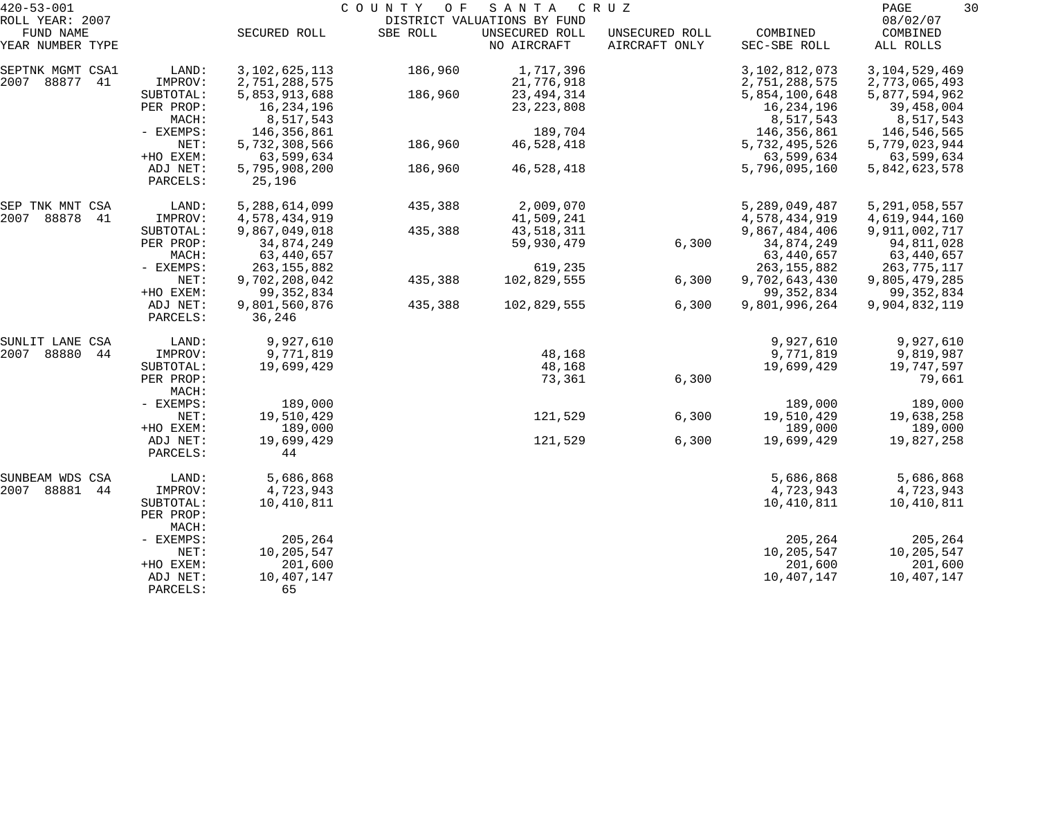420-53-001 COUNTY OF SANTA CRUZ
ROLL YEAR: 2007 DISTRICT VALUATIONS BY FUND 08/02/07

| FUND NAME YEAR NUMBER TYPE | | SECURED ROLL | SBE ROLL | UNSECURED ROLL NO AIRCRAFT | UNSECURED ROLL AIRCRAFT ONLY | COMBINED SEC-SBE ROLL | COMBINED ALL ROLLS |
|---|---|---|---|---|---|---|---|
| SEPTNK MGMT CSA1 | LAND: | 3,102,625,113 | 186,960 | 1,717,396 | | 3,102,812,073 | 3,104,529,469 |
| 2007 88877 41 | IMPROV: | 2,751,288,575 | | 21,776,918 | | 2,751,288,575 | 2,773,065,493 |
| | SUBTOTAL: | 5,853,913,688 | 186,960 | 23,494,314 | | 5,854,100,648 | 5,877,594,962 |
| | PER PROP: | 16,234,196 | | 23,223,808 | | 16,234,196 | 39,458,004 |
| | MACH: | 8,517,543 | | | | 8,517,543 | 8,517,543 |
| | - EXEMPS: | 146,356,861 | | 189,704 | | 146,356,861 | 146,546,565 |
| | NET: | 5,732,308,566 | 186,960 | 46,528,418 | | 5,732,495,526 | 5,779,023,944 |
| | +HO EXEM: | 63,599,634 | | | | 63,599,634 | 63,599,634 |
| | ADJ NET: | 5,795,908,200 | 186,960 | 46,528,418 | | 5,796,095,160 | 5,842,623,578 |
| | PARCELS: | 25,196 | | | | | |
| SEP TNK MNT CSA | LAND: | 5,288,614,099 | 435,388 | 2,009,070 | | 5,289,049,487 | 5,291,058,557 |
| 2007 88878 41 | IMPROV: | 4,578,434,919 | | 41,509,241 | | 4,578,434,919 | 4,619,944,160 |
| | SUBTOTAL: | 9,867,049,018 | 435,388 | 43,518,311 | | 9,867,484,406 | 9,911,002,717 |
| | PER PROP: | 34,874,249 | | 59,930,479 | 6,300 | 34,874,249 | 94,811,028 |
| | MACH: | 63,440,657 | | | | 63,440,657 | 63,440,657 |
| | - EXEMPS: | 263,155,882 | | 619,235 | | 263,155,882 | 263,775,117 |
| | NET: | 9,702,208,042 | 435,388 | 102,829,555 | 6,300 | 9,702,643,430 | 9,805,479,285 |
| | +HO EXEM: | 99,352,834 | | | | 99,352,834 | 99,352,834 |
| | ADJ NET: | 9,801,560,876 | 435,388 | 102,829,555 | 6,300 | 9,801,996,264 | 9,904,832,119 |
| | PARCELS: | 36,246 | | | | | |
| SUNLIT LANE CSA | LAND: | 9,927,610 | | | | 9,927,610 | 9,927,610 |
| 2007 88880 44 | IMPROV: | 9,771,819 | | 48,168 | | 9,771,819 | 9,819,987 |
| | SUBTOTAL: | 19,699,429 | | 48,168 | | 19,699,429 | 19,747,597 |
| | PER PROP: | | | 73,361 | 6,300 | | 79,661 |
| | MACH: | | | | | | |
| | - EXEMPS: | 189,000 | | | | 189,000 | 189,000 |
| | NET: | 19,510,429 | | 121,529 | 6,300 | 19,510,429 | 19,638,258 |
| | +HO EXEM: | 189,000 | | | | 189,000 | 189,000 |
| | ADJ NET: | 19,699,429 | | 121,529 | 6,300 | 19,699,429 | 19,827,258 |
| | PARCELS: | 44 | | | | | |
| SUNBEAM WDS CSA | LAND: | 5,686,868 | | | | 5,686,868 | 5,686,868 |
| 2007 88881 44 | IMPROV: | 4,723,943 | | | | 4,723,943 | 4,723,943 |
| | SUBTOTAL: | 10,410,811 | | | | 10,410,811 | 10,410,811 |
| | PER PROP: | | | | | | |
| | MACH: | | | | | | |
| | - EXEMPS: | 205,264 | | | | 205,264 | 205,264 |
| | NET: | 10,205,547 | | | | 10,205,547 | 10,205,547 |
| | +HO EXEM: | 201,600 | | | | 201,600 | 201,600 |
| | ADJ NET: | 10,407,147 | | | | 10,407,147 | 10,407,147 |
| | PARCELS: | 65 | | | | | |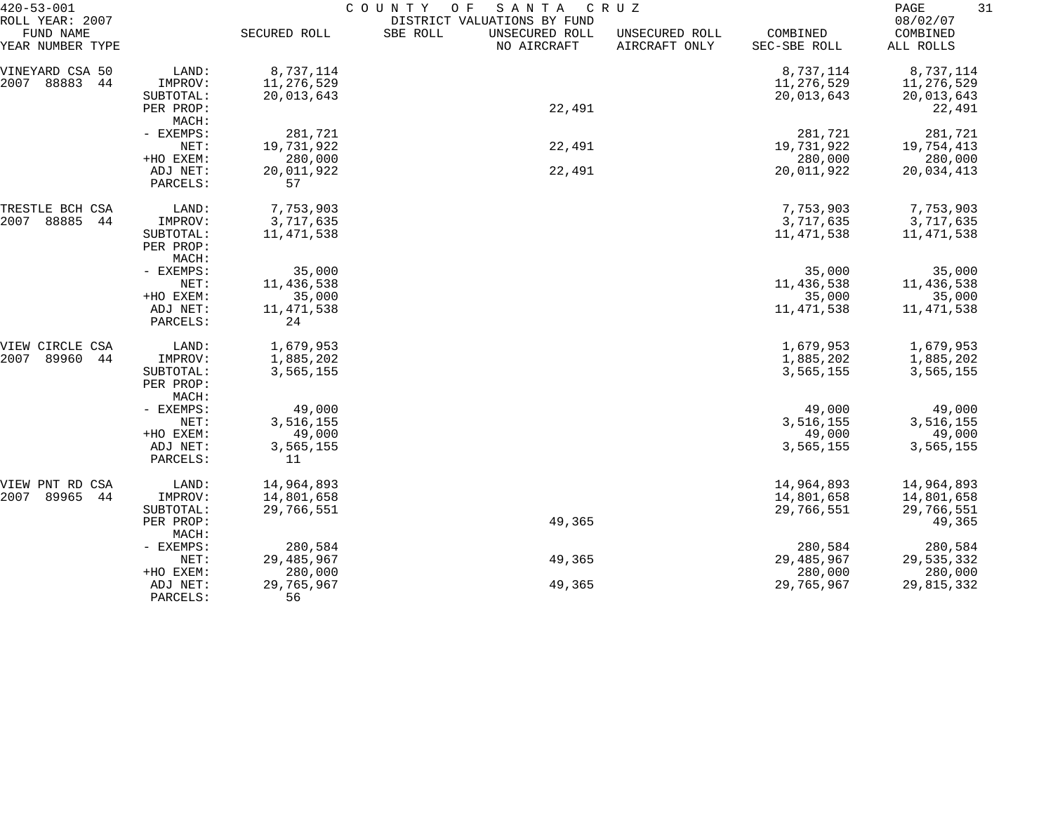| FUND NAME YEAR NUMBER TYPE | | SECURED ROLL | SBE ROLL | UNSECURED ROLL NO AIRCRAFT | UNSECURED ROLL AIRCRAFT ONLY | COMBINED SEC-SBE ROLL | COMBINED ALL ROLLS |
|---|---|---|---|---|---|---|---|
| VINEYARD CSA 50 | LAND: | 8,737,114 | | | | 8,737,114 | 8,737,114 |
| 2007 88883 44 | IMPROV: | 11,276,529 | | | | 11,276,529 | 11,276,529 |
| | SUBTOTAL: | 20,013,643 | | | | 20,013,643 | 20,013,643 |
| | PER PROP: | | | 22,491 | | | 22,491 |
| | MACH: | | | | | | |
| | - EXEMPS: | 281,721 | | | | 281,721 | 281,721 |
| | NET: | 19,731,922 | | 22,491 | | 19,731,922 | 19,754,413 |
| | +HO EXEM: | 280,000 | | | | 280,000 | 280,000 |
| | ADJ NET: | 20,011,922 | | 22,491 | | 20,011,922 | 20,034,413 |
| | PARCELS: | 57 | | | | | |
| TRESTLE BCH CSA | LAND: | 7,753,903 | | | | 7,753,903 | 7,753,903 |
| 2007 88885 44 | IMPROV: | 3,717,635 | | | | 3,717,635 | 3,717,635 |
| | SUBTOTAL: | 11,471,538 | | | | 11,471,538 | 11,471,538 |
| | PER PROP: | | | | | | |
| | MACH: | | | | | | |
| | - EXEMPS: | 35,000 | | | | 35,000 | 35,000 |
| | NET: | 11,436,538 | | | | 11,436,538 | 11,436,538 |
| | +HO EXEM: | 35,000 | | | | 35,000 | 35,000 |
| | ADJ NET: | 11,471,538 | | | | 11,471,538 | 11,471,538 |
| | PARCELS: | 24 | | | | | |
| VIEW CIRCLE CSA | LAND: | 1,679,953 | | | | 1,679,953 | 1,679,953 |
| 2007 89960 44 | IMPROV: | 1,885,202 | | | | 1,885,202 | 1,885,202 |
| | SUBTOTAL: | 3,565,155 | | | | 3,565,155 | 3,565,155 |
| | PER PROP: | | | | | | |
| | MACH: | | | | | | |
| | - EXEMPS: | 49,000 | | | | 49,000 | 49,000 |
| | NET: | 3,516,155 | | | | 3,516,155 | 3,516,155 |
| | +HO EXEM: | 49,000 | | | | 49,000 | 49,000 |
| | ADJ NET: | 3,565,155 | | | | 3,565,155 | 3,565,155 |
| | PARCELS: | 11 | | | | | |
| VIEW PNT RD CSA | LAND: | 14,964,893 | | | | 14,964,893 | 14,964,893 |
| 2007 89965 44 | IMPROV: | 14,801,658 | | | | 14,801,658 | 14,801,658 |
| | SUBTOTAL: | 29,766,551 | | | | 29,766,551 | 29,766,551 |
| | PER PROP: | | | 49,365 | | | 49,365 |
| | MACH: | | | | | | |
| | - EXEMPS: | 280,584 | | | | 280,584 | 280,584 |
| | NET: | 29,485,967 | | 49,365 | | 29,485,967 | 29,535,332 |
| | +HO EXEM: | 280,000 | | | | 280,000 | 280,000 |
| | ADJ NET: | 29,765,967 | | 49,365 | | 29,765,967 | 29,815,332 |
| | PARCELS: | 56 | | | | | |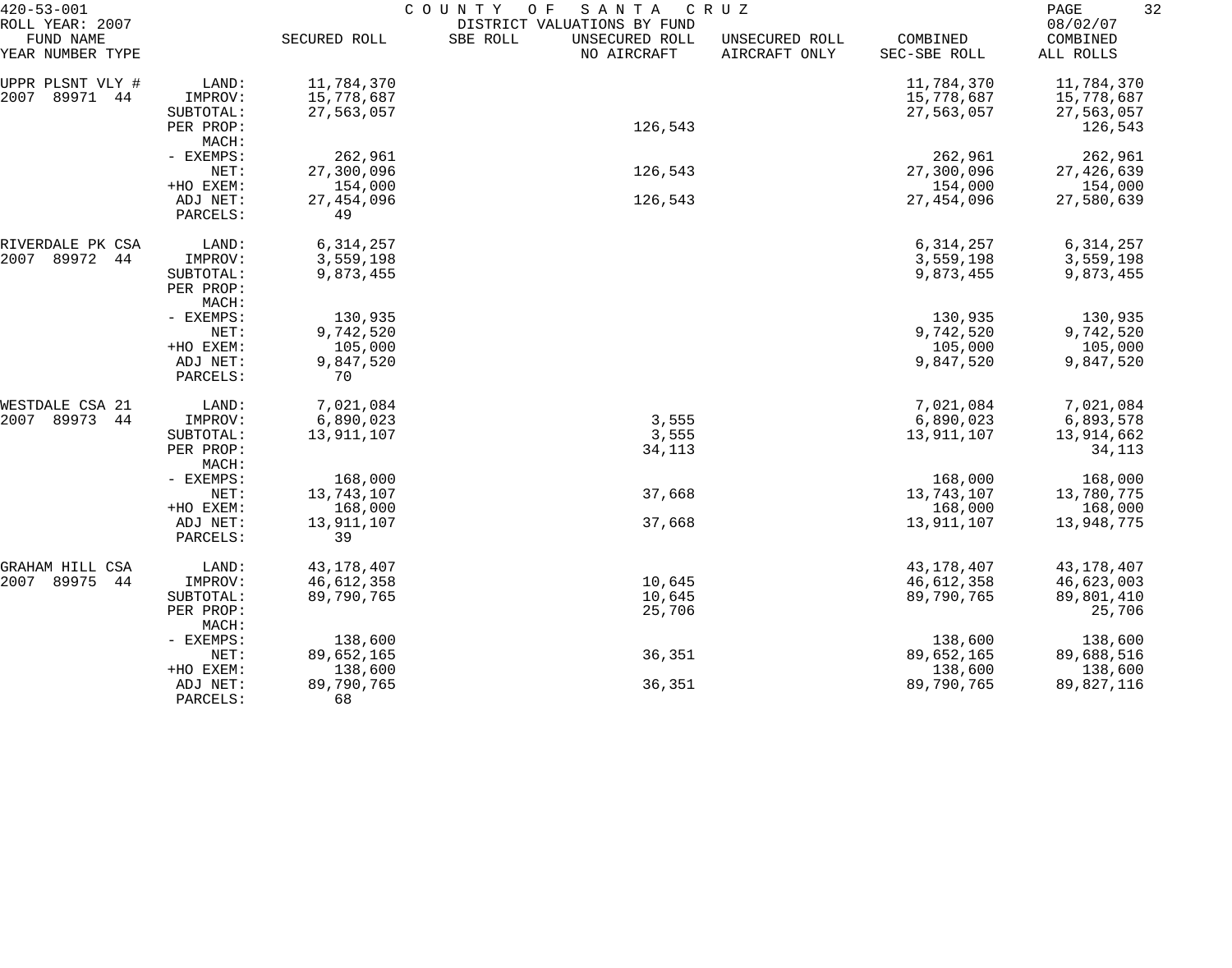420-53-001 COUNTY OF SANTA CRUZ
ROLL YEAR: 2007 DISTRICT VALUATIONS BY FUND 08/02/07

| FUND NAME YEAR NUMBER TYPE | | SECURED ROLL | SBE ROLL | UNSECURED ROLL NO AIRCRAFT | UNSECURED ROLL AIRCRAFT ONLY | COMBINED SEC-SBE ROLL | COMBINED ALL ROLLS |
|---|---|---|---|---|---|---|---|
| UPPR PLSNT VLY # | LAND: | 11,784,370 | | | | 11,784,370 | 11,784,370 |
| 2007 89971 44 | IMPROV: | 15,778,687 | | | | 15,778,687 | 15,778,687 |
| | SUBTOTAL: | 27,563,057 | | | | 27,563,057 | 27,563,057 |
| | PER PROP: | | | 126,543 | | | 126,543 |
| | MACH: | | | | | | |
| | - EXEMPS: | 262,961 | | | | 262,961 | 262,961 |
| | NET: | 27,300,096 | | 126,543 | | 27,300,096 | 27,426,639 |
| | +HO EXEM: | 154,000 | | | | 154,000 | 154,000 |
| | ADJ NET: | 27,454,096 | | 126,543 | | 27,454,096 | 27,580,639 |
| | PARCELS: | 49 | | | | | |
| RIVERDALE PK CSA | LAND: | 6,314,257 | | | | 6,314,257 | 6,314,257 |
| 2007 89972 44 | IMPROV: | 3,559,198 | | | | 3,559,198 | 3,559,198 |
| | SUBTOTAL: | 9,873,455 | | | | 9,873,455 | 9,873,455 |
| | PER PROP: | | | | | | |
| | MACH: | | | | | | |
| | - EXEMPS: | 130,935 | | | | 130,935 | 130,935 |
| | NET: | 9,742,520 | | | | 9,742,520 | 9,742,520 |
| | +HO EXEM: | 105,000 | | | | 105,000 | 105,000 |
| | ADJ NET: | 9,847,520 | | | | 9,847,520 | 9,847,520 |
| | PARCELS: | 70 | | | | | |
| WESTDALE CSA 21 | LAND: | 7,021,084 | | | | 7,021,084 | 7,021,084 |
| 2007 89973 44 | IMPROV: | 6,890,023 | | 3,555 | | 6,890,023 | 6,893,578 |
| | SUBTOTAL: | 13,911,107 | | 3,555 | | 13,911,107 | 13,914,662 |
| | PER PROP: | | | 34,113 | | | 34,113 |
| | MACH: | | | | | | |
| | - EXEMPS: | 168,000 | | | | 168,000 | 168,000 |
| | NET: | 13,743,107 | | 37,668 | | 13,743,107 | 13,780,775 |
| | +HO EXEM: | 168,000 | | | | 168,000 | 168,000 |
| | ADJ NET: | 13,911,107 | | 37,668 | | 13,911,107 | 13,948,775 |
| | PARCELS: | 39 | | | | | |
| GRAHAM HILL CSA | LAND: | 43,178,407 | | | | 43,178,407 | 43,178,407 |
| 2007 89975 44 | IMPROV: | 46,612,358 | | 10,645 | | 46,612,358 | 46,623,003 |
| | SUBTOTAL: | 89,790,765 | | 10,645 | | 89,790,765 | 89,801,410 |
| | PER PROP: | | | 25,706 | | | 25,706 |
| | MACH: | | | | | | |
| | - EXEMPS: | 138,600 | | | | 138,600 | 138,600 |
| | NET: | 89,652,165 | | 36,351 | | 89,652,165 | 89,688,516 |
| | +HO EXEM: | 138,600 | | | | 138,600 | 138,600 |
| | ADJ NET: | 89,790,765 | | 36,351 | | 89,790,765 | 89,827,116 |
| | PARCELS: | 68 | | | | | |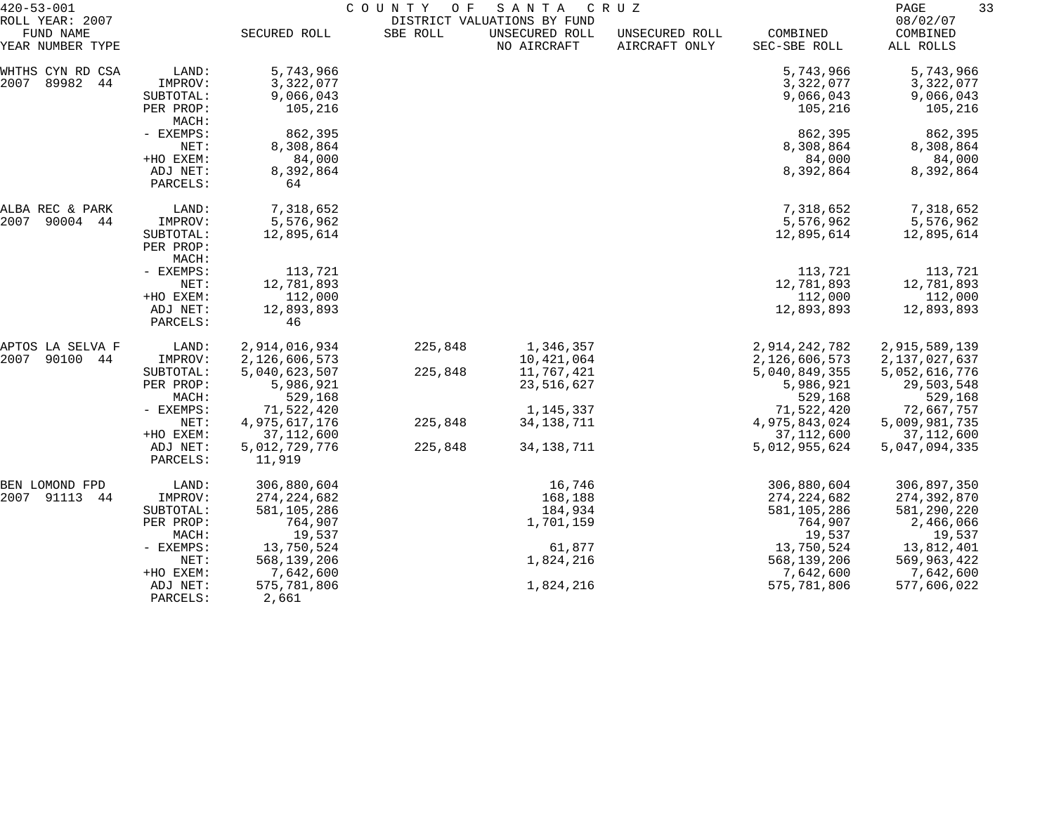420-53-001 COUNTY OF SANTA CRUZ
ROLL YEAR: 2007 DISTRICT VALUATIONS BY FUND 08/02/07

| FUND NAME YEAR NUMBER TYPE | | SECURED ROLL | SBE ROLL | UNSECURED ROLL NO AIRCRAFT | UNSECURED ROLL AIRCRAFT ONLY | COMBINED SEC-SBE ROLL | COMBINED ALL ROLLS |
|---|---|---|---|---|---|---|---|
| WHTHS CYN RD CSA | LAND: | 5,743,966 | | | | 5,743,966 | 5,743,966 |
| 2007 89982 44 | IMPROV: | 3,322,077 | | | | 3,322,077 | 3,322,077 |
| | SUBTOTAL: | 9,066,043 | | | | 9,066,043 | 9,066,043 |
| | PER PROP: | 105,216 | | | | 105,216 | 105,216 |
| | MACH: | | | | | | |
| | - EXEMPS: | 862,395 | | | | 862,395 | 862,395 |
| | NET: | 8,308,864 | | | | 8,308,864 | 8,308,864 |
| | +HO EXEM: | 84,000 | | | | 84,000 | 84,000 |
| | ADJ NET: | 8,392,864 | | | | 8,392,864 | 8,392,864 |
| | PARCELS: | 64 | | | | | |
| ALBA REC & PARK | LAND: | 7,318,652 | | | | 7,318,652 | 7,318,652 |
| 2007 90004 44 | IMPROV: | 5,576,962 | | | | 5,576,962 | 5,576,962 |
| | SUBTOTAL: | 12,895,614 | | | | 12,895,614 | 12,895,614 |
| | PER PROP: | | | | | | |
| | MACH: | | | | | | |
| | - EXEMPS: | 113,721 | | | | 113,721 | 113,721 |
| | NET: | 12,781,893 | | | | 12,781,893 | 12,781,893 |
| | +HO EXEM: | 112,000 | | | | 112,000 | 112,000 |
| | ADJ NET: | 12,893,893 | | | | 12,893,893 | 12,893,893 |
| | PARCELS: | 46 | | | | | |
| APTOS LA SELVA F | LAND: | 2,914,016,934 | 225,848 | 1,346,357 | | 2,914,242,782 | 2,915,589,139 |
| 2007 90100 44 | IMPROV: | 2,126,606,573 | | 10,421,064 | | 2,126,606,573 | 2,137,027,637 |
| | SUBTOTAL: | 5,040,623,507 | 225,848 | 11,767,421 | | 5,040,849,355 | 5,052,616,776 |
| | PER PROP: | 5,986,921 | | 23,516,627 | | 5,986,921 | 29,503,548 |
| | MACH: | 529,168 | | | | 529,168 | 529,168 |
| | - EXEMPS: | 71,522,420 | | 1,145,337 | | 71,522,420 | 72,667,757 |
| | NET: | 4,975,617,176 | 225,848 | 34,138,711 | | 4,975,843,024 | 5,009,981,735 |
| | +HO EXEM: | 37,112,600 | | | | 37,112,600 | 37,112,600 |
| | ADJ NET: | 5,012,729,776 | 225,848 | 34,138,711 | | 5,012,955,624 | 5,047,094,335 |
| | PARCELS: | 11,919 | | | | | |
| BEN LOMOND FPD | LAND: | 306,880,604 | | 16,746 | | 306,880,604 | 306,897,350 |
| 2007 91113 44 | IMPROV: | 274,224,682 | | 168,188 | | 274,224,682 | 274,392,870 |
| | SUBTOTAL: | 581,105,286 | | 184,934 | | 581,105,286 | 581,290,220 |
| | PER PROP: | 764,907 | | 1,701,159 | | 764,907 | 2,466,066 |
| | MACH: | 19,537 | | | | 19,537 | 19,537 |
| | - EXEMPS: | 13,750,524 | | 61,877 | | 13,750,524 | 13,812,401 |
| | NET: | 568,139,206 | | 1,824,216 | | 568,139,206 | 569,963,422 |
| | +HO EXEM: | 7,642,600 | | | | 7,642,600 | 7,642,600 |
| | ADJ NET: | 575,781,806 | | 1,824,216 | | 575,781,806 | 577,606,022 |
| | PARCELS: | 2,661 | | | | | |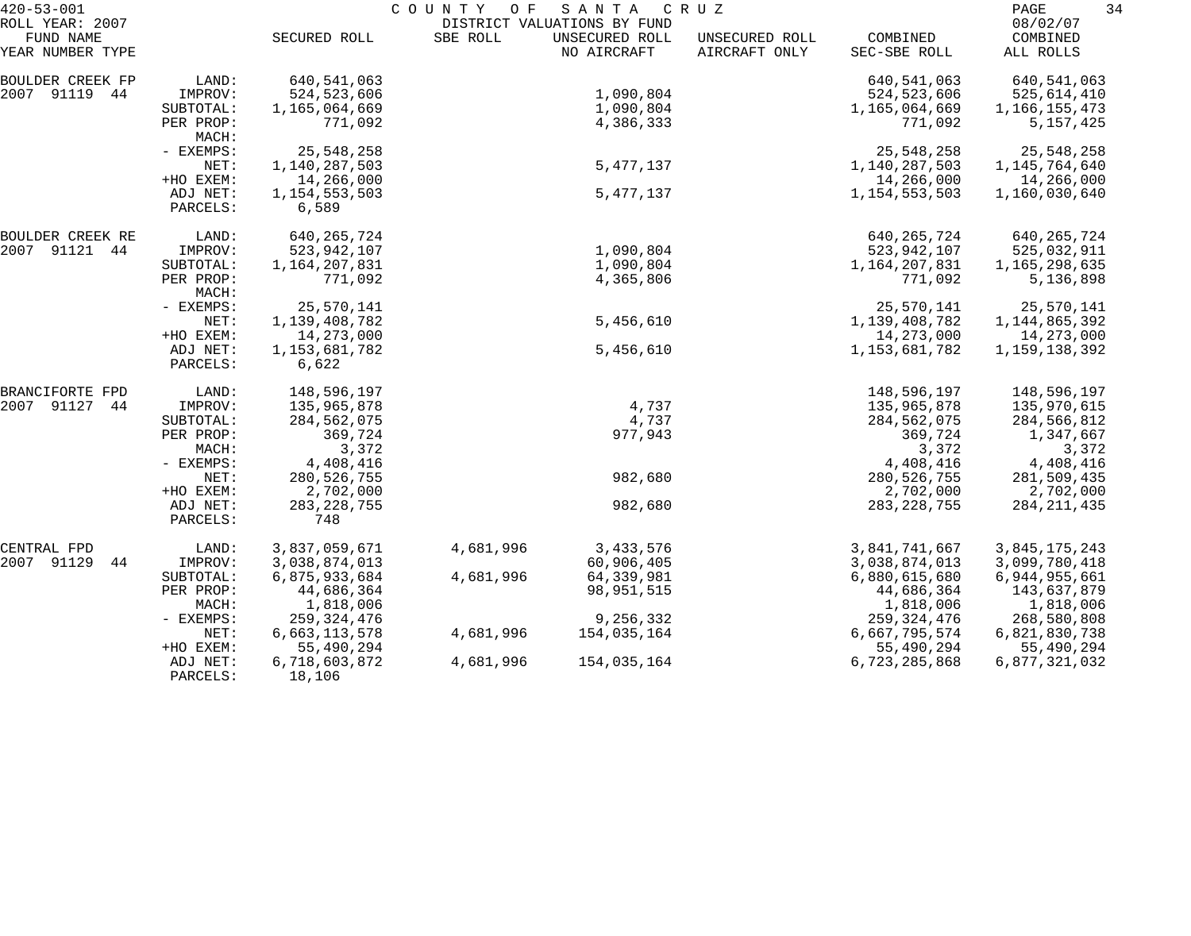420-53-001 COUNTY OF SANTA CRUZ
ROLL YEAR: 2007 DISTRICT VALUATIONS BY FUND 08/02/07

| FUND NAME YEAR NUMBER TYPE | | SECURED ROLL | SBE ROLL | UNSECURED ROLL NO AIRCRAFT | UNSECURED ROLL AIRCRAFT ONLY | COMBINED SEC-SBE ROLL | COMBINED ALL ROLLS |
|---|---|---|---|---|---|---|---|
| BOULDER CREEK FP | LAND: | 640,541,063 | | | | 640,541,063 | 640,541,063 |
| 2007 91119 44 | IMPROV: | 524,523,606 | | 1,090,804 | | 524,523,606 | 525,614,410 |
| | SUBTOTAL: | 1,165,064,669 | | 1,090,804 | | 1,165,064,669 | 1,166,155,473 |
| | PER PROP: | 771,092 | | 4,386,333 | | 771,092 | 5,157,425 |
| | MACH: | | | | | | |
| | - EXEMPS: | 25,548,258 | | | | 25,548,258 | 25,548,258 |
| | NET: | 1,140,287,503 | | 5,477,137 | | 1,140,287,503 | 1,145,764,640 |
| | +HO EXEM: | 14,266,000 | | | | 14,266,000 | 14,266,000 |
| | ADJ NET: | 1,154,553,503 | | 5,477,137 | | 1,154,553,503 | 1,160,030,640 |
| | PARCELS: | 6,589 | | | | | |
| BOULDER CREEK RE | LAND: | 640,265,724 | | | | 640,265,724 | 640,265,724 |
| 2007 91121 44 | IMPROV: | 523,942,107 | | 1,090,804 | | 523,942,107 | 525,032,911 |
| | SUBTOTAL: | 1,164,207,831 | | 1,090,804 | | 1,164,207,831 | 1,165,298,635 |
| | PER PROP: | 771,092 | | 4,365,806 | | 771,092 | 5,136,898 |
| | MACH: | | | | | | |
| | - EXEMPS: | 25,570,141 | | | | 25,570,141 | 25,570,141 |
| | NET: | 1,139,408,782 | | 5,456,610 | | 1,139,408,782 | 1,144,865,392 |
| | +HO EXEM: | 14,273,000 | | | | 14,273,000 | 14,273,000 |
| | ADJ NET: | 1,153,681,782 | | 5,456,610 | | 1,153,681,782 | 1,159,138,392 |
| | PARCELS: | 6,622 | | | | | |
| BRANCIFORTE FPD | LAND: | 148,596,197 | | | | 148,596,197 | 148,596,197 |
| 2007 91127 44 | IMPROV: | 135,965,878 | | 4,737 | | 135,965,878 | 135,970,615 |
| | SUBTOTAL: | 284,562,075 | | 4,737 | | 284,562,075 | 284,566,812 |
| | PER PROP: | 369,724 | | 977,943 | | 369,724 | 1,347,667 |
| | MACH: | 3,372 | | | | 3,372 | 3,372 |
| | - EXEMPS: | 4,408,416 | | | | 4,408,416 | 4,408,416 |
| | NET: | 280,526,755 | | 982,680 | | 280,526,755 | 281,509,435 |
| | +HO EXEM: | 2,702,000 | | | | 2,702,000 | 2,702,000 |
| | ADJ NET: | 283,228,755 | | 982,680 | | 283,228,755 | 284,211,435 |
| | PARCELS: | 748 | | | | | |
| CENTRAL FPD | LAND: | 3,837,059,671 | 4,681,996 | 3,433,576 | | 3,841,741,667 | 3,845,175,243 |
| 2007 91129 44 | IMPROV: | 3,038,874,013 | | 60,906,405 | | 3,038,874,013 | 3,099,780,418 |
| | SUBTOTAL: | 6,875,933,684 | 4,681,996 | 64,339,981 | | 6,880,615,680 | 6,944,955,661 |
| | PER PROP: | 44,686,364 | | 98,951,515 | | 44,686,364 | 143,637,879 |
| | MACH: | 1,818,006 | | | | 1,818,006 | 1,818,006 |
| | - EXEMPS: | 259,324,476 | | 9,256,332 | | 259,324,476 | 268,580,808 |
| | NET: | 6,663,113,578 | 4,681,996 | 154,035,164 | | 6,667,795,574 | 6,821,830,738 |
| | +HO EXEM: | 55,490,294 | | | | 55,490,294 | 55,490,294 |
| | ADJ NET: | 6,718,603,872 | 4,681,996 | 154,035,164 | | 6,723,285,868 | 6,877,321,032 |
| | PARCELS: | 18,106 | | | | | |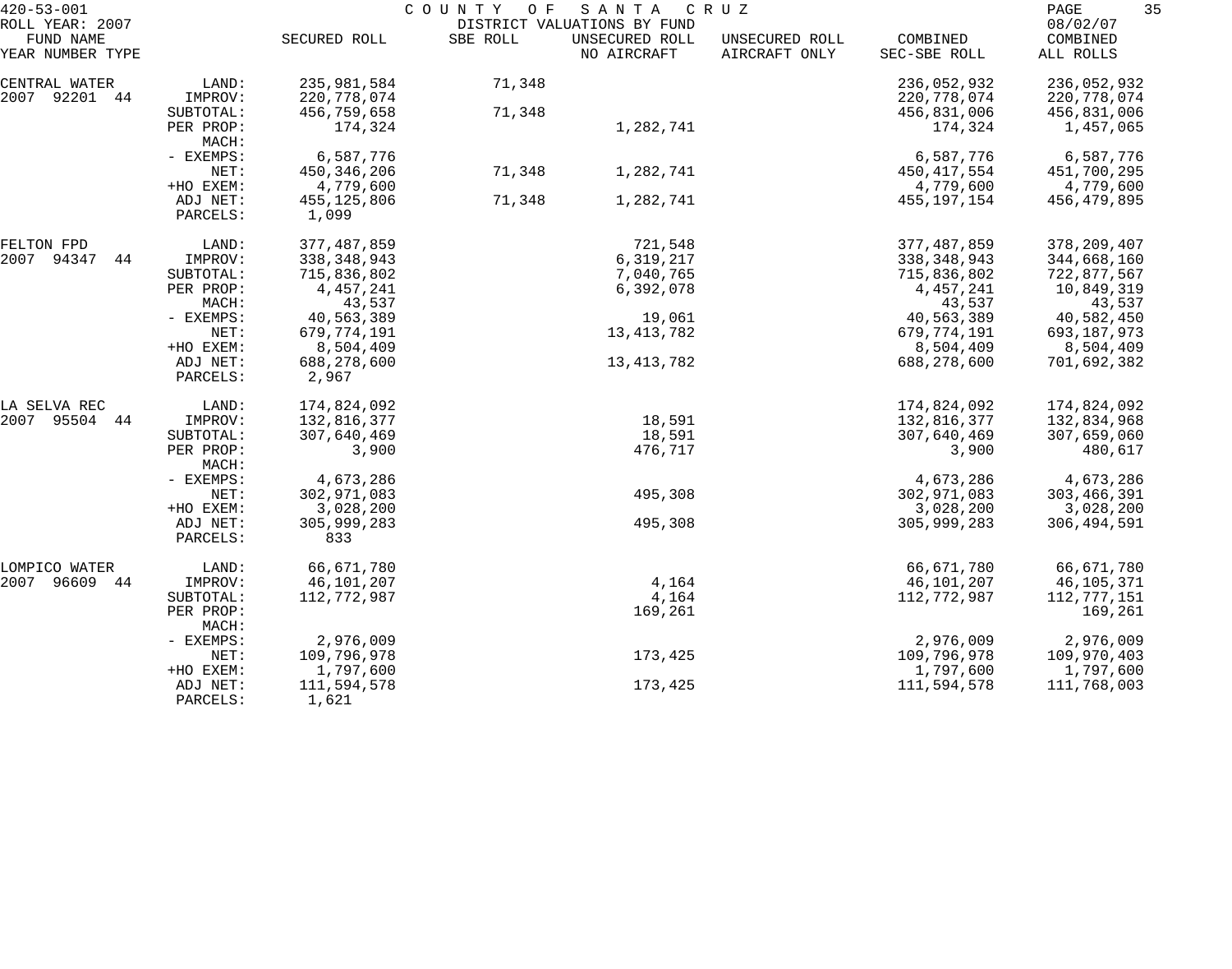420-53-001 COUNTY OF SANTA CRUZ
ROLL YEAR: 2007 DISTRICT VALUATIONS BY FUND 08/02/07

| FUND NAME YEAR NUMBER TYPE | | SECURED ROLL | SBE ROLL | UNSECURED ROLL NO AIRCRAFT | UNSECURED ROLL AIRCRAFT ONLY | COMBINED SEC-SBE ROLL | COMBINED ALL ROLLS |
|---|---|---|---|---|---|---|---|
| CENTRAL WATER | LAND: | 235,981,584 | 71,348 | | | 236,052,932 | 236,052,932 |
| 2007 92201 44 | IMPROV: | 220,778,074 | | | | 220,778,074 | 220,778,074 |
| | SUBTOTAL: | 456,759,658 | 71,348 | | | 456,831,006 | 456,831,006 |
| | PER PROP: | 174,324 | | 1,282,741 | | 174,324 | 1,457,065 |
| | MACH: | | | | | | |
| | - EXEMPS: | 6,587,776 | | | | 6,587,776 | 6,587,776 |
| | NET: | 450,346,206 | 71,348 | 1,282,741 | | 450,417,554 | 451,700,295 |
| | +HO EXEM: | 4,779,600 | | | | 4,779,600 | 4,779,600 |
| | ADJ NET: | 455,125,806 | 71,348 | 1,282,741 | | 455,197,154 | 456,479,895 |
| | PARCELS: | 1,099 | | | | | |
| FELTON FPD | LAND: | 377,487,859 | | 721,548 | | 377,487,859 | 378,209,407 |
| 2007 94347 44 | IMPROV: | 338,348,943 | | 6,319,217 | | 338,348,943 | 344,668,160 |
| | SUBTOTAL: | 715,836,802 | | 7,040,765 | | 715,836,802 | 722,877,567 |
| | PER PROP: | 4,457,241 | | 6,392,078 | | 4,457,241 | 10,849,319 |
| | MACH: | 43,537 | | | | 43,537 | 43,537 |
| | - EXEMPS: | 40,563,389 | | 19,061 | | 40,563,389 | 40,582,450 |
| | NET: | 679,774,191 | | 13,413,782 | | 679,774,191 | 693,187,973 |
| | +HO EXEM: | 8,504,409 | | | | 8,504,409 | 8,504,409 |
| | ADJ NET: | 688,278,600 | | 13,413,782 | | 688,278,600 | 701,692,382 |
| | PARCELS: | 2,967 | | | | | |
| LA SELVA REC | LAND: | 174,824,092 | | | | 174,824,092 | 174,824,092 |
| 2007 95504 44 | IMPROV: | 132,816,377 | | 18,591 | | 132,816,377 | 132,834,968 |
| | SUBTOTAL: | 307,640,469 | | 18,591 | | 307,640,469 | 307,659,060 |
| | PER PROP: | 3,900 | | 476,717 | | 3,900 | 480,617 |
| | MACH: | | | | | | |
| | - EXEMPS: | 4,673,286 | | | | 4,673,286 | 4,673,286 |
| | NET: | 302,971,083 | | 495,308 | | 302,971,083 | 303,466,391 |
| | +HO EXEM: | 3,028,200 | | | | 3,028,200 | 3,028,200 |
| | ADJ NET: | 305,999,283 | | 495,308 | | 305,999,283 | 306,494,591 |
| | PARCELS: | 833 | | | | | |
| LOMPICO WATER | LAND: | 66,671,780 | | | | 66,671,780 | 66,671,780 |
| 2007 96609 44 | IMPROV: | 46,101,207 | | 4,164 | | 46,101,207 | 46,105,371 |
| | SUBTOTAL: | 112,772,987 | | 4,164 | | 112,772,987 | 112,777,151 |
| | PER PROP: | | | 169,261 | | | 169,261 |
| | MACH: | | | | | | |
| | - EXEMPS: | 2,976,009 | | | | 2,976,009 | 2,976,009 |
| | NET: | 109,796,978 | | 173,425 | | 109,796,978 | 109,970,403 |
| | +HO EXEM: | 1,797,600 | | | | 1,797,600 | 1,797,600 |
| | ADJ NET: | 111,594,578 | | 173,425 | | 111,594,578 | 111,768,003 |
| | PARCELS: | 1,621 | | | | | |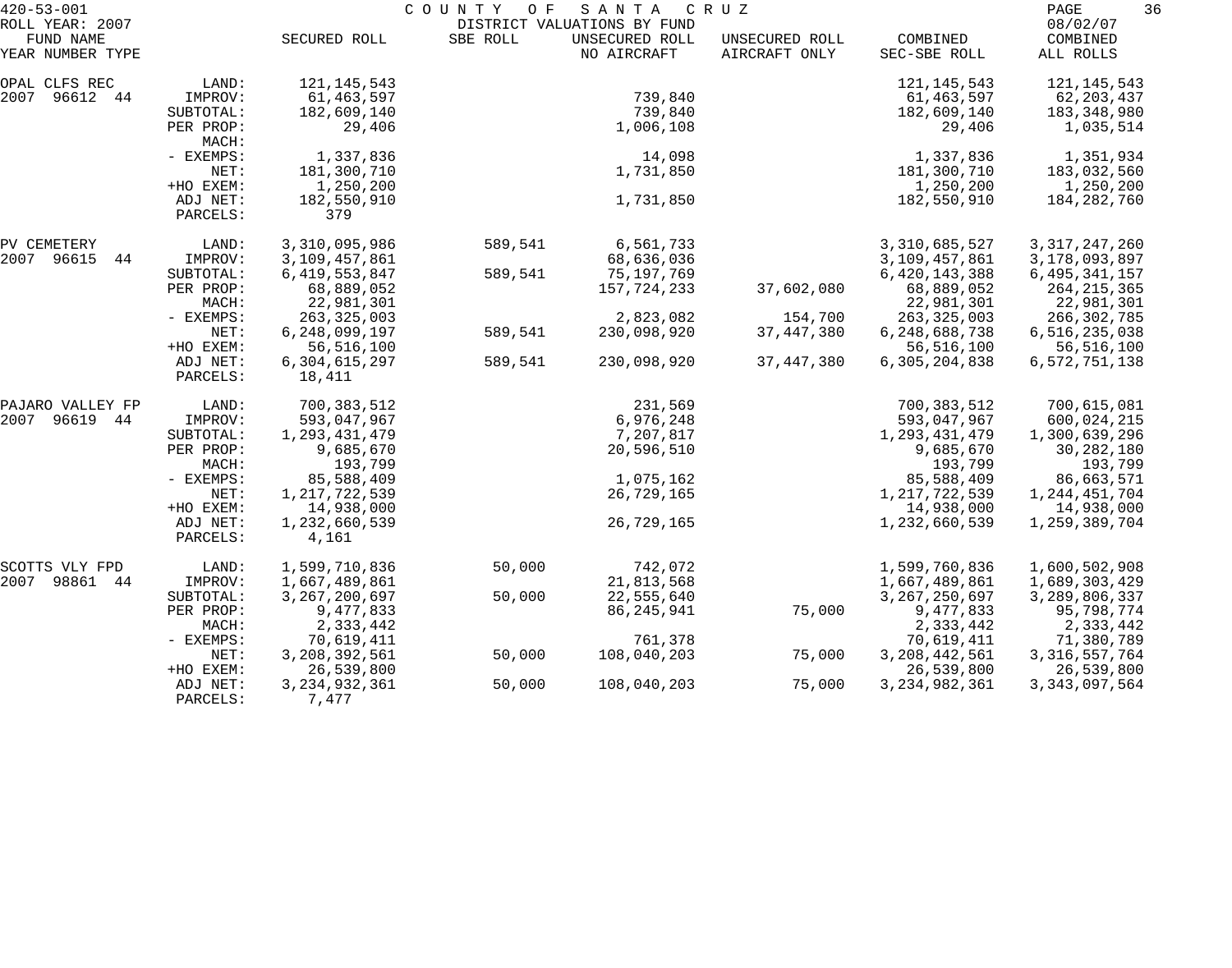420-53-001 COUNTY OF SANTA CRUZ
ROLL YEAR: 2007 DISTRICT VALUATIONS BY FUND 08/02/07

| FUND NAME YEAR NUMBER TYPE | | SECURED ROLL | SBE ROLL | UNSECURED ROLL NO AIRCRAFT | UNSECURED ROLL AIRCRAFT ONLY | COMBINED SEC-SBE ROLL | COMBINED ALL ROLLS |
|---|---|---|---|---|---|---|---|
| OPAL CLFS REC | LAND: | 121,145,543 | | | | 121,145,543 | 121,145,543 |
| 2007 96612 44 | IMPROV: | 61,463,597 | | 739,840 | | 61,463,597 | 62,203,437 |
| | SUBTOTAL: | 182,609,140 | | 739,840 | | 182,609,140 | 183,348,980 |
| | PER PROP: | 29,406 | | 1,006,108 | | 29,406 | 1,035,514 |
| | MACH: | | | | | | |
| | - EXEMPS: | 1,337,836 | | 14,098 | | 1,337,836 | 1,351,934 |
| | NET: | 181,300,710 | | 1,731,850 | | 181,300,710 | 183,032,560 |
| | +HO EXEM: | 1,250,200 | | | | 1,250,200 | 1,250,200 |
| | ADJ NET: | 182,550,910 | | 1,731,850 | | 182,550,910 | 184,282,760 |
| | PARCELS: | 379 | | | | | |
| PV CEMETERY | LAND: | 3,310,095,986 | 589,541 | 6,561,733 | | 3,310,685,527 | 3,317,247,260 |
| 2007 96615 44 | IMPROV: | 3,109,457,861 | | 68,636,036 | | 3,109,457,861 | 3,178,093,897 |
| | SUBTOTAL: | 6,419,553,847 | 589,541 | 75,197,769 | | 6,420,143,388 | 6,495,341,157 |
| | PER PROP: | 68,889,052 | | 157,724,233 | 37,602,080 | 68,889,052 | 264,215,365 |
| | MACH: | 22,981,301 | | | | 22,981,301 | 22,981,301 |
| | - EXEMPS: | 263,325,003 | | 2,823,082 | 154,700 | 263,325,003 | 266,302,785 |
| | NET: | 6,248,099,197 | 589,541 | 230,098,920 | 37,447,380 | 6,248,688,738 | 6,516,235,038 |
| | +HO EXEM: | 56,516,100 | | | | 56,516,100 | 56,516,100 |
| | ADJ NET: | 6,304,615,297 | 589,541 | 230,098,920 | 37,447,380 | 6,305,204,838 | 6,572,751,138 |
| | PARCELS: | 18,411 | | | | | |
| PAJARO VALLEY FP | LAND: | 700,383,512 | | 231,569 | | 700,383,512 | 700,615,081 |
| 2007 96619 44 | IMPROV: | 593,047,967 | | 6,976,248 | | 593,047,967 | 600,024,215 |
| | SUBTOTAL: | 1,293,431,479 | | 7,207,817 | | 1,293,431,479 | 1,300,639,296 |
| | PER PROP: | 9,685,670 | | 20,596,510 | | 9,685,670 | 30,282,180 |
| | MACH: | 193,799 | | | | 193,799 | 193,799 |
| | - EXEMPS: | 85,588,409 | | 1,075,162 | | 85,588,409 | 86,663,571 |
| | NET: | 1,217,722,539 | | 26,729,165 | | 1,217,722,539 | 1,244,451,704 |
| | +HO EXEM: | 14,938,000 | | | | 14,938,000 | 14,938,000 |
| | ADJ NET: | 1,232,660,539 | | 26,729,165 | | 1,232,660,539 | 1,259,389,704 |
| | PARCELS: | 4,161 | | | | | |
| SCOTTS VLY FPD | LAND: | 1,599,710,836 | 50,000 | 742,072 | | 1,599,760,836 | 1,600,502,908 |
| 2007 98861 44 | IMPROV: | 1,667,489,861 | | 21,813,568 | | 1,667,489,861 | 1,689,303,429 |
| | SUBTOTAL: | 3,267,200,697 | 50,000 | 22,555,640 | | 3,267,250,697 | 3,289,806,337 |
| | PER PROP: | 9,477,833 | | 86,245,941 | 75,000 | 9,477,833 | 95,798,774 |
| | MACH: | 2,333,442 | | | | 2,333,442 | 2,333,442 |
| | - EXEMPS: | 70,619,411 | | 761,378 | | 70,619,411 | 71,380,789 |
| | NET: | 3,208,392,561 | 50,000 | 108,040,203 | 75,000 | 3,208,442,561 | 3,316,557,764 |
| | +HO EXEM: | 26,539,800 | | | | 26,539,800 | 26,539,800 |
| | ADJ NET: | 3,234,932,361 | 50,000 | 108,040,203 | 75,000 | 3,234,982,361 | 3,343,097,564 |
| | PARCELS: | 7,477 | | | | | |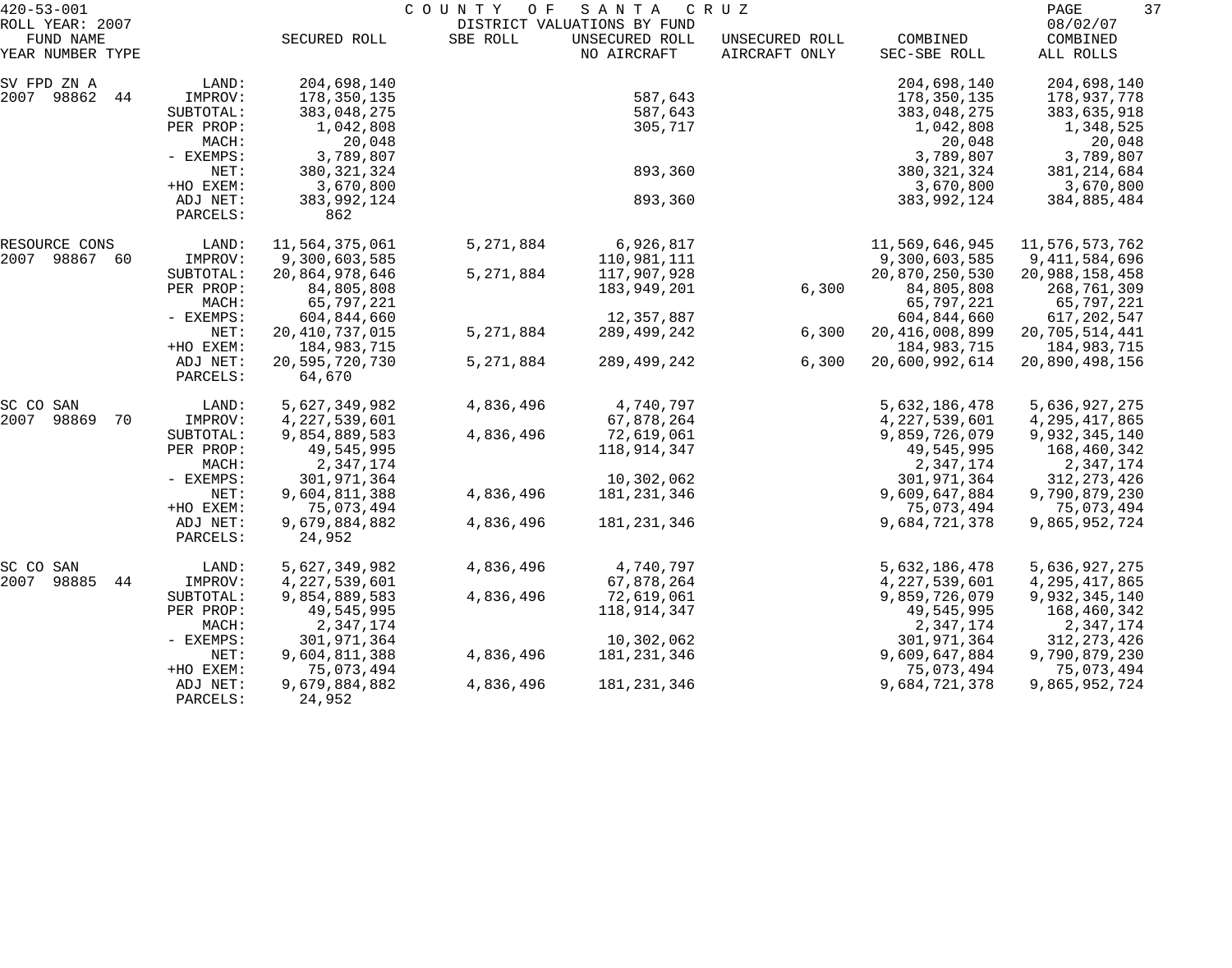420-53-001 COUNTY OF SANTA CRUZ
ROLL YEAR: 2007 DISTRICT VALUATIONS BY FUND 08/02/07

| FUND NAME YEAR NUMBER TYPE | | SECURED ROLL | SBE ROLL | UNSECURED ROLL NO AIRCRAFT | UNSECURED ROLL AIRCRAFT ONLY | COMBINED SEC-SBE ROLL | COMBINED ALL ROLLS |
|---|---|---|---|---|---|---|---|
| SV FPD ZN A | LAND: | 204,698,140 | | | | 204,698,140 | 204,698,140 |
| 2007 98862 44 | IMPROV: | 178,350,135 | | 587,643 | | 178,350,135 | 178,937,778 |
| | SUBTOTAL: | 383,048,275 | | 587,643 | | 383,048,275 | 383,635,918 |
| | PER PROP: | 1,042,808 | | 305,717 | | 1,042,808 | 1,348,525 |
| | MACH: | 20,048 | | | | 20,048 | 20,048 |
| | - EXEMPS: | 3,789,807 | | | | 3,789,807 | 3,789,807 |
| | NET: | 380,321,324 | | 893,360 | | 380,321,324 | 381,214,684 |
| | +HO EXEM: | 3,670,800 | | | | 3,670,800 | 3,670,800 |
| | ADJ NET: | 383,992,124 | | 893,360 | | 383,992,124 | 384,885,484 |
| | PARCELS: | 862 | | | | | |
| RESOURCE CONS | LAND: | 11,564,375,061 | 5,271,884 | 6,926,817 | | 11,569,646,945 | 11,576,573,762 |
| 2007 98867 60 | IMPROV: | 9,300,603,585 | | 110,981,111 | | 9,300,603,585 | 9,411,584,696 |
| | SUBTOTAL: | 20,864,978,646 | 5,271,884 | 117,907,928 | | 20,870,250,530 | 20,988,158,458 |
| | PER PROP: | 84,805,808 | | 183,949,201 | 6,300 | 84,805,808 | 268,761,309 |
| | MACH: | 65,797,221 | | | | 65,797,221 | 65,797,221 |
| | - EXEMPS: | 604,844,660 | | 12,357,887 | | 604,844,660 | 617,202,547 |
| | NET: | 20,410,737,015 | 5,271,884 | 289,499,242 | 6,300 | 20,416,008,899 | 20,705,514,441 |
| | +HO EXEM: | 184,983,715 | | | | 184,983,715 | 184,983,715 |
| | ADJ NET: | 20,595,720,730 | 5,271,884 | 289,499,242 | 6,300 | 20,600,992,614 | 20,890,498,156 |
| | PARCELS: | 64,670 | | | | | |
| SC CO SAN | LAND: | 5,627,349,982 | 4,836,496 | 4,740,797 | | 5,632,186,478 | 5,636,927,275 |
| 2007 98869 70 | IMPROV: | 4,227,539,601 | | 67,878,264 | | 4,227,539,601 | 4,295,417,865 |
| | SUBTOTAL: | 9,854,889,583 | 4,836,496 | 72,619,061 | | 9,859,726,079 | 9,932,345,140 |
| | PER PROP: | 49,545,995 | | 118,914,347 | | 49,545,995 | 168,460,342 |
| | MACH: | 2,347,174 | | | | 2,347,174 | 2,347,174 |
| | - EXEMPS: | 301,971,364 | | 10,302,062 | | 301,971,364 | 312,273,426 |
| | NET: | 9,604,811,388 | 4,836,496 | 181,231,346 | | 9,609,647,884 | 9,790,879,230 |
| | +HO EXEM: | 75,073,494 | | | | 75,073,494 | 75,073,494 |
| | ADJ NET: | 9,679,884,882 | 4,836,496 | 181,231,346 | | 9,684,721,378 | 9,865,952,724 |
| | PARCELS: | 24,952 | | | | | |
| SC CO SAN | LAND: | 5,627,349,982 | 4,836,496 | 4,740,797 | | 5,632,186,478 | 5,636,927,275 |
| 2007 98885 44 | IMPROV: | 4,227,539,601 | | 67,878,264 | | 4,227,539,601 | 4,295,417,865 |
| | SUBTOTAL: | 9,854,889,583 | 4,836,496 | 72,619,061 | | 9,859,726,079 | 9,932,345,140 |
| | PER PROP: | 49,545,995 | | 118,914,347 | | 49,545,995 | 168,460,342 |
| | MACH: | 2,347,174 | | | | 2,347,174 | 2,347,174 |
| | - EXEMPS: | 301,971,364 | | 10,302,062 | | 301,971,364 | 312,273,426 |
| | NET: | 9,604,811,388 | 4,836,496 | 181,231,346 | | 9,609,647,884 | 9,790,879,230 |
| | +HO EXEM: | 75,073,494 | | | | 75,073,494 | 75,073,494 |
| | ADJ NET: | 9,679,884,882 | 4,836,496 | 181,231,346 | | 9,684,721,378 | 9,865,952,724 |
| | PARCELS: | 24,952 | | | | | |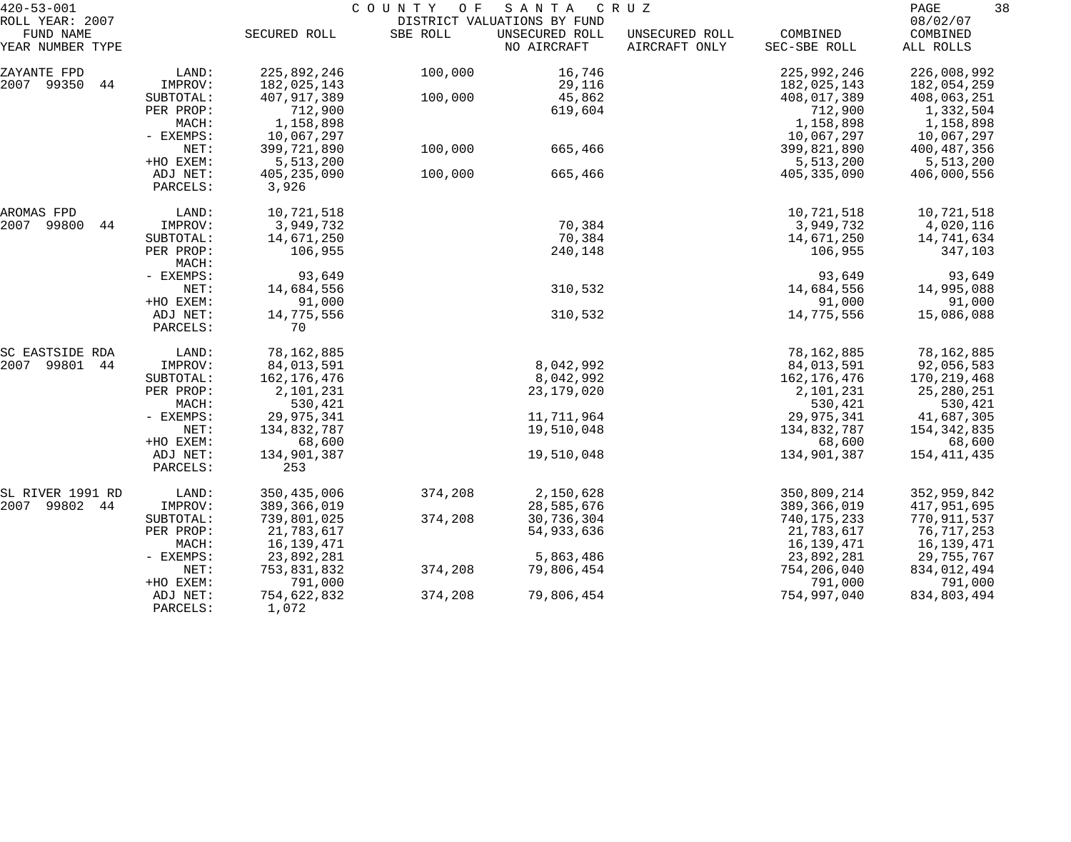420-53-001 COUNTY OF SANTA CRUZ
ROLL YEAR: 2007 DISTRICT VALUATIONS BY FUND 08/02/07

| FUND NAME YEAR NUMBER TYPE | | SECURED ROLL | SBE ROLL | UNSECURED ROLL NO AIRCRAFT | UNSECURED ROLL AIRCRAFT ONLY | COMBINED SEC-SBE ROLL | COMBINED ALL ROLLS |
|---|---|---|---|---|---|---|---|
| ZAYANTE FPD | LAND: | 225,892,246 | 100,000 | 16,746 | | 225,992,246 | 226,008,992 |
| 2007 99350 44 | IMPROV: | 182,025,143 | | 29,116 | | 182,025,143 | 182,054,259 |
| | SUBTOTAL: | 407,917,389 | 100,000 | 45,862 | | 408,017,389 | 408,063,251 |
| | PER PROP: | 712,900 | | 619,604 | | 712,900 | 1,332,504 |
| | MACH: | 1,158,898 | | | | 1,158,898 | 1,158,898 |
| | - EXEMPS: | 10,067,297 | | | | 10,067,297 | 10,067,297 |
| | NET: | 399,721,890 | 100,000 | 665,466 | | 399,821,890 | 400,487,356 |
| | +HO EXEM: | 5,513,200 | | | | 5,513,200 | 5,513,200 |
| | ADJ NET: | 405,235,090 | 100,000 | 665,466 | | 405,335,090 | 406,000,556 |
| | PARCELS: | 3,926 | | | | | |
| AROMAS FPD | LAND: | 10,721,518 | | | | 10,721,518 | 10,721,518 |
| 2007 99800 44 | IMPROV: | 3,949,732 | | 70,384 | | 3,949,732 | 4,020,116 |
| | SUBTOTAL: | 14,671,250 | | 70,384 | | 14,671,250 | 14,741,634 |
| | PER PROP: | 106,955 | | 240,148 | | 106,955 | 347,103 |
| | MACH: | | | | | | |
| | - EXEMPS: | 93,649 | | | | 93,649 | 93,649 |
| | NET: | 14,684,556 | | 310,532 | | 14,684,556 | 14,995,088 |
| | +HO EXEM: | 91,000 | | | | 91,000 | 91,000 |
| | ADJ NET: | 14,775,556 | | 310,532 | | 14,775,556 | 15,086,088 |
| | PARCELS: | 70 | | | | | |
| SC EASTSIDE RDA | LAND: | 78,162,885 | | | | 78,162,885 | 78,162,885 |
| 2007 99801 44 | IMPROV: | 84,013,591 | | 8,042,992 | | 84,013,591 | 92,056,583 |
| | SUBTOTAL: | 162,176,476 | | 8,042,992 | | 162,176,476 | 170,219,468 |
| | PER PROP: | 2,101,231 | | 23,179,020 | | 2,101,231 | 25,280,251 |
| | MACH: | 530,421 | | | | 530,421 | 530,421 |
| | - EXEMPS: | 29,975,341 | | 11,711,964 | | 29,975,341 | 41,687,305 |
| | NET: | 134,832,787 | | 19,510,048 | | 134,832,787 | 154,342,835 |
| | +HO EXEM: | 68,600 | | | | 68,600 | 68,600 |
| | ADJ NET: | 134,901,387 | | 19,510,048 | | 134,901,387 | 154,411,435 |
| | PARCELS: | 253 | | | | | |
| SL RIVER 1991 RD | LAND: | 350,435,006 | 374,208 | 2,150,628 | | 350,809,214 | 352,959,842 |
| 2007 99802 44 | IMPROV: | 389,366,019 | | 28,585,676 | | 389,366,019 | 417,951,695 |
| | SUBTOTAL: | 739,801,025 | 374,208 | 30,736,304 | | 740,175,233 | 770,911,537 |
| | PER PROP: | 21,783,617 | | 54,933,636 | | 21,783,617 | 76,717,253 |
| | MACH: | 16,139,471 | | | | 16,139,471 | 16,139,471 |
| | - EXEMPS: | 23,892,281 | | 5,863,486 | | 23,892,281 | 29,755,767 |
| | NET: | 753,831,832 | 374,208 | 79,806,454 | | 754,206,040 | 834,012,494 |
| | +HO EXEM: | 791,000 | | | | 791,000 | 791,000 |
| | ADJ NET: | 754,622,832 | 374,208 | 79,806,454 | | 754,997,040 | 834,803,494 |
| | PARCELS: | 1,072 | | | | | |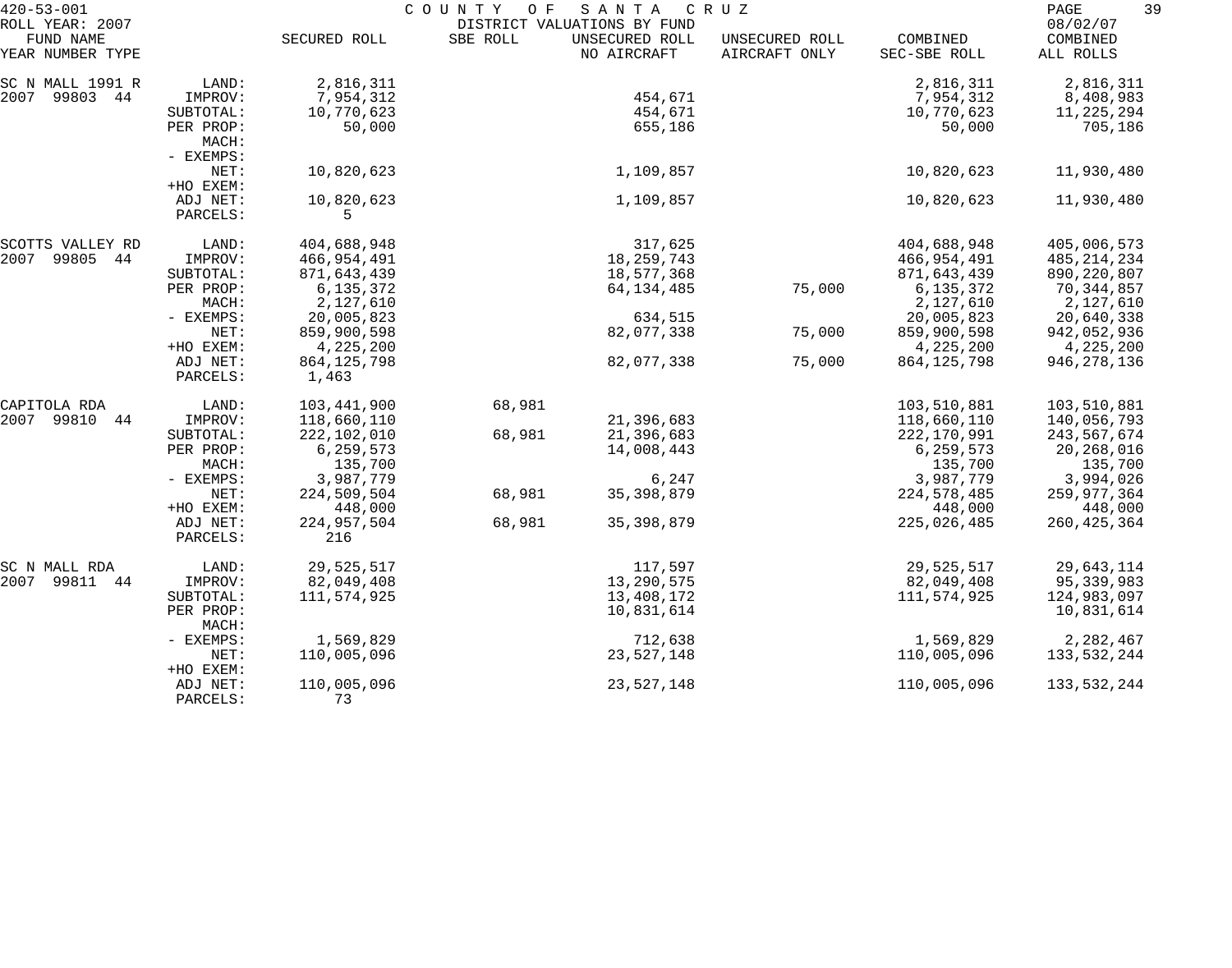420-53-001 COUNTY OF SANTA CRUZ
ROLL YEAR: 2007 DISTRICT VALUATIONS BY FUND 08/02/07

| FUND NAME YEAR NUMBER TYPE | | SECURED ROLL | SBE ROLL | UNSECURED ROLL NO AIRCRAFT | UNSECURED ROLL AIRCRAFT ONLY | COMBINED SEC-SBE ROLL | COMBINED ALL ROLLS |
|---|---|---|---|---|---|---|---|
| SC N MALL 1991 R | LAND: | 2,816,311 | | | | 2,816,311 | 2,816,311 |
| 2007 99803 44 | IMPROV: | 7,954,312 | | 454,671 | | 7,954,312 | 8,408,983 |
| | SUBTOTAL: | 10,770,623 | | 454,671 | | 10,770,623 | 11,225,294 |
| | PER PROP: | 50,000 | | 655,186 | | 50,000 | 705,186 |
| | MACH: | | | | | | |
| | - EXEMPS: | | | | | | |
| | NET: | 10,820,623 | | 1,109,857 | | 10,820,623 | 11,930,480 |
| | +HO EXEM: | | | | | | |
| | ADJ NET: | 10,820,623 | | 1,109,857 | | 10,820,623 | 11,930,480 |
| | PARCELS: | 5 | | | | | |
| SCOTTS VALLEY RD | LAND: | 404,688,948 | | 317,625 | | 404,688,948 | 405,006,573 |
| 2007 99805 44 | IMPROV: | 466,954,491 | | 18,259,743 | | 466,954,491 | 485,214,234 |
| | SUBTOTAL: | 871,643,439 | | 18,577,368 | | 871,643,439 | 890,220,807 |
| | PER PROP: | 6,135,372 | | 64,134,485 | 75,000 | 6,135,372 | 70,344,857 |
| | MACH: | 2,127,610 | | | | 2,127,610 | 2,127,610 |
| | - EXEMPS: | 20,005,823 | | 634,515 | | 20,005,823 | 20,640,338 |
| | NET: | 859,900,598 | | 82,077,338 | 75,000 | 859,900,598 | 942,052,936 |
| | +HO EXEM: | 4,225,200 | | | | 4,225,200 | 4,225,200 |
| | ADJ NET: | 864,125,798 | | 82,077,338 | 75,000 | 864,125,798 | 946,278,136 |
| | PARCELS: | 1,463 | | | | | |
| CAPITOLA RDA | LAND: | 103,441,900 | 68,981 | | | 103,510,881 | 103,510,881 |
| 2007 99810 44 | IMPROV: | 118,660,110 | | 21,396,683 | | 118,660,110 | 140,056,793 |
| | SUBTOTAL: | 222,102,010 | 68,981 | 21,396,683 | | 222,170,991 | 243,567,674 |
| | PER PROP: | 6,259,573 | | 14,008,443 | | 6,259,573 | 20,268,016 |
| | MACH: | 135,700 | | | | 135,700 | 135,700 |
| | - EXEMPS: | 3,987,779 | | 6,247 | | 3,987,779 | 3,994,026 |
| | NET: | 224,509,504 | 68,981 | 35,398,879 | | 224,578,485 | 259,977,364 |
| | +HO EXEM: | 448,000 | | | | 448,000 | 448,000 |
| | ADJ NET: | 224,957,504 | 68,981 | 35,398,879 | | 225,026,485 | 260,425,364 |
| | PARCELS: | 216 | | | | | |
| SC N MALL RDA | LAND: | 29,525,517 | | 117,597 | | 29,525,517 | 29,643,114 |
| 2007 99811 44 | IMPROV: | 82,049,408 | | 13,290,575 | | 82,049,408 | 95,339,983 |
| | SUBTOTAL: | 111,574,925 | | 13,408,172 | | 111,574,925 | 124,983,097 |
| | PER PROP: | | | 10,831,614 | | | 10,831,614 |
| | MACH: | | | | | | |
| | - EXEMPS: | 1,569,829 | | 712,638 | | 1,569,829 | 2,282,467 |
| | NET: | 110,005,096 | | 23,527,148 | | 110,005,096 | 133,532,244 |
| | +HO EXEM: | | | | | | |
| | ADJ NET: | 110,005,096 | | 23,527,148 | | 110,005,096 | 133,532,244 |
| | PARCELS: | 73 | | | | | |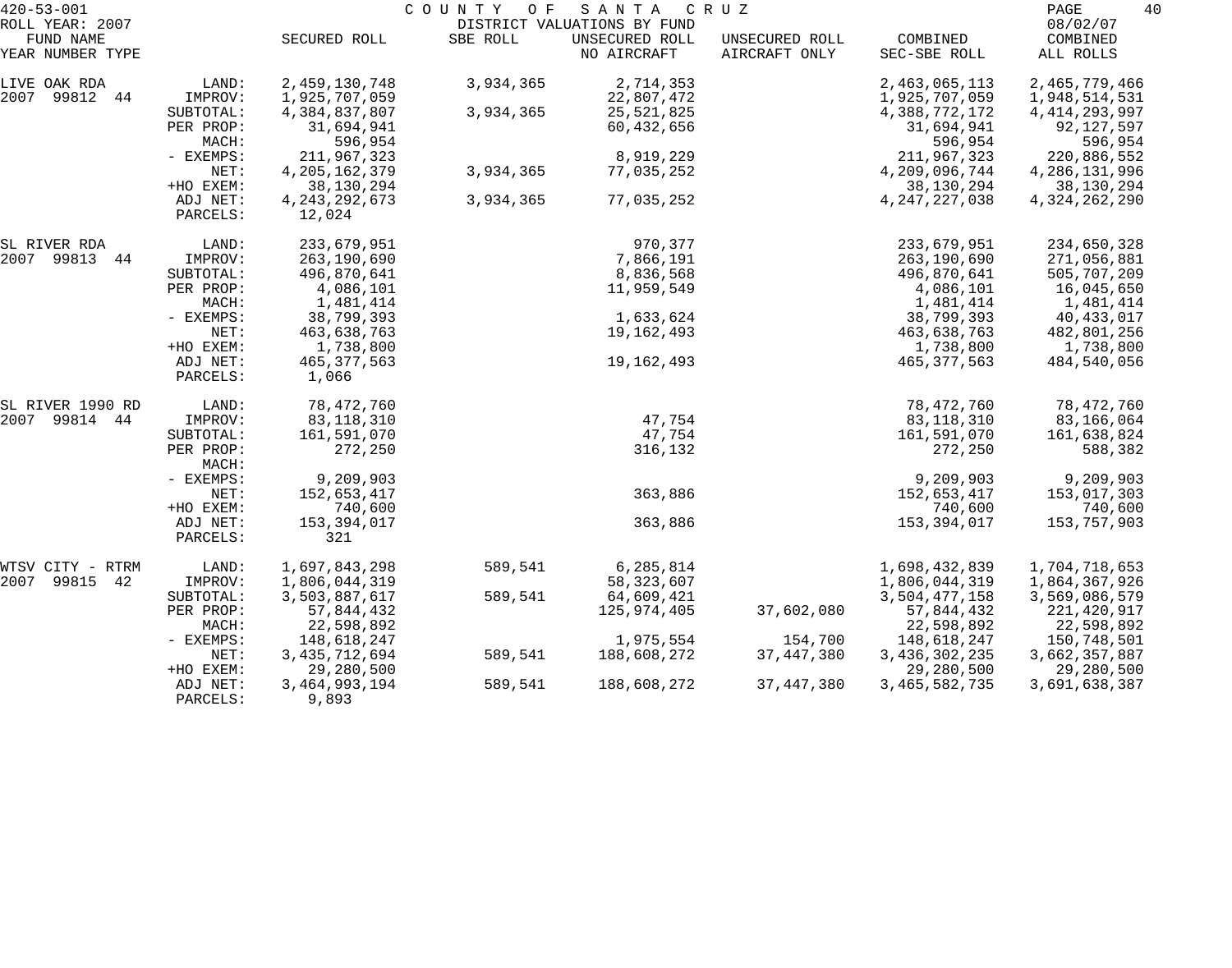420-53-001 COUNTY OF SANTA CRUZ

ROLL YEAR: 2007 DISTRICT VALUATIONS BY FUND 08/02/07

| FUND NAME YEAR NUMBER TYPE | | SECURED ROLL | SBE ROLL | UNSECURED ROLL NO AIRCRAFT | UNSECURED ROLL AIRCRAFT ONLY | COMBINED SEC-SBE ROLL | COMBINED ALL ROLLS |
|---|---|---|---|---|---|---|---|
| LIVE OAK RDA | LAND: | 2,459,130,748 | 3,934,365 | 2,714,353 | | 2,463,065,113 | 2,465,779,466 |
| 2007 99812 44 | IMPROV: | 1,925,707,059 | | 22,807,472 | | 1,925,707,059 | 1,948,514,531 |
| | SUBTOTAL: | 4,384,837,807 | 3,934,365 | 25,521,825 | | 4,388,772,172 | 4,414,293,997 |
| | PER PROP: | 31,694,941 | | 60,432,656 | | 31,694,941 | 92,127,597 |
| | MACH: | 596,954 | | | | 596,954 | 596,954 |
| | - EXEMPS: | 211,967,323 | | 8,919,229 | | 211,967,323 | 220,886,552 |
| | NET: | 4,205,162,379 | 3,934,365 | 77,035,252 | | 4,209,096,744 | 4,286,131,996 |
| | +HO EXEM: | 38,130,294 | | | | 38,130,294 | 38,130,294 |
| | ADJ NET: | 4,243,292,673 | 3,934,365 | 77,035,252 | | 4,247,227,038 | 4,324,262,290 |
| | PARCELS: | 12,024 | | | | | |
| SL RIVER RDA | LAND: | 233,679,951 | | 970,377 | | 233,679,951 | 234,650,328 |
| 2007 99813 44 | IMPROV: | 263,190,690 | | 7,866,191 | | 263,190,690 | 271,056,881 |
| | SUBTOTAL: | 496,870,641 | | 8,836,568 | | 496,870,641 | 505,707,209 |
| | PER PROP: | 4,086,101 | | 11,959,549 | | 4,086,101 | 16,045,650 |
| | MACH: | 1,481,414 | | | | 1,481,414 | 1,481,414 |
| | - EXEMPS: | 38,799,393 | | 1,633,624 | | 38,799,393 | 40,433,017 |
| | NET: | 463,638,763 | | 19,162,493 | | 463,638,763 | 482,801,256 |
| | +HO EXEM: | 1,738,800 | | | | 1,738,800 | 1,738,800 |
| | ADJ NET: | 465,377,563 | | 19,162,493 | | 465,377,563 | 484,540,056 |
| | PARCELS: | 1,066 | | | | | |
| SL RIVER 1990 RD | LAND: | 78,472,760 | | | | 78,472,760 | 78,472,760 |
| 2007 99814 44 | IMPROV: | 83,118,310 | | 47,754 | | 83,118,310 | 83,166,064 |
| | SUBTOTAL: | 161,591,070 | | 47,754 | | 161,591,070 | 161,638,824 |
| | PER PROP: | 272,250 | | 316,132 | | 272,250 | 588,382 |
| | MACH: | | | | | | |
| | - EXEMPS: | 9,209,903 | | | | 9,209,903 | 9,209,903 |
| | NET: | 152,653,417 | | 363,886 | | 152,653,417 | 153,017,303 |
| | +HO EXEM: | 740,600 | | | | 740,600 | 740,600 |
| | ADJ NET: | 153,394,017 | | 363,886 | | 153,394,017 | 153,757,903 |
| | PARCELS: | 321 | | | | | |
| WTSV CITY - RTRM | LAND: | 1,697,843,298 | 589,541 | 6,285,814 | | 1,698,432,839 | 1,704,718,653 |
| 2007 99815 42 | IMPROV: | 1,806,044,319 | | 58,323,607 | | 1,806,044,319 | 1,864,367,926 |
| | SUBTOTAL: | 3,503,887,617 | 589,541 | 64,609,421 | | 3,504,477,158 | 3,569,086,579 |
| | PER PROP: | 57,844,432 | | 125,974,405 | 37,602,080 | 57,844,432 | 221,420,917 |
| | MACH: | 22,598,892 | | | | 22,598,892 | 22,598,892 |
| | - EXEMPS: | 148,618,247 | | 1,975,554 | 154,700 | 148,618,247 | 150,748,501 |
| | NET: | 3,435,712,694 | 589,541 | 188,608,272 | 37,447,380 | 3,436,302,235 | 3,662,357,887 |
| | +HO EXEM: | 29,280,500 | | | | 29,280,500 | 29,280,500 |
| | ADJ NET: | 3,464,993,194 | 589,541 | 188,608,272 | 37,447,380 | 3,465,582,735 | 3,691,638,387 |
| | PARCELS: | 9,893 | | | | | |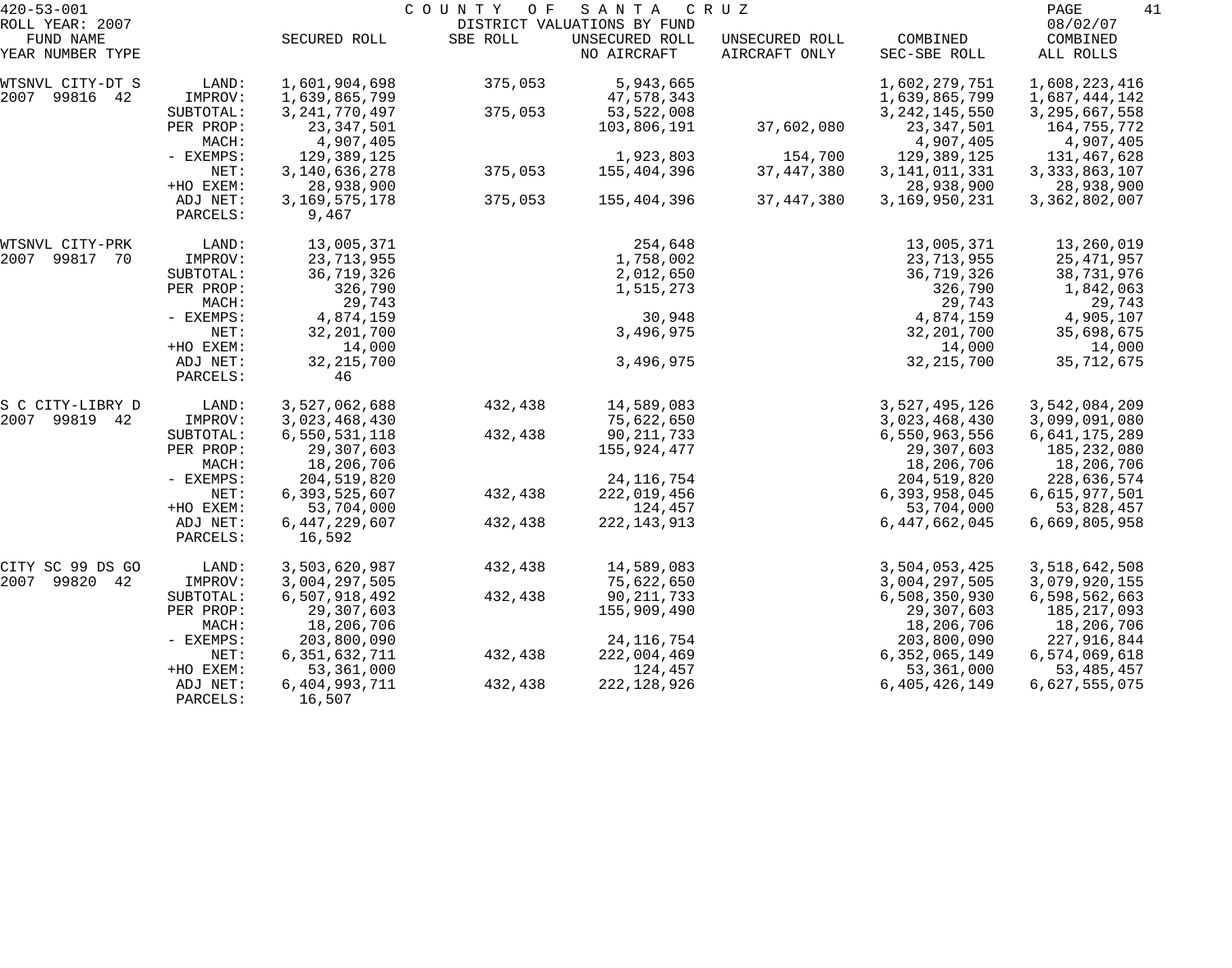420-53-001 COUNTY OF SANTA CRUZ
ROLL YEAR: 2007 DISTRICT VALUATIONS BY FUND 08/02/07

| FUND NAME<br>YEAR NUMBER TYPE | | SECURED ROLL | SBE ROLL | UNSECURED ROLL<br>NO AIRCRAFT | UNSECURED ROLL<br>AIRCRAFT ONLY | COMBINED<br>SEC-SBE ROLL | COMBINED<br>ALL ROLLS |
|---|---|---|---|---|---|---|---|
| WTSNVL CITY-DT S | LAND: | 1,601,904,698 | 375,053 | 5,943,665 | | 1,602,279,751 | 1,608,223,416 |
| 2007 99816 42 | IMPROV: | 1,639,865,799 | | 47,578,343 | | 1,639,865,799 | 1,687,444,142 |
| | SUBTOTAL: | 3,241,770,497 | 375,053 | 53,522,008 | | 3,242,145,550 | 3,295,667,558 |
| | PER PROP: | 23,347,501 | | 103,806,191 | 37,602,080 | 23,347,501 | 164,755,772 |
| | MACH: | 4,907,405 | | | | 4,907,405 | 4,907,405 |
| | - EXEMPS: | 129,389,125 | | 1,923,803 | 154,700 | 129,389,125 | 131,467,628 |
| | NET: | 3,140,636,278 | 375,053 | 155,404,396 | 37,447,380 | 3,141,011,331 | 3,333,863,107 |
| | +HO EXEM: | 28,938,900 | | | | 28,938,900 | 28,938,900 |
| | ADJ NET: | 3,169,575,178 | 375,053 | 155,404,396 | 37,447,380 | 3,169,950,231 | 3,362,802,007 |
| | PARCELS: | 9,467 | | | | | |
| WTSNVL CITY-PRK | LAND: | 13,005,371 | | 254,648 | | 13,005,371 | 13,260,019 |
| 2007 99817 70 | IMPROV: | 23,713,955 | | 1,758,002 | | 23,713,955 | 25,471,957 |
| | SUBTOTAL: | 36,719,326 | | 2,012,650 | | 36,719,326 | 38,731,976 |
| | PER PROP: | 326,790 | | 1,515,273 | | 326,790 | 1,842,063 |
| | MACH: | 29,743 | | | | 29,743 | 29,743 |
| | - EXEMPS: | 4,874,159 | | 30,948 | | 4,874,159 | 4,905,107 |
| | NET: | 32,201,700 | | 3,496,975 | | 32,201,700 | 35,698,675 |
| | +HO EXEM: | 14,000 | | | | 14,000 | 14,000 |
| | ADJ NET: | 32,215,700 | | 3,496,975 | | 32,215,700 | 35,712,675 |
| | PARCELS: | 46 | | | | | |
| S C CITY-LIBRY D | LAND: | 3,527,062,688 | 432,438 | 14,589,083 | | 3,527,495,126 | 3,542,084,209 |
| 2007 99819 42 | IMPROV: | 3,023,468,430 | | 75,622,650 | | 3,023,468,430 | 3,099,091,080 |
| | SUBTOTAL: | 6,550,531,118 | 432,438 | 90,211,733 | | 6,550,963,556 | 6,641,175,289 |
| | PER PROP: | 29,307,603 | | 155,924,477 | | 29,307,603 | 185,232,080 |
| | MACH: | 18,206,706 | | | | 18,206,706 | 18,206,706 |
| | - EXEMPS: | 204,519,820 | | 24,116,754 | | 204,519,820 | 228,636,574 |
| | NET: | 6,393,525,607 | 432,438 | 222,019,456 | | 6,393,958,045 | 6,615,977,501 |
| | +HO EXEM: | 53,704,000 | | 124,457 | | 53,704,000 | 53,828,457 |
| | ADJ NET: | 6,447,229,607 | 432,438 | 222,143,913 | | 6,447,662,045 | 6,669,805,958 |
| | PARCELS: | 16,592 | | | | | |
| CITY SC 99 DS GO | LAND: | 3,503,620,987 | 432,438 | 14,589,083 | | 3,504,053,425 | 3,518,642,508 |
| 2007 99820 42 | IMPROV: | 3,004,297,505 | | 75,622,650 | | 3,004,297,505 | 3,079,920,155 |
| | SUBTOTAL: | 6,507,918,492 | 432,438 | 90,211,733 | | 6,508,350,930 | 6,598,562,663 |
| | PER PROP: | 29,307,603 | | 155,909,490 | | 29,307,603 | 185,217,093 |
| | MACH: | 18,206,706 | | | | 18,206,706 | 18,206,706 |
| | - EXEMPS: | 203,800,090 | | 24,116,754 | | 203,800,090 | 227,916,844 |
| | NET: | 6,351,632,711 | 432,438 | 222,004,469 | | 6,352,065,149 | 6,574,069,618 |
| | +HO EXEM: | 53,361,000 | | 124,457 | | 53,361,000 | 53,485,457 |
| | ADJ NET: | 6,404,993,711 | 432,438 | 222,128,926 | | 6,405,426,149 | 6,627,555,075 |
| | PARCELS: | 16,507 | | | | | |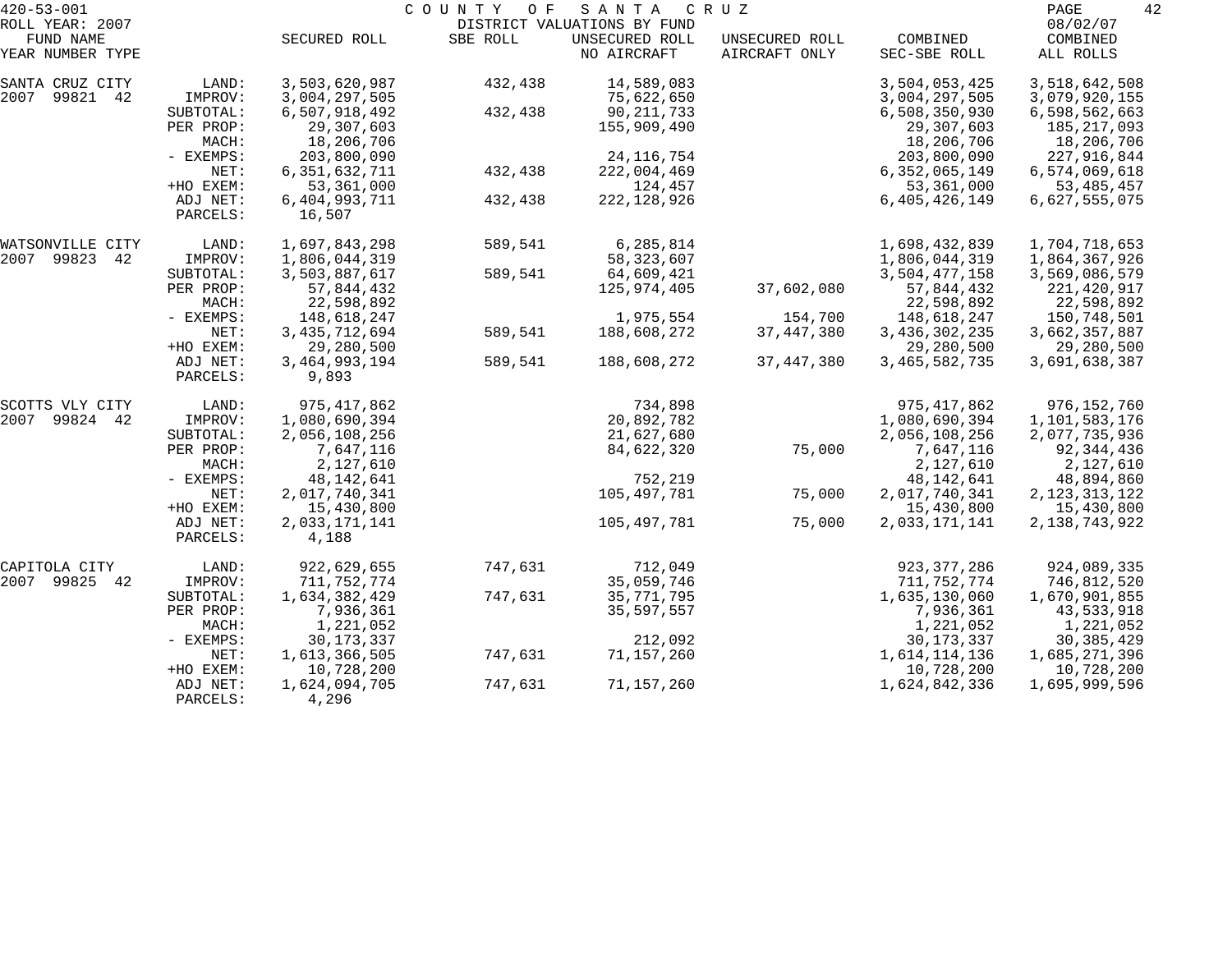420-53-001 COUNTY OF SANTA CRUZ

ROLL YEAR: 2007 DISTRICT VALUATIONS BY FUND 08/02/07

| FUND NAME YEAR NUMBER TYPE | | SECURED ROLL | SBE ROLL | UNSECURED ROLL NO AIRCRAFT | UNSECURED ROLL AIRCRAFT ONLY | COMBINED SEC-SBE ROLL | COMBINED ALL ROLLS |
|---|---|---|---|---|---|---|---|
| SANTA CRUZ CITY | LAND: | 3,503,620,987 | 432,438 | 14,589,083 | | 3,504,053,425 | 3,518,642,508 |
| 2007 99821 42 | IMPROV: | 3,004,297,505 | | 75,622,650 | | 3,004,297,505 | 3,079,920,155 |
| | SUBTOTAL: | 6,507,918,492 | 432,438 | 90,211,733 | | 6,508,350,930 | 6,598,562,663 |
| | PER PROP: | 29,307,603 | | 155,909,490 | | 29,307,603 | 185,217,093 |
| | MACH: | 18,206,706 | | | | 18,206,706 | 18,206,706 |
| | - EXEMPS: | 203,800,090 | | 24,116,754 | | 203,800,090 | 227,916,844 |
| | NET: | 6,351,632,711 | 432,438 | 222,004,469 | | 6,352,065,149 | 6,574,069,618 |
| | +HO EXEM: | 53,361,000 | | 124,457 | | 53,361,000 | 53,485,457 |
| | ADJ NET: | 6,404,993,711 | 432,438 | 222,128,926 | | 6,405,426,149 | 6,627,555,075 |
| | PARCELS: | 16,507 | | | | | |
| WATSONVILLE CITY | LAND: | 1,697,843,298 | 589,541 | 6,285,814 | | 1,698,432,839 | 1,704,718,653 |
| 2007 99823 42 | IMPROV: | 1,806,044,319 | | 58,323,607 | | 1,806,044,319 | 1,864,367,926 |
| | SUBTOTAL: | 3,503,887,617 | 589,541 | 64,609,421 | | 3,504,477,158 | 3,569,086,579 |
| | PER PROP: | 57,844,432 | | 125,974,405 | 37,602,080 | 57,844,432 | 221,420,917 |
| | MACH: | 22,598,892 | | | | 22,598,892 | 22,598,892 |
| | - EXEMPS: | 148,618,247 | | 1,975,554 | 154,700 | 148,618,247 | 150,748,501 |
| | NET: | 3,435,712,694 | 589,541 | 188,608,272 | 37,447,380 | 3,436,302,235 | 3,662,357,887 |
| | +HO EXEM: | 29,280,500 | | | | 29,280,500 | 29,280,500 |
| | ADJ NET: | 3,464,993,194 | 589,541 | 188,608,272 | 37,447,380 | 3,465,582,735 | 3,691,638,387 |
| | PARCELS: | 9,893 | | | | | |
| SCOTTS VLY CITY | LAND: | 975,417,862 | | 734,898 | | 975,417,862 | 976,152,760 |
| 2007 99824 42 | IMPROV: | 1,080,690,394 | | 20,892,782 | | 1,080,690,394 | 1,101,583,176 |
| | SUBTOTAL: | 2,056,108,256 | | 21,627,680 | | 2,056,108,256 | 2,077,735,936 |
| | PER PROP: | 7,647,116 | | 84,622,320 | 75,000 | 7,647,116 | 92,344,436 |
| | MACH: | 2,127,610 | | | | 2,127,610 | 2,127,610 |
| | - EXEMPS: | 48,142,641 | | 752,219 | | 48,142,641 | 48,894,860 |
| | NET: | 2,017,740,341 | | 105,497,781 | 75,000 | 2,017,740,341 | 2,123,313,122 |
| | +HO EXEM: | 15,430,800 | | | | 15,430,800 | 15,430,800 |
| | ADJ NET: | 2,033,171,141 | | 105,497,781 | 75,000 | 2,033,171,141 | 2,138,743,922 |
| | PARCELS: | 4,188 | | | | | |
| CAPITOLA CITY | LAND: | 922,629,655 | 747,631 | 712,049 | | 923,377,286 | 924,089,335 |
| 2007 99825 42 | IMPROV: | 711,752,774 | | 35,059,746 | | 711,752,774 | 746,812,520 |
| | SUBTOTAL: | 1,634,382,429 | 747,631 | 35,771,795 | | 1,635,130,060 | 1,670,901,855 |
| | PER PROP: | 7,936,361 | | 35,597,557 | | 7,936,361 | 43,533,918 |
| | MACH: | 1,221,052 | | | | 1,221,052 | 1,221,052 |
| | - EXEMPS: | 30,173,337 | | 212,092 | | 30,173,337 | 30,385,429 |
| | NET: | 1,613,366,505 | 747,631 | 71,157,260 | | 1,614,114,136 | 1,685,271,396 |
| | +HO EXEM: | 10,728,200 | | | | 10,728,200 | 10,728,200 |
| | ADJ NET: | 1,624,094,705 | 747,631 | 71,157,260 | | 1,624,842,336 | 1,695,999,596 |
| | PARCELS: | 4,296 | | | | | |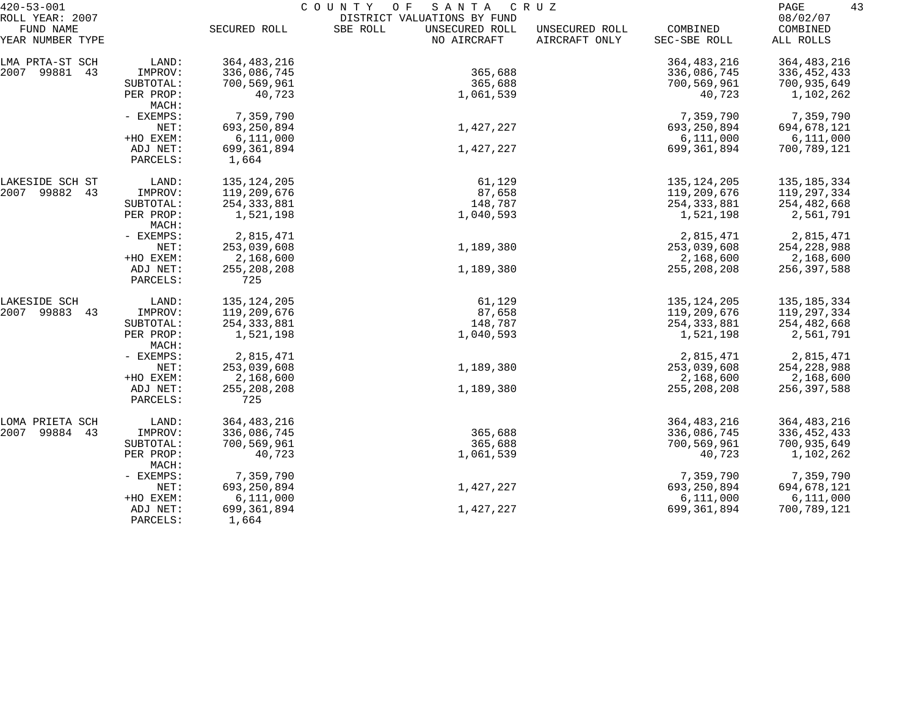420-53-001 COUNTY OF SANTA CRUZ
ROLL YEAR: 2007 DISTRICT VALUATIONS BY FUND 08/02/07

| FUND NAME YEAR NUMBER TYPE | | SECURED ROLL | SBE ROLL | UNSECURED ROLL NO AIRCRAFT | UNSECURED ROLL AIRCRAFT ONLY | COMBINED SEC-SBE ROLL | COMBINED ALL ROLLS |
|---|---|---|---|---|---|---|---|
| LMA PRTA-ST SCH | LAND: | 364,483,216 | | | | 364,483,216 | 364,483,216 |
| 2007 99881 43 | IMPROV: | 336,086,745 | | 365,688 | | 336,086,745 | 336,452,433 |
| | SUBTOTAL: | 700,569,961 | | 365,688 | | 700,569,961 | 700,935,649 |
| | PER PROP: | 40,723 | | 1,061,539 | | 40,723 | 1,102,262 |
| | MACH: | | | | | | |
| | - EXEMPS: | 7,359,790 | | | | 7,359,790 | 7,359,790 |
| | NET: | 693,250,894 | | 1,427,227 | | 693,250,894 | 694,678,121 |
| | +HO EXEM: | 6,111,000 | | | | 6,111,000 | 6,111,000 |
| | ADJ NET: | 699,361,894 | | 1,427,227 | | 699,361,894 | 700,789,121 |
| | PARCELS: | 1,664 | | | | | |
| LAKESIDE SCH ST | LAND: | 135,124,205 | | 61,129 | | 135,124,205 | 135,185,334 |
| 2007 99882 43 | IMPROV: | 119,209,676 | | 87,658 | | 119,209,676 | 119,297,334 |
| | SUBTOTAL: | 254,333,881 | | 148,787 | | 254,333,881 | 254,482,668 |
| | PER PROP: | 1,521,198 | | 1,040,593 | | 1,521,198 | 2,561,791 |
| | MACH: | | | | | | |
| | - EXEMPS: | 2,815,471 | | | | 2,815,471 | 2,815,471 |
| | NET: | 253,039,608 | | 1,189,380 | | 253,039,608 | 254,228,988 |
| | +HO EXEM: | 2,168,600 | | | | 2,168,600 | 2,168,600 |
| | ADJ NET: | 255,208,208 | | 1,189,380 | | 255,208,208 | 256,397,588 |
| | PARCELS: | 725 | | | | | |
| LAKESIDE SCH | LAND: | 135,124,205 | | 61,129 | | 135,124,205 | 135,185,334 |
| 2007 99883 43 | IMPROV: | 119,209,676 | | 87,658 | | 119,209,676 | 119,297,334 |
| | SUBTOTAL: | 254,333,881 | | 148,787 | | 254,333,881 | 254,482,668 |
| | PER PROP: | 1,521,198 | | 1,040,593 | | 1,521,198 | 2,561,791 |
| | MACH: | | | | | | |
| | - EXEMPS: | 2,815,471 | | | | 2,815,471 | 2,815,471 |
| | NET: | 253,039,608 | | 1,189,380 | | 253,039,608 | 254,228,988 |
| | +HO EXEM: | 2,168,600 | | | | 2,168,600 | 2,168,600 |
| | ADJ NET: | 255,208,208 | | 1,189,380 | | 255,208,208 | 256,397,588 |
| | PARCELS: | 725 | | | | | |
| LOMA PRIETA SCH | LAND: | 364,483,216 | | | | 364,483,216 | 364,483,216 |
| 2007 99884 43 | IMPROV: | 336,086,745 | | 365,688 | | 336,086,745 | 336,452,433 |
| | SUBTOTAL: | 700,569,961 | | 365,688 | | 700,569,961 | 700,935,649 |
| | PER PROP: | 40,723 | | 1,061,539 | | 40,723 | 1,102,262 |
| | MACH: | | | | | | |
| | - EXEMPS: | 7,359,790 | | | | 7,359,790 | 7,359,790 |
| | NET: | 693,250,894 | | 1,427,227 | | 693,250,894 | 694,678,121 |
| | +HO EXEM: | 6,111,000 | | | | 6,111,000 | 6,111,000 |
| | ADJ NET: | 699,361,894 | | 1,427,227 | | 699,361,894 | 700,789,121 |
| | PARCELS: | 1,664 | | | | | |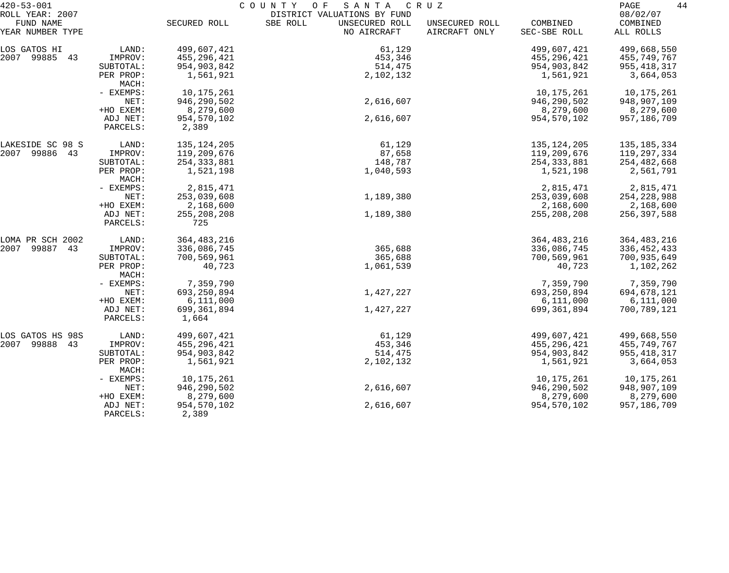420-53-001 COUNTY OF SANTA CRUZ

ROLL YEAR: 2007 DISTRICT VALUATIONS BY FUND 08/02/07

| FUND NAME YEAR NUMBER TYPE | | SECURED ROLL | SBE ROLL | UNSECURED ROLL NO AIRCRAFT | UNSECURED ROLL AIRCRAFT ONLY | COMBINED SEC-SBE ROLL | COMBINED ALL ROLLS |
|---|---|---|---|---|---|---|---|
| LOS GATOS HI | LAND: | 499,607,421 | | 61,129 | | 499,607,421 | 499,668,550 |
| 2007 99885 43 | IMPROV: | 455,296,421 | | 453,346 | | 455,296,421 | 455,749,767 |
| | SUBTOTAL: | 954,903,842 | | 514,475 | | 954,903,842 | 955,418,317 |
| | PER PROP: | 1,561,921 | | 2,102,132 | | 1,561,921 | 3,664,053 |
| | MACH: | | | | | | |
| | - EXEMPS: | 10,175,261 | | | | 10,175,261 | 10,175,261 |
| | NET: | 946,290,502 | | 2,616,607 | | 946,290,502 | 948,907,109 |
| | +HO EXEM: | 8,279,600 | | | | 8,279,600 | 8,279,600 |
| | ADJ NET: | 954,570,102 | | 2,616,607 | | 954,570,102 | 957,186,709 |
| | PARCELS: | 2,389 | | | | | |
| LAKESIDE SC 98 S | LAND: | 135,124,205 | | 61,129 | | 135,124,205 | 135,185,334 |
| 2007 99886 43 | IMPROV: | 119,209,676 | | 87,658 | | 119,209,676 | 119,297,334 |
| | SUBTOTAL: | 254,333,881 | | 148,787 | | 254,333,881 | 254,482,668 |
| | PER PROP: | 1,521,198 | | 1,040,593 | | 1,521,198 | 2,561,791 |
| | MACH: | | | | | | |
| | - EXEMPS: | 2,815,471 | | | | 2,815,471 | 2,815,471 |
| | NET: | 253,039,608 | | 1,189,380 | | 253,039,608 | 254,228,988 |
| | +HO EXEM: | 2,168,600 | | | | 2,168,600 | 2,168,600 |
| | ADJ NET: | 255,208,208 | | 1,189,380 | | 255,208,208 | 256,397,588 |
| | PARCELS: | 725 | | | | | |
| LOMA PR SCH 2002 | LAND: | 364,483,216 | | | | 364,483,216 | 364,483,216 |
| 2007 99887 43 | IMPROV: | 336,086,745 | | 365,688 | | 336,086,745 | 336,452,433 |
| | SUBTOTAL: | 700,569,961 | | 365,688 | | 700,569,961 | 700,935,649 |
| | PER PROP: | 40,723 | | 1,061,539 | | 40,723 | 1,102,262 |
| | MACH: | | | | | | |
| | - EXEMPS: | 7,359,790 | | | | 7,359,790 | 7,359,790 |
| | NET: | 693,250,894 | | 1,427,227 | | 693,250,894 | 694,678,121 |
| | +HO EXEM: | 6,111,000 | | | | 6,111,000 | 6,111,000 |
| | ADJ NET: | 699,361,894 | | 1,427,227 | | 699,361,894 | 700,789,121 |
| | PARCELS: | 1,664 | | | | | |
| LOS GATOS HS 98S | LAND: | 499,607,421 | | 61,129 | | 499,607,421 | 499,668,550 |
| 2007 99888 43 | IMPROV: | 455,296,421 | | 453,346 | | 455,296,421 | 455,749,767 |
| | SUBTOTAL: | 954,903,842 | | 514,475 | | 954,903,842 | 955,418,317 |
| | PER PROP: | 1,561,921 | | 2,102,132 | | 1,561,921 | 3,664,053 |
| | MACH: | | | | | | |
| | - EXEMPS: | 10,175,261 | | | | 10,175,261 | 10,175,261 |
| | NET: | 946,290,502 | | 2,616,607 | | 946,290,502 | 948,907,109 |
| | +HO EXEM: | 8,279,600 | | | | 8,279,600 | 8,279,600 |
| | ADJ NET: | 954,570,102 | | 2,616,607 | | 954,570,102 | 957,186,709 |
| | PARCELS: | 2,389 | | | | | |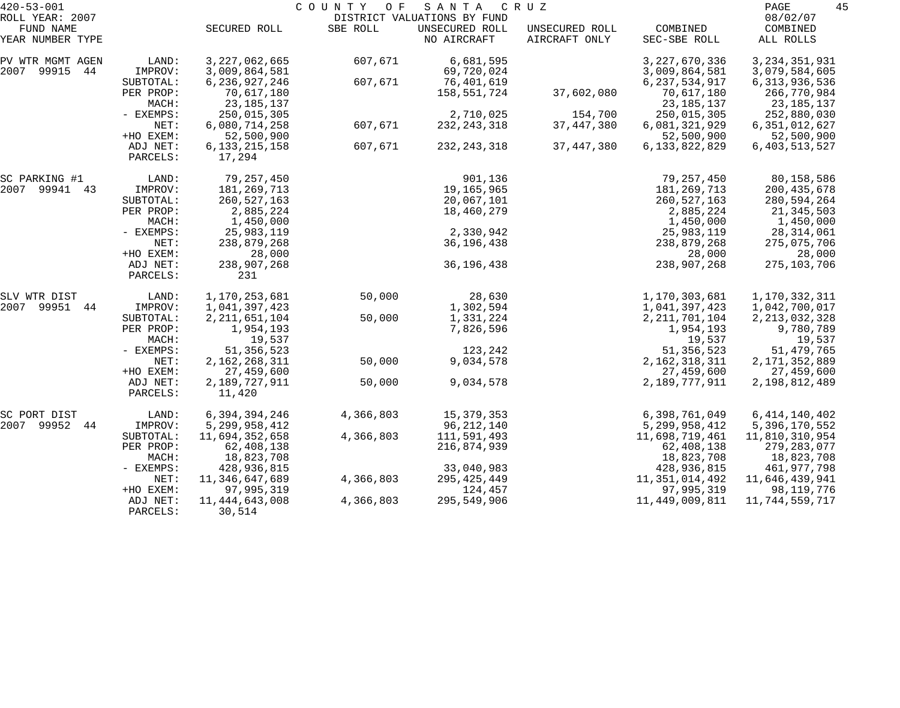420-53-001 — COUNTY OF SANTA CRUZ — DISTRICT VALUATIONS BY FUND

ROLL YEAR: 2007 — 08/02/07

| FUND NAME YEAR NUMBER TYPE | | SECURED ROLL | SBE ROLL | UNSECURED ROLL NO AIRCRAFT | UNSECURED ROLL AIRCRAFT ONLY | COMBINED SEC-SBE ROLL | COMBINED ALL ROLLS |
|---|---|---|---|---|---|---|---|
| PV WTR MGMT AGEN | LAND: | 3,227,062,665 | 607,671 | 6,681,595 | | 3,227,670,336 | 3,234,351,931 |
| 2007 99915 44 | IMPROV: | 3,009,864,581 | | 69,720,024 | | 3,009,864,581 | 3,079,584,605 |
| | SUBTOTAL: | 6,236,927,246 | 607,671 | 76,401,619 | | 6,237,534,917 | 6,313,936,536 |
| | PER PROP: | 70,617,180 | | 158,551,724 | 37,602,080 | 70,617,180 | 266,770,984 |
| | MACH: | 23,185,137 | | | | 23,185,137 | 23,185,137 |
| | - EXEMPS: | 250,015,305 | | 2,710,025 | 154,700 | 250,015,305 | 252,880,030 |
| | NET: | 6,080,714,258 | 607,671 | 232,243,318 | 37,447,380 | 6,081,321,929 | 6,351,012,627 |
| | +HO EXEM: | 52,500,900 | | | | 52,500,900 | 52,500,900 |
| | ADJ NET: | 6,133,215,158 | 607,671 | 232,243,318 | 37,447,380 | 6,133,822,829 | 6,403,513,527 |
| | PARCELS: | 17,294 | | | | | |
| SC PARKING #1 | LAND: | 79,257,450 | | 901,136 | | 79,257,450 | 80,158,586 |
| 2007 99941 43 | IMPROV: | 181,269,713 | | 19,165,965 | | 181,269,713 | 200,435,678 |
| | SUBTOTAL: | 260,527,163 | | 20,067,101 | | 260,527,163 | 280,594,264 |
| | PER PROP: | 2,885,224 | | 18,460,279 | | 2,885,224 | 21,345,503 |
| | MACH: | 1,450,000 | | | | 1,450,000 | 1,450,000 |
| | - EXEMPS: | 25,983,119 | | 2,330,942 | | 25,983,119 | 28,314,061 |
| | NET: | 238,879,268 | | 36,196,438 | | 238,879,268 | 275,075,706 |
| | +HO EXEM: | 28,000 | | | | 28,000 | 28,000 |
| | ADJ NET: | 238,907,268 | | 36,196,438 | | 238,907,268 | 275,103,706 |
| | PARCELS: | 231 | | | | | |
| SLV WTR DIST | LAND: | 1,170,253,681 | 50,000 | 28,630 | | 1,170,303,681 | 1,170,332,311 |
| 2007 99951 44 | IMPROV: | 1,041,397,423 | | 1,302,594 | | 1,041,397,423 | 1,042,700,017 |
| | SUBTOTAL: | 2,211,651,104 | 50,000 | 1,331,224 | | 2,211,701,104 | 2,213,032,328 |
| | PER PROP: | 1,954,193 | | 7,826,596 | | 1,954,193 | 9,780,789 |
| | MACH: | 19,537 | | | | 19,537 | 19,537 |
| | - EXEMPS: | 51,356,523 | | 123,242 | | 51,356,523 | 51,479,765 |
| | NET: | 2,162,268,311 | 50,000 | 9,034,578 | | 2,162,318,311 | 2,171,352,889 |
| | +HO EXEM: | 27,459,600 | | | | 27,459,600 | 27,459,600 |
| | ADJ NET: | 2,189,727,911 | 50,000 | 9,034,578 | | 2,189,777,911 | 2,198,812,489 |
| | PARCELS: | 11,420 | | | | | |
| SC PORT DIST | LAND: | 6,394,394,246 | 4,366,803 | 15,379,353 | | 6,398,761,049 | 6,414,140,402 |
| 2007 99952 44 | IMPROV: | 5,299,958,412 | | 96,212,140 | | 5,299,958,412 | 5,396,170,552 |
| | SUBTOTAL: | 11,694,352,658 | 4,366,803 | 111,591,493 | | 11,698,719,461 | 11,810,310,954 |
| | PER PROP: | 62,408,138 | | 216,874,939 | | 62,408,138 | 279,283,077 |
| | MACH: | 18,823,708 | | | | 18,823,708 | 18,823,708 |
| | - EXEMPS: | 428,936,815 | | 33,040,983 | | 428,936,815 | 461,977,798 |
| | NET: | 11,346,647,689 | 4,366,803 | 295,425,449 | | 11,351,014,492 | 11,646,439,941 |
| | +HO EXEM: | 97,995,319 | | 124,457 | | 97,995,319 | 98,119,776 |
| | ADJ NET: | 11,444,643,008 | 4,366,803 | 295,549,906 | | 11,449,009,811 | 11,744,559,717 |
| | PARCELS: | 30,514 | | | | | |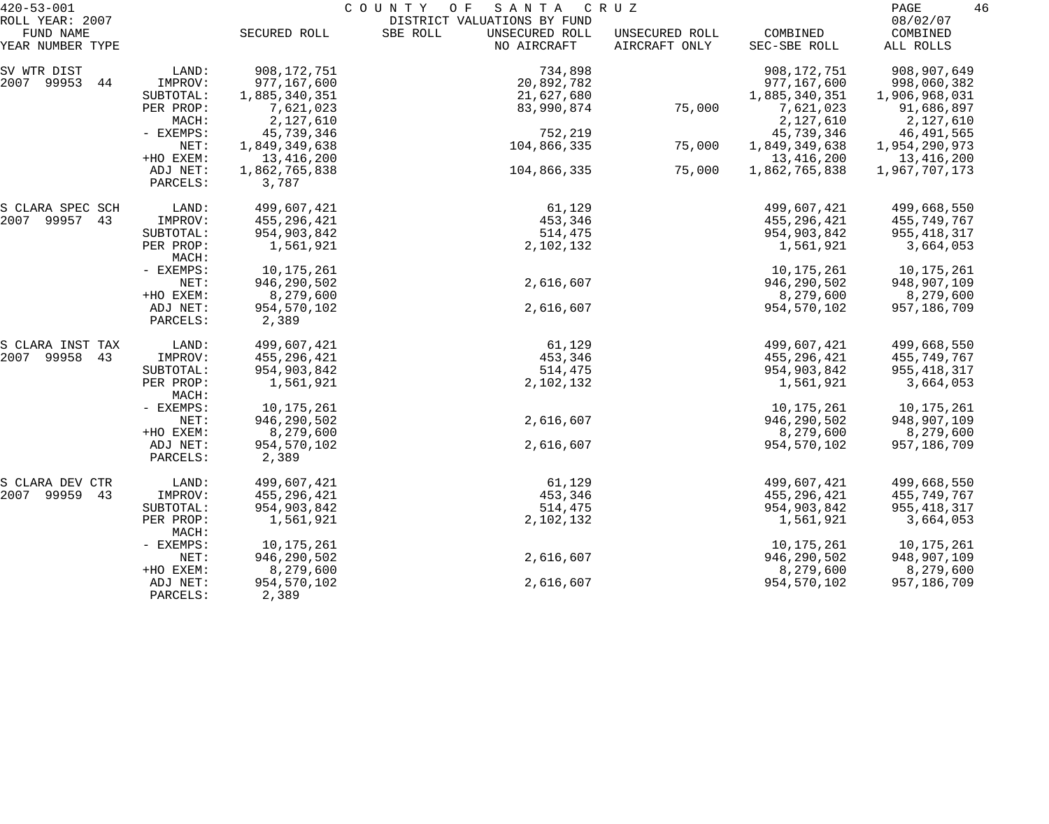420-53-001 COUNTY OF SANTA CRUZ
ROLL YEAR: 2007 DISTRICT VALUATIONS BY FUND 08/02/07

| FUND NAME YEAR NUMBER TYPE | | SECURED ROLL | SBE ROLL | UNSECURED ROLL NO AIRCRAFT | UNSECURED ROLL AIRCRAFT ONLY | COMBINED SEC-SBE ROLL | COMBINED ALL ROLLS |
|---|---|---|---|---|---|---|---|
| SV WTR DIST | LAND: | 908,172,751 | | 734,898 | | 908,172,751 | 908,907,649 |
| 2007 99953 44 | IMPROV: | 977,167,600 | | 20,892,782 | | 977,167,600 | 998,060,382 |
| | SUBTOTAL: | 1,885,340,351 | | 21,627,680 | | 1,885,340,351 | 1,906,968,031 |
| | PER PROP: | 7,621,023 | | 83,990,874 | 75,000 | 7,621,023 | 91,686,897 |
| | MACH: | 2,127,610 | | | | 2,127,610 | 2,127,610 |
| | - EXEMPS: | 45,739,346 | | 752,219 | | 45,739,346 | 46,491,565 |
| | NET: | 1,849,349,638 | | 104,866,335 | 75,000 | 1,849,349,638 | 1,954,290,973 |
| | +HO EXEM: | 13,416,200 | | | | 13,416,200 | 13,416,200 |
| | ADJ NET: | 1,862,765,838 | | 104,866,335 | 75,000 | 1,862,765,838 | 1,967,707,173 |
| | PARCELS: | 3,787 | | | | | |
| S CLARA SPEC SCH | LAND: | 499,607,421 | | 61,129 | | 499,607,421 | 499,668,550 |
| 2007 99957 43 | IMPROV: | 455,296,421 | | 453,346 | | 455,296,421 | 455,749,767 |
| | SUBTOTAL: | 954,903,842 | | 514,475 | | 954,903,842 | 955,418,317 |
| | PER PROP: | 1,561,921 | | 2,102,132 | | 1,561,921 | 3,664,053 |
| | MACH: | | | | | | |
| | - EXEMPS: | 10,175,261 | | | | 10,175,261 | 10,175,261 |
| | NET: | 946,290,502 | | 2,616,607 | | 946,290,502 | 948,907,109 |
| | +HO EXEM: | 8,279,600 | | | | 8,279,600 | 8,279,600 |
| | ADJ NET: | 954,570,102 | | 2,616,607 | | 954,570,102 | 957,186,709 |
| | PARCELS: | 2,389 | | | | | |
| S CLARA INST TAX | LAND: | 499,607,421 | | 61,129 | | 499,607,421 | 499,668,550 |
| 2007 99958 43 | IMPROV: | 455,296,421 | | 453,346 | | 455,296,421 | 455,749,767 |
| | SUBTOTAL: | 954,903,842 | | 514,475 | | 954,903,842 | 955,418,317 |
| | PER PROP: | 1,561,921 | | 2,102,132 | | 1,561,921 | 3,664,053 |
| | MACH: | | | | | | |
| | - EXEMPS: | 10,175,261 | | | | 10,175,261 | 10,175,261 |
| | NET: | 946,290,502 | | 2,616,607 | | 946,290,502 | 948,907,109 |
| | +HO EXEM: | 8,279,600 | | | | 8,279,600 | 8,279,600 |
| | ADJ NET: | 954,570,102 | | 2,616,607 | | 954,570,102 | 957,186,709 |
| | PARCELS: | 2,389 | | | | | |
| S CLARA DEV CTR | LAND: | 499,607,421 | | 61,129 | | 499,607,421 | 499,668,550 |
| 2007 99959 43 | IMPROV: | 455,296,421 | | 453,346 | | 455,296,421 | 455,749,767 |
| | SUBTOTAL: | 954,903,842 | | 514,475 | | 954,903,842 | 955,418,317 |
| | PER PROP: | 1,561,921 | | 2,102,132 | | 1,561,921 | 3,664,053 |
| | MACH: | | | | | | |
| | - EXEMPS: | 10,175,261 | | | | 10,175,261 | 10,175,261 |
| | NET: | 946,290,502 | | 2,616,607 | | 946,290,502 | 948,907,109 |
| | +HO EXEM: | 8,279,600 | | | | 8,279,600 | 8,279,600 |
| | ADJ NET: | 954,570,102 | | 2,616,607 | | 954,570,102 | 957,186,709 |
| | PARCELS: | 2,389 | | | | | |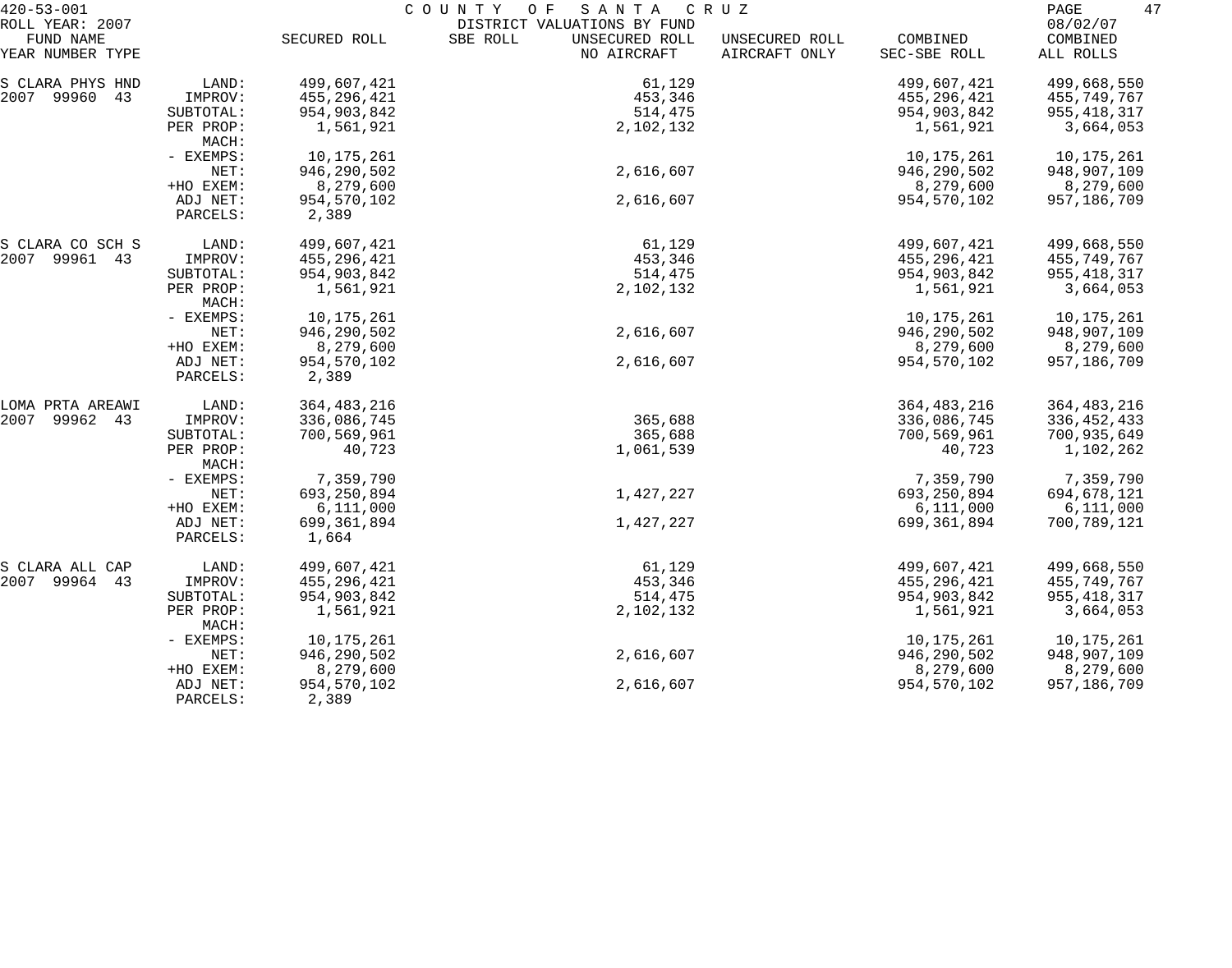420-53-001 COUNTY OF SANTA CRUZ

ROLL YEAR: 2007 DISTRICT VALUATIONS BY FUND 08/02/07

| FUND NAME YEAR NUMBER TYPE | | SECURED ROLL | SBE ROLL | UNSECURED ROLL NO AIRCRAFT | UNSECURED ROLL AIRCRAFT ONLY | COMBINED SEC-SBE ROLL | COMBINED ALL ROLLS |
|---|---|---|---|---|---|---|---|
| S CLARA PHYS HND | LAND: | 499,607,421 | | 61,129 | | 499,607,421 | 499,668,550 |
| 2007 99960 43 | IMPROV: | 455,296,421 | | 453,346 | | 455,296,421 | 455,749,767 |
| | SUBTOTAL: | 954,903,842 | | 514,475 | | 954,903,842 | 955,418,317 |
| | PER PROP: | 1,561,921 | | 2,102,132 | | 1,561,921 | 3,664,053 |
| | MACH: | | | | | | |
| | - EXEMPS: | 10,175,261 | | | | 10,175,261 | 10,175,261 |
| | NET: | 946,290,502 | | 2,616,607 | | 946,290,502 | 948,907,109 |
| | +HO EXEM: | 8,279,600 | | | | 8,279,600 | 8,279,600 |
| | ADJ NET: | 954,570,102 | | 2,616,607 | | 954,570,102 | 957,186,709 |
| | PARCELS: | 2,389 | | | | | |
| S CLARA CO SCH S | LAND: | 499,607,421 | | 61,129 | | 499,607,421 | 499,668,550 |
| 2007 99961 43 | IMPROV: | 455,296,421 | | 453,346 | | 455,296,421 | 455,749,767 |
| | SUBTOTAL: | 954,903,842 | | 514,475 | | 954,903,842 | 955,418,317 |
| | PER PROP: | 1,561,921 | | 2,102,132 | | 1,561,921 | 3,664,053 |
| | MACH: | | | | | | |
| | - EXEMPS: | 10,175,261 | | | | 10,175,261 | 10,175,261 |
| | NET: | 946,290,502 | | 2,616,607 | | 946,290,502 | 948,907,109 |
| | +HO EXEM: | 8,279,600 | | | | 8,279,600 | 8,279,600 |
| | ADJ NET: | 954,570,102 | | 2,616,607 | | 954,570,102 | 957,186,709 |
| | PARCELS: | 2,389 | | | | | |
| LOMA PRTA AREAWI | LAND: | 364,483,216 | | | | 364,483,216 | 364,483,216 |
| 2007 99962 43 | IMPROV: | 336,086,745 | | 365,688 | | 336,086,745 | 336,452,433 |
| | SUBTOTAL: | 700,569,961 | | 365,688 | | 700,569,961 | 700,935,649 |
| | PER PROP: | 40,723 | | 1,061,539 | | 40,723 | 1,102,262 |
| | MACH: | | | | | | |
| | - EXEMPS: | 7,359,790 | | | | 7,359,790 | 7,359,790 |
| | NET: | 693,250,894 | | 1,427,227 | | 693,250,894 | 694,678,121 |
| | +HO EXEM: | 6,111,000 | | | | 6,111,000 | 6,111,000 |
| | ADJ NET: | 699,361,894 | | 1,427,227 | | 699,361,894 | 700,789,121 |
| | PARCELS: | 1,664 | | | | | |
| S CLARA ALL CAP | LAND: | 499,607,421 | | 61,129 | | 499,607,421 | 499,668,550 |
| 2007 99964 43 | IMPROV: | 455,296,421 | | 453,346 | | 455,296,421 | 455,749,767 |
| | SUBTOTAL: | 954,903,842 | | 514,475 | | 954,903,842 | 955,418,317 |
| | PER PROP: | 1,561,921 | | 2,102,132 | | 1,561,921 | 3,664,053 |
| | MACH: | | | | | | |
| | - EXEMPS: | 10,175,261 | | | | 10,175,261 | 10,175,261 |
| | NET: | 946,290,502 | | 2,616,607 | | 946,290,502 | 948,907,109 |
| | +HO EXEM: | 8,279,600 | | | | 8,279,600 | 8,279,600 |
| | ADJ NET: | 954,570,102 | | 2,616,607 | | 954,570,102 | 957,186,709 |
| | PARCELS: | 2,389 | | | | | |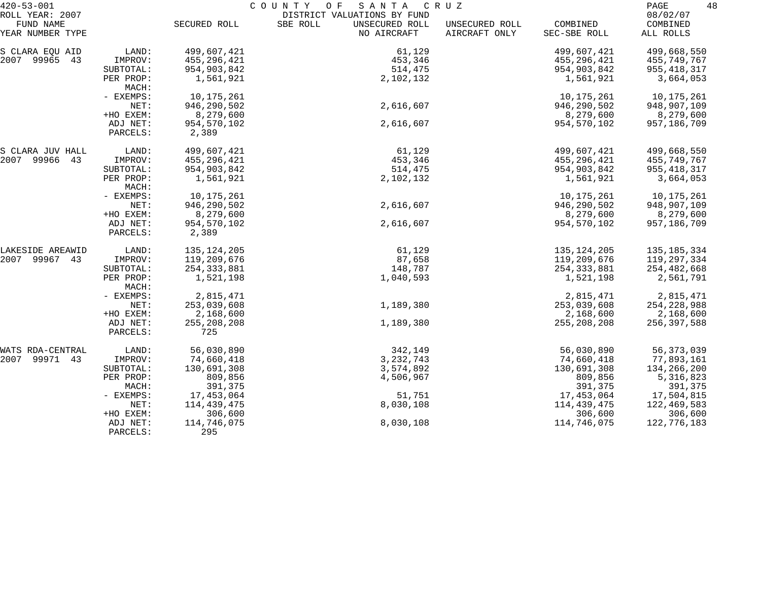420-53-001 COUNTY OF SANTA CRUZ
ROLL YEAR: 2007 DISTRICT VALUATIONS BY FUND 08/02/07

| FUND NAME YEAR NUMBER TYPE | | SECURED ROLL | SBE ROLL | UNSECURED ROLL NO AIRCRAFT | UNSECURED ROLL AIRCRAFT ONLY | COMBINED SEC-SBE ROLL | COMBINED ALL ROLLS |
|---|---|---|---|---|---|---|---|
| S CLARA EQU AID | LAND: | 499,607,421 | | 61,129 | | 499,607,421 | 499,668,550 |
| 2007 99965 43 | IMPROV: | 455,296,421 | | 453,346 | | 455,296,421 | 455,749,767 |
| | SUBTOTAL: | 954,903,842 | | 514,475 | | 954,903,842 | 955,418,317 |
| | PER PROP: | 1,561,921 | | 2,102,132 | | 1,561,921 | 3,664,053 |
| | MACH: | | | | | | |
| | - EXEMPS: | 10,175,261 | | | | 10,175,261 | 10,175,261 |
| | NET: | 946,290,502 | | 2,616,607 | | 946,290,502 | 948,907,109 |
| | +HO EXEM: | 8,279,600 | | | | 8,279,600 | 8,279,600 |
| | ADJ NET: | 954,570,102 | | 2,616,607 | | 954,570,102 | 957,186,709 |
| | PARCELS: | 2,389 | | | | | |
| S CLARA JUV HALL | LAND: | 499,607,421 | | 61,129 | | 499,607,421 | 499,668,550 |
| 2007 99966 43 | IMPROV: | 455,296,421 | | 453,346 | | 455,296,421 | 455,749,767 |
| | SUBTOTAL: | 954,903,842 | | 514,475 | | 954,903,842 | 955,418,317 |
| | PER PROP: | 1,561,921 | | 2,102,132 | | 1,561,921 | 3,664,053 |
| | MACH: | | | | | | |
| | - EXEMPS: | 10,175,261 | | | | 10,175,261 | 10,175,261 |
| | NET: | 946,290,502 | | 2,616,607 | | 946,290,502 | 948,907,109 |
| | +HO EXEM: | 8,279,600 | | | | 8,279,600 | 8,279,600 |
| | ADJ NET: | 954,570,102 | | 2,616,607 | | 954,570,102 | 957,186,709 |
| | PARCELS: | 2,389 | | | | | |
| LAKESIDE AREAWID | LAND: | 135,124,205 | | 61,129 | | 135,124,205 | 135,185,334 |
| 2007 99967 43 | IMPROV: | 119,209,676 | | 87,658 | | 119,209,676 | 119,297,334 |
| | SUBTOTAL: | 254,333,881 | | 148,787 | | 254,333,881 | 254,482,668 |
| | PER PROP: | 1,521,198 | | 1,040,593 | | 1,521,198 | 2,561,791 |
| | MACH: | | | | | | |
| | - EXEMPS: | 2,815,471 | | | | 2,815,471 | 2,815,471 |
| | NET: | 253,039,608 | | 1,189,380 | | 253,039,608 | 254,228,988 |
| | +HO EXEM: | 2,168,600 | | | | 2,168,600 | 2,168,600 |
| | ADJ NET: | 255,208,208 | | 1,189,380 | | 255,208,208 | 256,397,588 |
| | PARCELS: | 725 | | | | | |
| WATS RDA-CENTRAL | LAND: | 56,030,890 | | 342,149 | | 56,030,890 | 56,373,039 |
| 2007 99971 43 | IMPROV: | 74,660,418 | | 3,232,743 | | 74,660,418 | 77,893,161 |
| | SUBTOTAL: | 130,691,308 | | 3,574,892 | | 130,691,308 | 134,266,200 |
| | PER PROP: | 809,856 | | 4,506,967 | | 809,856 | 5,316,823 |
| | MACH: | 391,375 | | | | 391,375 | 391,375 |
| | - EXEMPS: | 17,453,064 | | 51,751 | | 17,453,064 | 17,504,815 |
| | NET: | 114,439,475 | | 8,030,108 | | 114,439,475 | 122,469,583 |
| | +HO EXEM: | 306,600 | | | | 306,600 | 306,600 |
| | ADJ NET: | 114,746,075 | | 8,030,108 | | 114,746,075 | 122,776,183 |
| | PARCELS: | 295 | | | | | |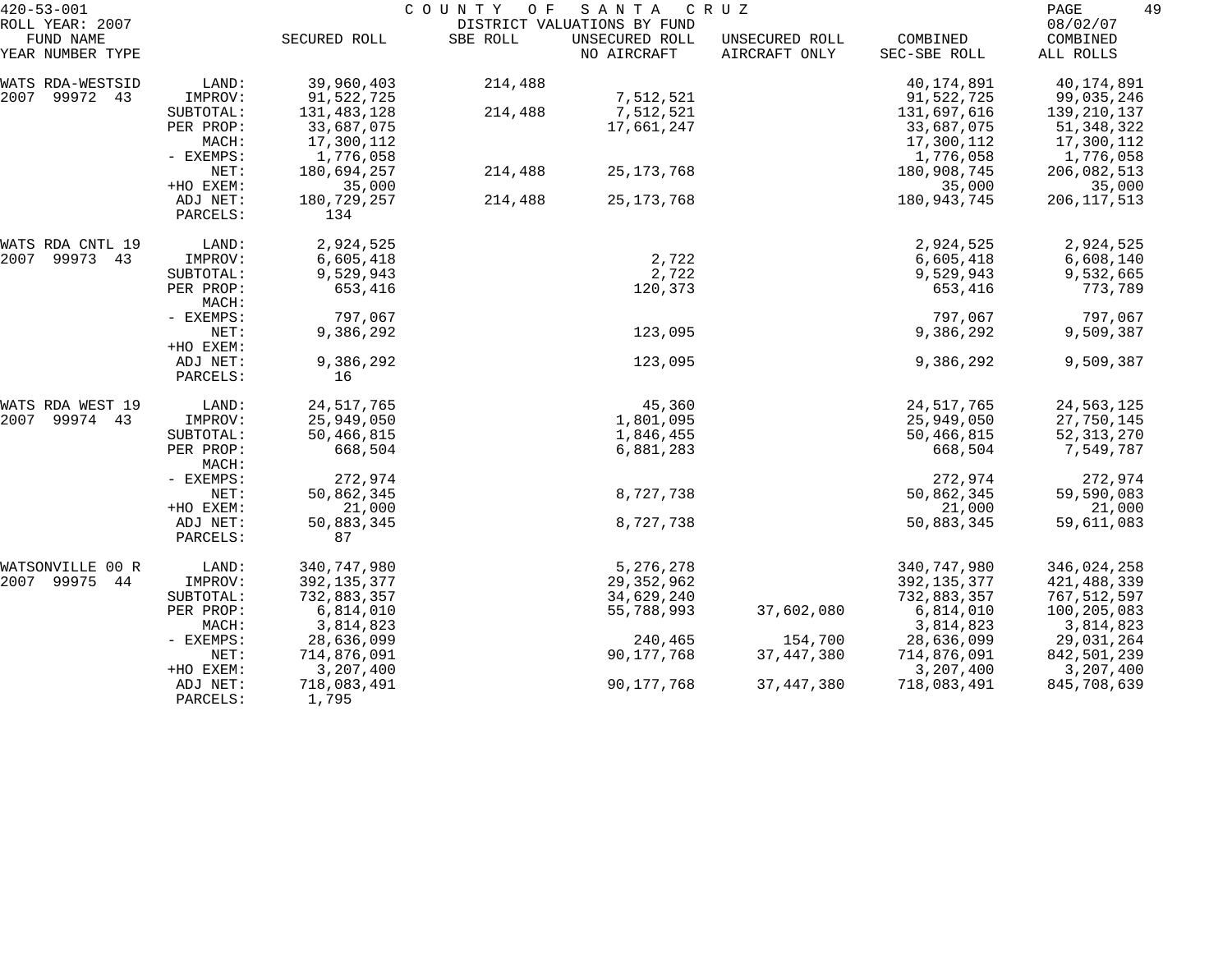420-53-001 COUNTY OF SANTA CRUZ
ROLL YEAR: 2007 DISTRICT VALUATIONS BY FUND 08/02/07

| FUND NAME YEAR NUMBER TYPE | | SECURED ROLL | SBE ROLL | UNSECURED ROLL NO AIRCRAFT | UNSECURED ROLL AIRCRAFT ONLY | COMBINED SEC-SBE ROLL | COMBINED ALL ROLLS |
|---|---|---|---|---|---|---|---|
| WATS RDA-WESTSID | LAND: | 39,960,403 | 214,488 | | | 40,174,891 | 40,174,891 |
| 2007 99972 43 | IMPROV: | 91,522,725 | | 7,512,521 | | 91,522,725 | 99,035,246 |
| | SUBTOTAL: | 131,483,128 | 214,488 | 7,512,521 | | 131,697,616 | 139,210,137 |
| | PER PROP: | 33,687,075 | | 17,661,247 | | 33,687,075 | 51,348,322 |
| | MACH: | 17,300,112 | | | | 17,300,112 | 17,300,112 |
| | - EXEMPS: | 1,776,058 | | | | 1,776,058 | 1,776,058 |
| | NET: | 180,694,257 | 214,488 | 25,173,768 | | 180,908,745 | 206,082,513 |
| | +HO EXEM: | 35,000 | | | | 35,000 | 35,000 |
| | ADJ NET: | 180,729,257 | 214,488 | 25,173,768 | | 180,943,745 | 206,117,513 |
| | PARCELS: | 134 | | | | | |
| WATS RDA CNTL 19 | LAND: | 2,924,525 | | | | 2,924,525 | 2,924,525 |
| 2007 99973 43 | IMPROV: | 6,605,418 | | 2,722 | | 6,605,418 | 6,608,140 |
| | SUBTOTAL: | 9,529,943 | | 2,722 | | 9,529,943 | 9,532,665 |
| | PER PROP: | 653,416 | | 120,373 | | 653,416 | 773,789 |
| | MACH: | | | | | | |
| | - EXEMPS: | 797,067 | | | | 797,067 | 797,067 |
| | NET: | 9,386,292 | | 123,095 | | 9,386,292 | 9,509,387 |
| | +HO EXEM: | | | | | | |
| | ADJ NET: | 9,386,292 | | 123,095 | | 9,386,292 | 9,509,387 |
| | PARCELS: | 16 | | | | | |
| WATS RDA WEST 19 | LAND: | 24,517,765 | | 45,360 | | 24,517,765 | 24,563,125 |
| 2007 99974 43 | IMPROV: | 25,949,050 | | 1,801,095 | | 25,949,050 | 27,750,145 |
| | SUBTOTAL: | 50,466,815 | | 1,846,455 | | 50,466,815 | 52,313,270 |
| | PER PROP: | 668,504 | | 6,881,283 | | 668,504 | 7,549,787 |
| | MACH: | | | | | | |
| | - EXEMPS: | 272,974 | | | | 272,974 | 272,974 |
| | NET: | 50,862,345 | | 8,727,738 | | 50,862,345 | 59,590,083 |
| | +HO EXEM: | 21,000 | | | | 21,000 | 21,000 |
| | ADJ NET: | 50,883,345 | | 8,727,738 | | 50,883,345 | 59,611,083 |
| | PARCELS: | 87 | | | | | |
| WATSONVILLE 00 R | LAND: | 340,747,980 | | 5,276,278 | | 340,747,980 | 346,024,258 |
| 2007 99975 44 | IMPROV: | 392,135,377 | | 29,352,962 | | 392,135,377 | 421,488,339 |
| | SUBTOTAL: | 732,883,357 | | 34,629,240 | | 732,883,357 | 767,512,597 |
| | PER PROP: | 6,814,010 | | 55,788,993 | 37,602,080 | 6,814,010 | 100,205,083 |
| | MACH: | 3,814,823 | | | | 3,814,823 | 3,814,823 |
| | - EXEMPS: | 28,636,099 | | 240,465 | 154,700 | 28,636,099 | 29,031,264 |
| | NET: | 714,876,091 | | 90,177,768 | 37,447,380 | 714,876,091 | 842,501,239 |
| | +HO EXEM: | 3,207,400 | | | | 3,207,400 | 3,207,400 |
| | ADJ NET: | 718,083,491 | | 90,177,768 | 37,447,380 | 718,083,491 | 845,708,639 |
| | PARCELS: | 1,795 | | | | | |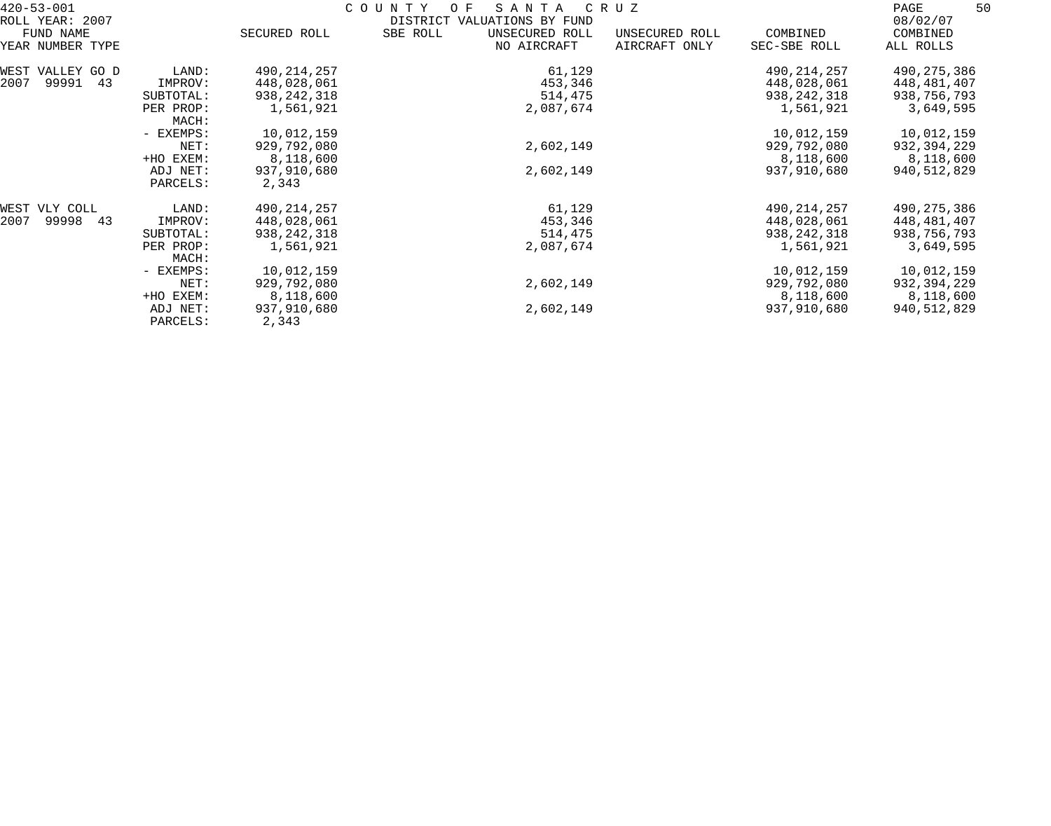420-53-001 COUNTY OF SANTA CRUZ
ROLL YEAR: 2007 DISTRICT VALUATIONS BY FUND 08/02/07

| FUND NAME YEAR NUMBER TYPE | | SECURED ROLL | SBE ROLL | UNSECURED ROLL NO AIRCRAFT | UNSECURED ROLL AIRCRAFT ONLY | COMBINED SEC-SBE ROLL | COMBINED ALL ROLLS |
|---|---|---|---|---|---|---|---|
| WEST VALLEY GO D | LAND: | 490,214,257 | | 61,129 | | 490,214,257 | 490,275,386 |
| 2007 99991 43 | IMPROV: | 448,028,061 | | 453,346 | | 448,028,061 | 448,481,407 |
| | SUBTOTAL: | 938,242,318 | | 514,475 | | 938,242,318 | 938,756,793 |
| | PER PROP: | 1,561,921 | | 2,087,674 | | 1,561,921 | 3,649,595 |
| | MACH: | | | | | | |
| | - EXEMPS: | 10,012,159 | | | | 10,012,159 | 10,012,159 |
| | NET: | 929,792,080 | | 2,602,149 | | 929,792,080 | 932,394,229 |
| | +HO EXEM: | 8,118,600 | | | | 8,118,600 | 8,118,600 |
| | ADJ NET: | 937,910,680 | | 2,602,149 | | 937,910,680 | 940,512,829 |
| | PARCELS: | 2,343 | | | | | |
| WEST VLY COLL | LAND: | 490,214,257 | | 61,129 | | 490,214,257 | 490,275,386 |
| 2007 99998 43 | IMPROV: | 448,028,061 | | 453,346 | | 448,028,061 | 448,481,407 |
| | SUBTOTAL: | 938,242,318 | | 514,475 | | 938,242,318 | 938,756,793 |
| | PER PROP: | 1,561,921 | | 2,087,674 | | 1,561,921 | 3,649,595 |
| | MACH: | | | | | | |
| | - EXEMPS: | 10,012,159 | | | | 10,012,159 | 10,012,159 |
| | NET: | 929,792,080 | | 2,602,149 | | 929,792,080 | 932,394,229 |
| | +HO EXEM: | 8,118,600 | | | | 8,118,600 | 8,118,600 |
| | ADJ NET: | 937,910,680 | | 2,602,149 | | 937,910,680 | 940,512,829 |
| | PARCELS: | 2,343 | | | | | |